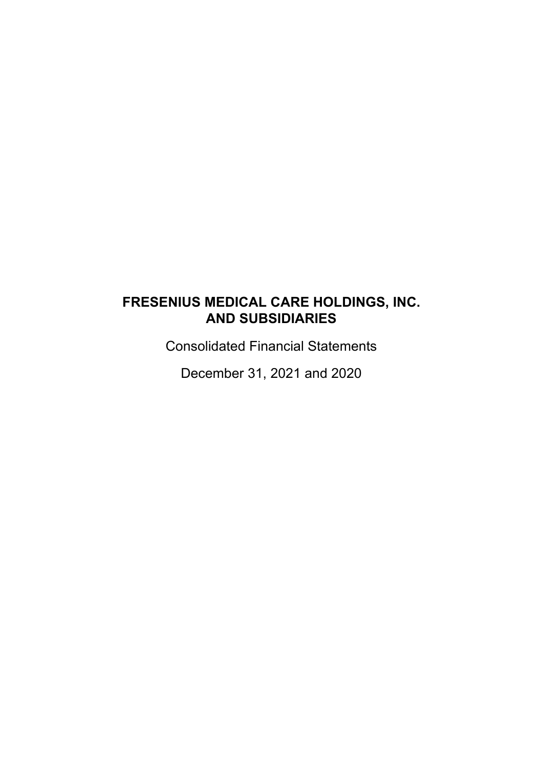# FRESENIUS MEDICAL CARE HOLDINGS, INC. AND SUBSIDIARIES

Consolidated Financial Statements

December 31, 2021 and 2020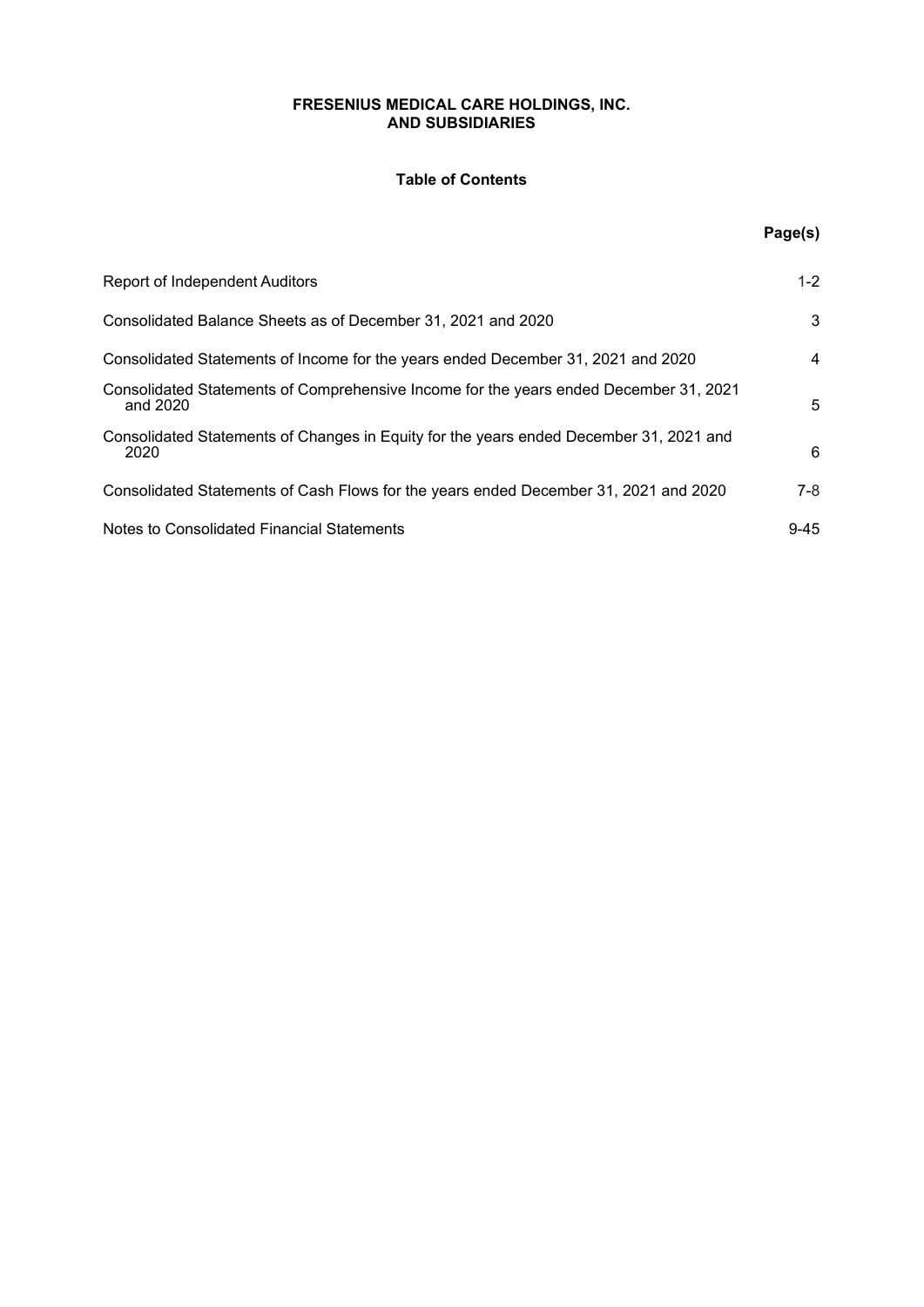**FRESENIUS MEDICAL CARE HOLDINGS, INC.**
**AND SUBSIDIARIES**

## Table of Contents

| | Page(s) |
|---|---|
| Report of Independent Auditors | 1-2 |
| Consolidated Balance Sheets as of December 31, 2021 and 2020 | 3 |
| Consolidated Statements of Income for the years ended December 31, 2021 and 2020 | 4 |
| Consolidated Statements of Comprehensive Income for the years ended December 31, 2021 and 2020 | 5 |
| Consolidated Statements of Changes in Equity for the years ended December 31, 2021 and 2020 | 6 |
| Consolidated Statements of Cash Flows for the years ended December 31, 2021 and 2020 | 7-8 |
| Notes to Consolidated Financial Statements | 9-45 |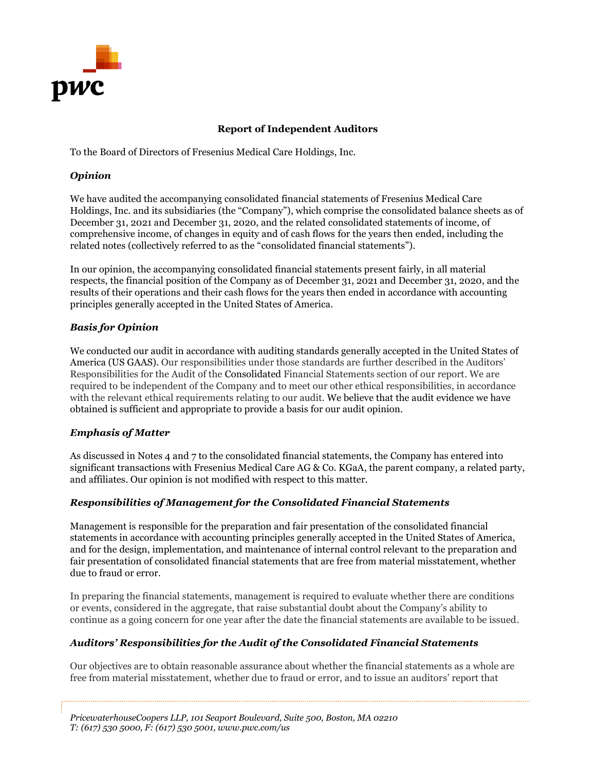## Report of Independent Auditors

To the Board of Directors of Fresenius Medical Care Holdings, Inc.

### *Opinion*

We have audited the accompanying consolidated financial statements of Fresenius Medical Care Holdings, Inc. and its subsidiaries (the "Company"), which comprise the consolidated balance sheets as of December 31, 2021 and December 31, 2020, and the related consolidated statements of income, of comprehensive income, of changes in equity and of cash flows for the years then ended, including the related notes (collectively referred to as the "consolidated financial statements").

In our opinion, the accompanying consolidated financial statements present fairly, in all material respects, the financial position of the Company as of December 31, 2021 and December 31, 2020, and the results of their operations and their cash flows for the years then ended in accordance with accounting principles generally accepted in the United States of America.

### *Basis for Opinion*

We conducted our audit in accordance with auditing standards generally accepted in the United States of America (US GAAS). Our responsibilities under those standards are further described in the Auditors' Responsibilities for the Audit of the Consolidated Financial Statements section of our report. We are required to be independent of the Company and to meet our other ethical responsibilities, in accordance with the relevant ethical requirements relating to our audit. We believe that the audit evidence we have obtained is sufficient and appropriate to provide a basis for our audit opinion.

### *Emphasis of Matter*

As discussed in Notes 4 and 7 to the consolidated financial statements, the Company has entered into significant transactions with Fresenius Medical Care AG & Co. KGaA, the parent company, a related party, and affiliates. Our opinion is not modified with respect to this matter.

### *Responsibilities of Management for the Consolidated Financial Statements*

Management is responsible for the preparation and fair presentation of the consolidated financial statements in accordance with accounting principles generally accepted in the United States of America, and for the design, implementation, and maintenance of internal control relevant to the preparation and fair presentation of consolidated financial statements that are free from material misstatement, whether due to fraud or error.

In preparing the financial statements, management is required to evaluate whether there are conditions or events, considered in the aggregate, that raise substantial doubt about the Company's ability to continue as a going concern for one year after the date the financial statements are available to be issued.

### *Auditors' Responsibilities for the Audit of the Consolidated Financial Statements*

Our objectives are to obtain reasonable assurance about whether the financial statements as a whole are free from material misstatement, whether due to fraud or error, and to issue an auditors' report that

*PricewaterhouseCoopers LLP, 101 Seaport Boulevard, Suite 500, Boston, MA 02210*
*T: (617) 530 5000, F: (617) 530 5001, www.pwc.com/us*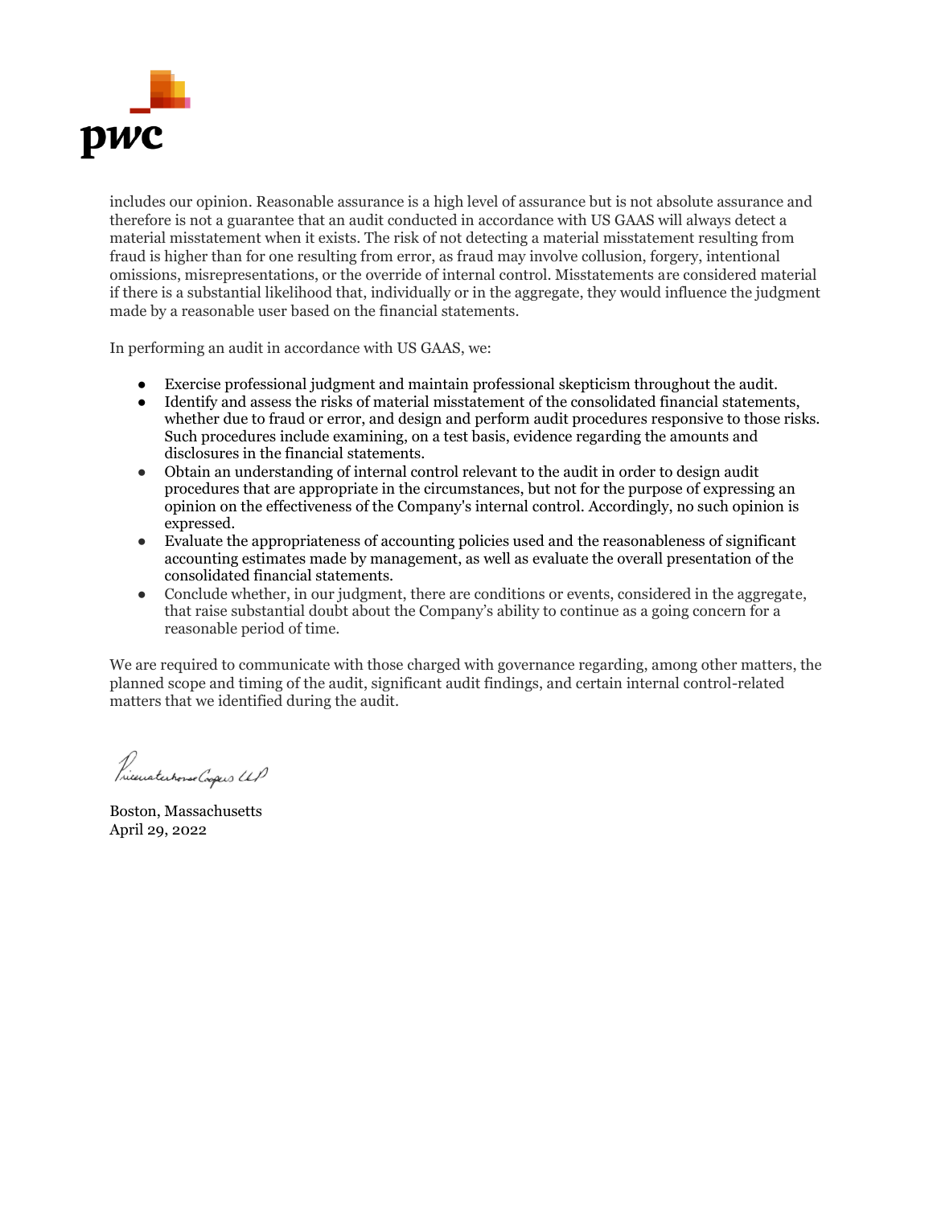includes our opinion. Reasonable assurance is a high level of assurance but is not absolute assurance and therefore is not a guarantee that an audit conducted in accordance with US GAAS will always detect a material misstatement when it exists. The risk of not detecting a material misstatement resulting from fraud is higher than for one resulting from error, as fraud may involve collusion, forgery, intentional omissions, misrepresentations, or the override of internal control. Misstatements are considered material if there is a substantial likelihood that, individually or in the aggregate, they would influence the judgment made by a reasonable user based on the financial statements.

In performing an audit in accordance with US GAAS, we:

- Exercise professional judgment and maintain professional skepticism throughout the audit.
- Identify and assess the risks of material misstatement of the consolidated financial statements, whether due to fraud or error, and design and perform audit procedures responsive to those risks. Such procedures include examining, on a test basis, evidence regarding the amounts and disclosures in the financial statements.
- Obtain an understanding of internal control relevant to the audit in order to design audit procedures that are appropriate in the circumstances, but not for the purpose of expressing an opinion on the effectiveness of the Company's internal control. Accordingly, no such opinion is expressed.
- Evaluate the appropriateness of accounting policies used and the reasonableness of significant accounting estimates made by management, as well as evaluate the overall presentation of the consolidated financial statements.
- Conclude whether, in our judgment, there are conditions or events, considered in the aggregate, that raise substantial doubt about the Company's ability to continue as a going concern for a reasonable period of time.

We are required to communicate with those charged with governance regarding, among other matters, the planned scope and timing of the audit, significant audit findings, and certain internal control-related matters that we identified during the audit.

PricewaterhouseCoopers LLP

Boston, Massachusetts
April 29, 2022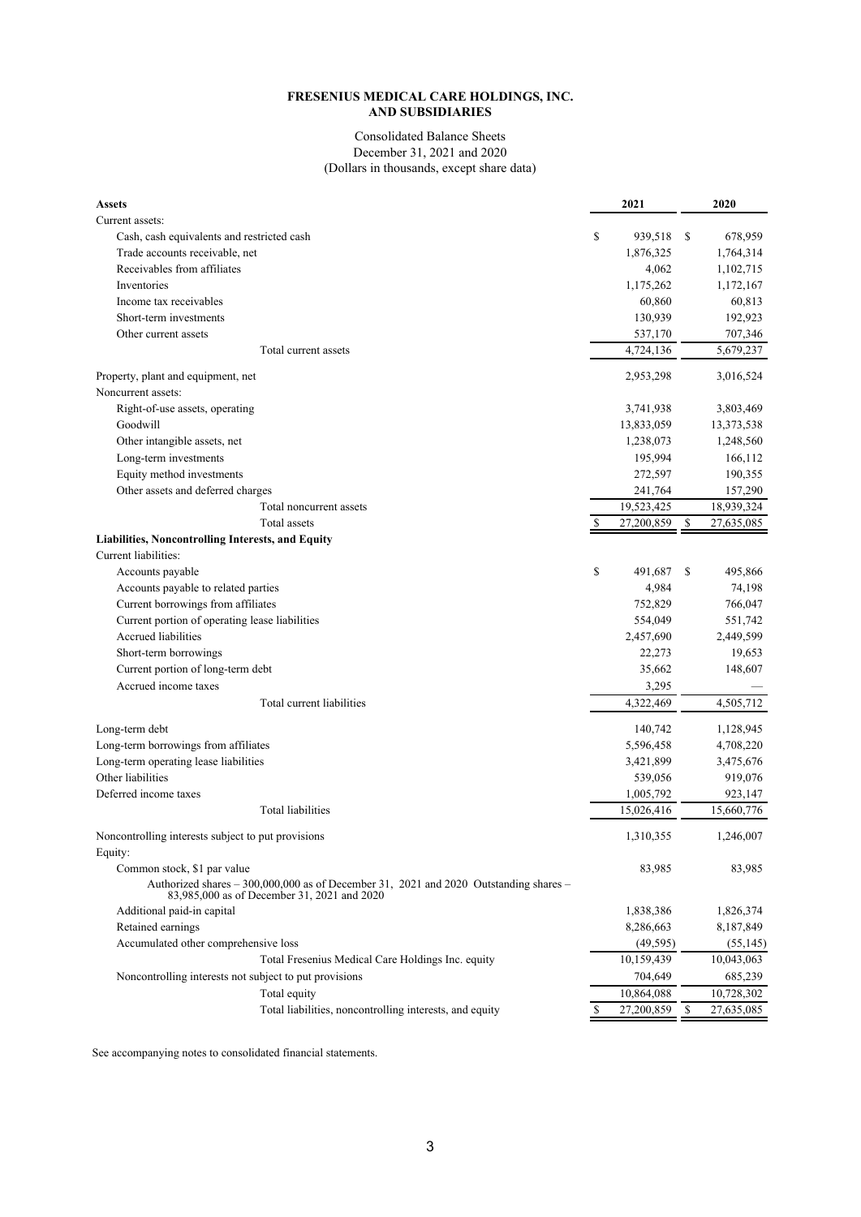# FRESENIUS MEDICAL CARE HOLDINGS, INC. AND SUBSIDIARIES

Consolidated Balance Sheets
December 31, 2021 and 2020
(Dollars in thousands, except share data)

| Assets | 2021 | 2020 |
|---|---|---|
| Current assets: | | |
| Cash, cash equivalents and restricted cash | $ 939,518 | $ 678,959 |
| Trade accounts receivable, net | 1,876,325 | 1,764,314 |
| Receivables from affiliates | 4,062 | 1,102,715 |
| Inventories | 1,175,262 | 1,172,167 |
| Income tax receivables | 60,860 | 60,813 |
| Short-term investments | 130,939 | 192,923 |
| Other current assets | 537,170 | 707,346 |
| Total current assets | 4,724,136 | 5,679,237 |
| Property, plant and equipment, net | 2,953,298 | 3,016,524 |
| Noncurrent assets: | | |
| Right-of-use assets, operating | 3,741,938 | 3,803,469 |
| Goodwill | 13,833,059 | 13,373,538 |
| Other intangible assets, net | 1,238,073 | 1,248,560 |
| Long-term investments | 195,994 | 166,112 |
| Equity method investments | 272,597 | 190,355 |
| Other assets and deferred charges | 241,764 | 157,290 |
| Total noncurrent assets | 19,523,425 | 18,939,324 |
| Total assets | $ 27,200,859 | $ 27,635,085 |
| **Liabilities, Noncontrolling Interests, and Equity** | | |
| Current liabilities: | | |
| Accounts payable | $ 491,687 | $ 495,866 |
| Accounts payable to related parties | 4,984 | 74,198 |
| Current borrowings from affiliates | 752,829 | 766,047 |
| Current portion of operating lease liabilities | 554,049 | 551,742 |
| Accrued liabilities | 2,457,690 | 2,449,599 |
| Short-term borrowings | 22,273 | 19,653 |
| Current portion of long-term debt | 35,662 | 148,607 |
| Accrued income taxes | 3,295 | — |
| Total current liabilities | 4,322,469 | 4,505,712 |
| Long-term debt | 140,742 | 1,128,945 |
| Long-term borrowings from affiliates | 5,596,458 | 4,708,220 |
| Long-term operating lease liabilities | 3,421,899 | 3,475,676 |
| Other liabilities | 539,056 | 919,076 |
| Deferred income taxes | 1,005,792 | 923,147 |
| Total liabilities | 15,026,416 | 15,660,776 |
| Noncontrolling interests subject to put provisions | 1,310,355 | 1,246,007 |
| Equity: | | |
| Common stock, $1 par value | 83,985 | 83,985 |
| Authorized shares – 300,000,000 as of December 31, 2021 and 2020 Outstanding shares – 83,985,000 as of December 31, 2021 and 2020 | | |
| Additional paid-in capital | 1,838,386 | 1,826,374 |
| Retained earnings | 8,286,663 | 8,187,849 |
| Accumulated other comprehensive loss | (49,595) | (55,145) |
| Total Fresenius Medical Care Holdings Inc. equity | 10,159,439 | 10,043,063 |
| Noncontrolling interests not subject to put provisions | 704,649 | 685,239 |
| Total equity | 10,864,088 | 10,728,302 |
| Total liabilities, noncontrolling interests, and equity | $ 27,200,859 | $ 27,635,085 |

See accompanying notes to consolidated financial statements.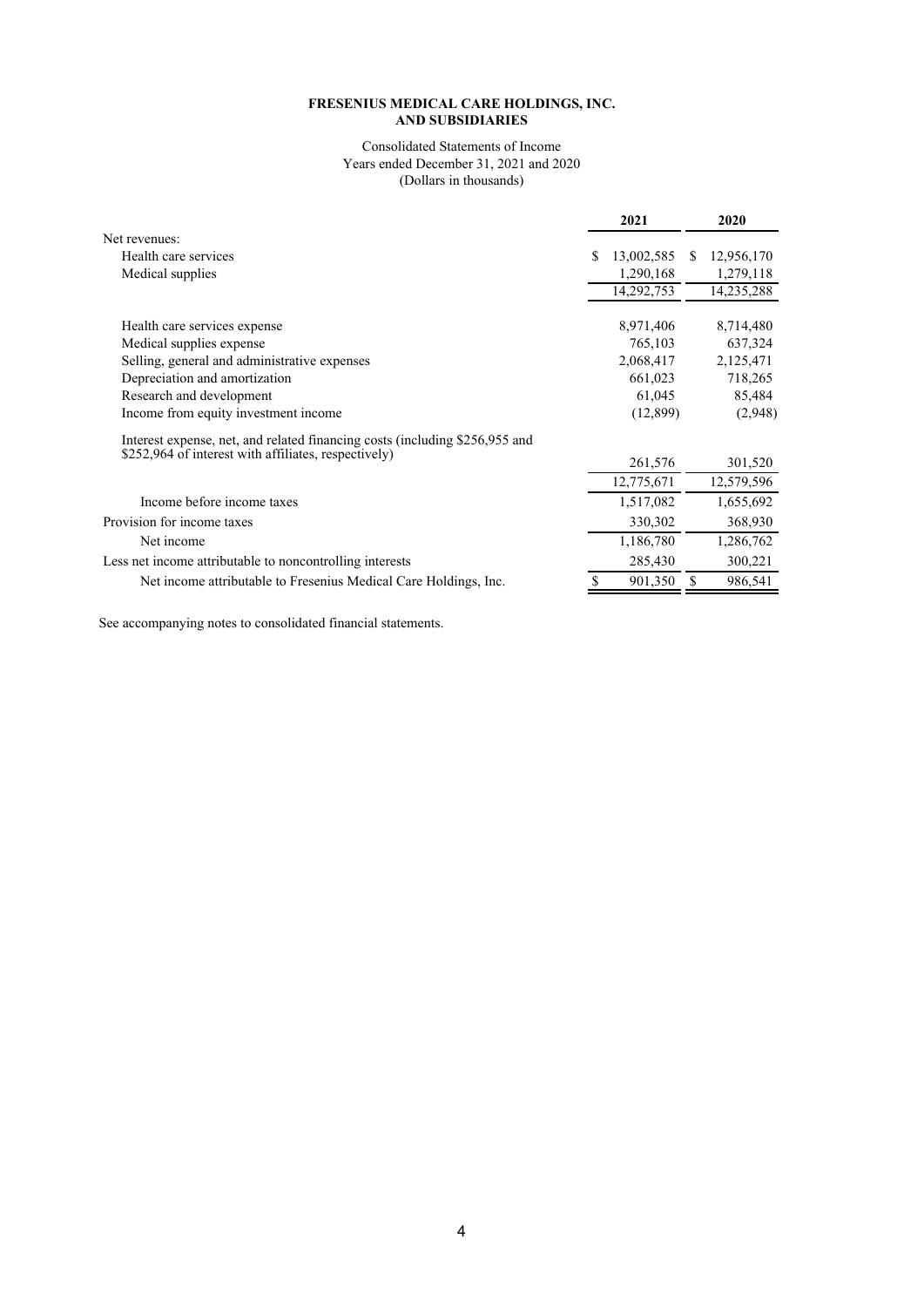**FRESENIUS MEDICAL CARE HOLDINGS, INC.**
**AND SUBSIDIARIES**

Consolidated Statements of Income
Years ended December 31, 2021 and 2020
(Dollars in thousands)

| | 2021 | 2020 |
|---|---|---|
| Net revenues: | | |
| Health care services | $ 13,002,585 | $ 12,956,170 |
| Medical supplies | 1,290,168 | 1,279,118 |
| | 14,292,753 | 14,235,288 |
| Health care services expense | 8,971,406 | 8,714,480 |
| Medical supplies expense | 765,103 | 637,324 |
| Selling, general and administrative expenses | 2,068,417 | 2,125,471 |
| Depreciation and amortization | 661,023 | 718,265 |
| Research and development | 61,045 | 85,484 |
| Income from equity investment income | (12,899) | (2,948) |
| Interest expense, net, and related financing costs (including $256,955 and $252,964 of interest with affiliates, respectively) | 261,576 | 301,520 |
| | 12,775,671 | 12,579,596 |
| Income before income taxes | 1,517,082 | 1,655,692 |
| Provision for income taxes | 330,302 | 368,930 |
| Net income | 1,186,780 | 1,286,762 |
| Less net income attributable to noncontrolling interests | 285,430 | 300,221 |
| Net income attributable to Fresenius Medical Care Holdings, Inc. | $ 901,350 | $ 986,541 |

See accompanying notes to consolidated financial statements.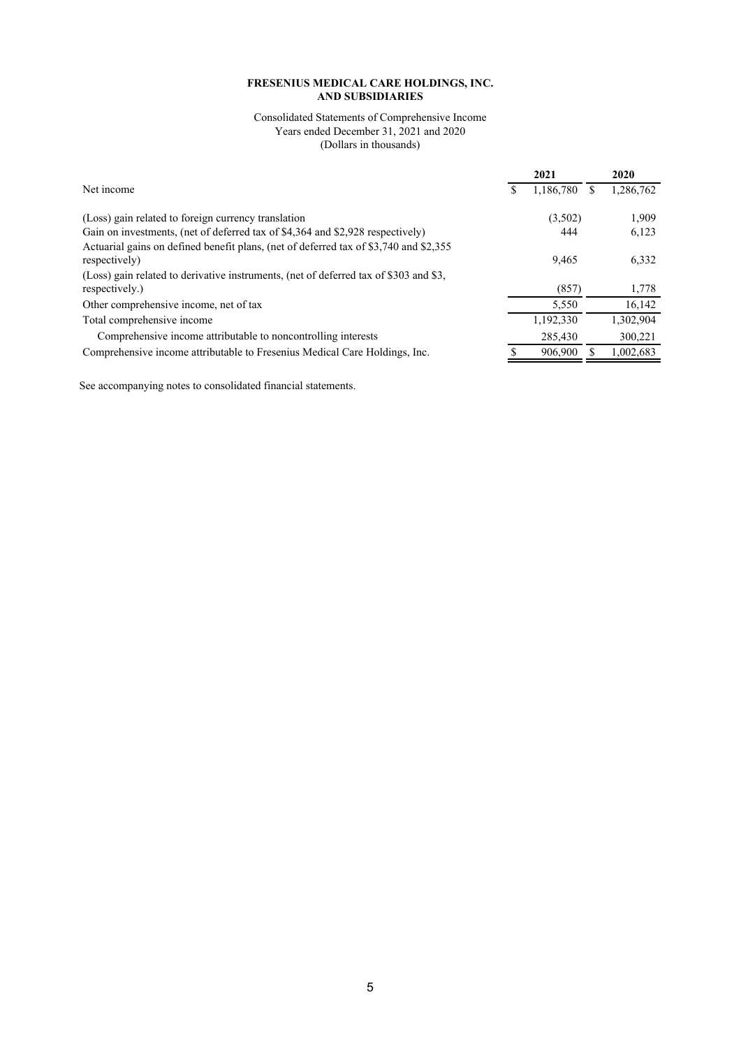**FRESENIUS MEDICAL CARE HOLDINGS, INC.**
**AND SUBSIDIARIES**

Consolidated Statements of Comprehensive Income
Years ended December 31, 2021 and 2020
(Dollars in thousands)

| | 2021 | 2020 |
|---|---|---|
| Net income | $ 1,186,780 | $ 1,286,762 |
| (Loss) gain related to foreign currency translation | (3,502) | 1,909 |
| Gain on investments, (net of deferred tax of $4,364 and $2,928 respectively) | 444 | 6,123 |
| Actuarial gains on defined benefit plans, (net of deferred tax of $3,740 and $2,355 respectively) | 9,465 | 6,332 |
| (Loss) gain related to derivative instruments, (net of deferred tax of $303 and $3, respectively.) | (857) | 1,778 |
| Other comprehensive income, net of tax | 5,550 | 16,142 |
| Total comprehensive income | 1,192,330 | 1,302,904 |
| Comprehensive income attributable to noncontrolling interests | 285,430 | 300,221 |
| Comprehensive income attributable to Fresenius Medical Care Holdings, Inc. | $ 906,900 | $ 1,002,683 |

See accompanying notes to consolidated financial statements.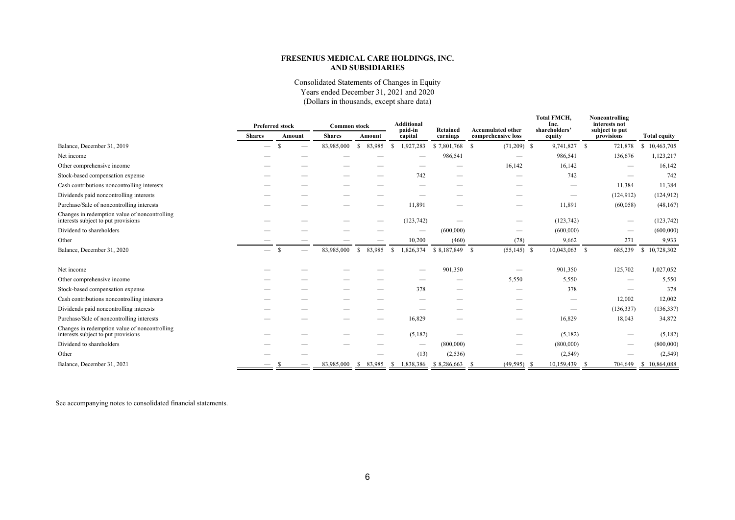**FRESENIUS MEDICAL CARE HOLDINGS, INC.**
**AND SUBSIDIARIES**

Consolidated Statements of Changes in Equity
Years ended December 31, 2021 and 2020
(Dollars in thousands, except share data)

| | Preferred stock | | Common stock | | Additional paid-in capital | Retained earnings | Accumulated other comprehensive loss | Total FMCH, Inc. shareholders' equity | Noncontrolling interests not subject to put provisions | Total equity |
|---|---|---|---|---|---|---|---|---|---|---|
| | Shares | Amount | Shares | Amount | | | | | | |
| Balance, December 31, 2019 | — | $ — | 83,985,000 | $ 83,985 | $ 1,927,283 | $ 7,801,768 | $ (71,209) | $ 9,741,827 | $ 721,878 | $ 10,463,705 |
| Net income | — | — | — | — | — | 986,541 | — | 986,541 | 136,676 | 1,123,217 |
| Other comprehensive income | — | — | — | — | — | — | 16,142 | 16,142 | — | 16,142 |
| Stock-based compensation expense | — | — | — | — | 742 | — | — | 742 | — | 742 |
| Cash contributions noncontrolling interests | — | — | — | — | — | — | — | — | 11,384 | 11,384 |
| Dividends paid noncontrolling interests | — | — | — | — | — | — | — | — | (124,912) | (124,912) |
| Purchase/Sale of noncontrolling interests | — | — | — | — | 11,891 | — | — | 11,891 | (60,058) | (48,167) |
| Changes in redemption value of noncontrolling interests subject to put provisions | — | — | — | — | (123,742) | — | — | (123,742) | — | (123,742) |
| Dividend to shareholders | — | — | — | — | — | (600,000) | — | (600,000) | — | (600,000) |
| Other | — | — | — | — | 10,200 | (460) | (78) | 9,662 | 271 | 9,933 |
| Balance, December 31, 2020 | — | $ — | 83,985,000 | $ 83,985 | $ 1,826,374 | $ 8,187,849 | $ (55,145) | $ 10,043,063 | $ 685,239 | $ 10,728,302 |
| Net income | — | — | — | — | — | 901,350 | — | 901,350 | 125,702 | 1,027,052 |
| Other comprehensive income | — | — | — | — | — | — | 5,550 | 5,550 | — | 5,550 |
| Stock-based compensation expense | — | — | — | — | 378 | — | — | 378 | — | 378 |
| Cash contributions noncontrolling interests | — | — | — | — | — | — | — | — | 12,002 | 12,002 |
| Dividends paid noncontrolling interests | — | — | — | — | — | — | — | — | (136,337) | (136,337) |
| Purchase/Sale of noncontrolling interests | — | — | — | — | 16,829 | — | — | 16,829 | 18,043 | 34,872 |
| Changes in redemption value of noncontrolling interests subject to put provisions | — | — | — | — | (5,182) | — | — | (5,182) | — | (5,182) |
| Dividend to shareholders | — | — | — | — | — | (800,000) | — | (800,000) | — | (800,000) |
| Other | — | — | | — | (13) | (2,536) | — | (2,549) | — | (2,549) |
| Balance, December 31, 2021 | — | $ — | 83,985,000 | $ 83,985 | $ 1,838,386 | $ 8,286,663 | $ (49,595) | $ 10,159,439 | $ 704,649 | $ 10,864,088 |

See accompanying notes to consolidated financial statements.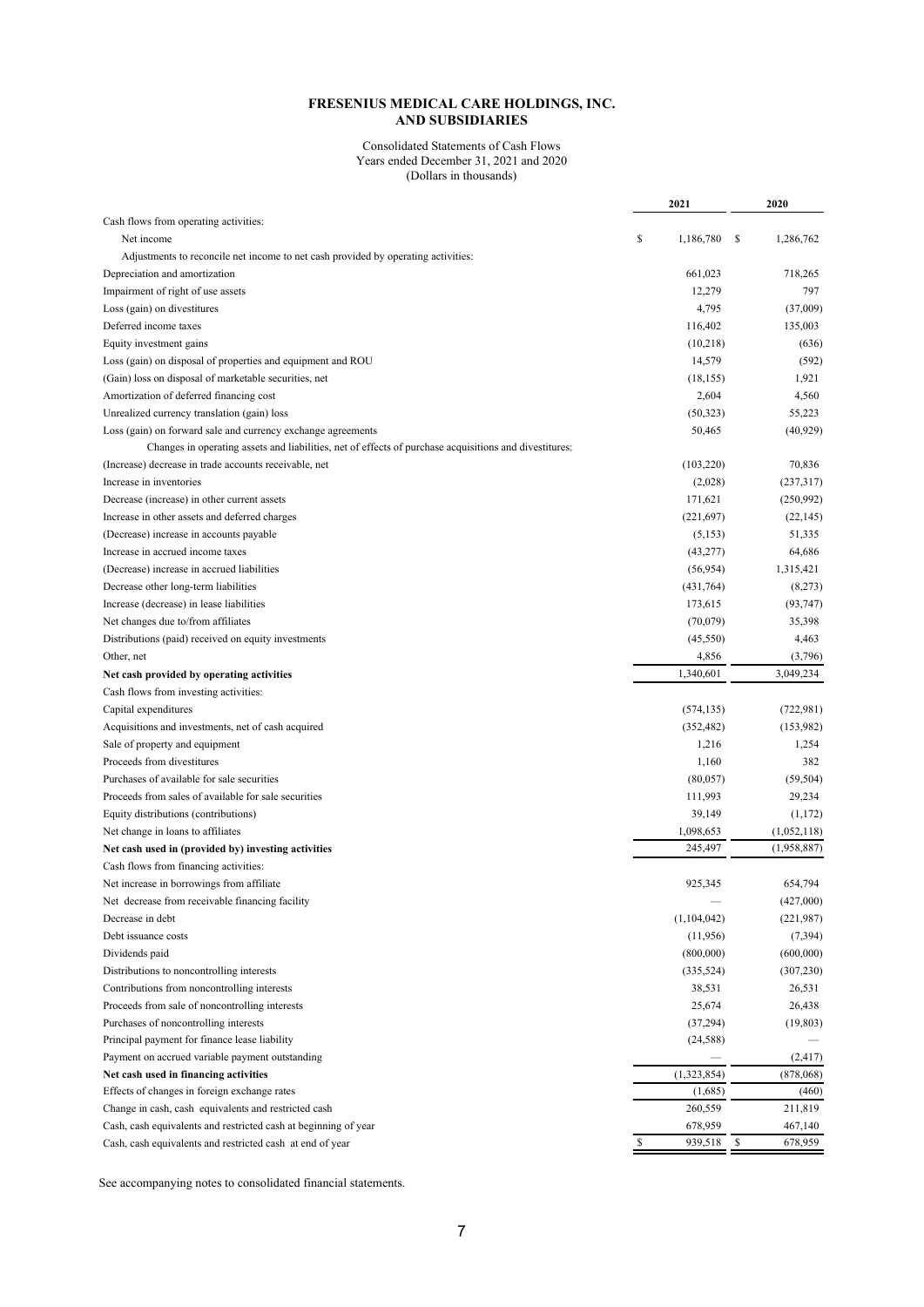**FRESENIUS MEDICAL CARE HOLDINGS, INC.**
**AND SUBSIDIARIES**

Consolidated Statements of Cash Flows
Years ended December 31, 2021 and 2020
(Dollars in thousands)

| | 2021 | 2020 |
|---|---|---|
| Cash flows from operating activities: | | |
| Net income | $ 1,186,780 | $ 1,286,762 |
| Adjustments to reconcile net income to net cash provided by operating activities: | | |
| Depreciation and amortization | 661,023 | 718,265 |
| Impairment of right of use assets | 12,279 | 797 |
| Loss (gain) on divestitures | 4,795 | (37,009) |
| Deferred income taxes | 116,402 | 135,003 |
| Equity investment gains | (10,218) | (636) |
| Loss (gain) on disposal of properties and equipment and ROU | 14,579 | (592) |
| (Gain) loss on disposal of marketable securities, net | (18,155) | 1,921 |
| Amortization of deferred financing cost | 2,604 | 4,560 |
| Unrealized currency translation (gain) loss | (50,323) | 55,223 |
| Loss (gain) on forward sale and currency exchange agreements | 50,465 | (40,929) |
| Changes in operating assets and liabilities, net of effects of purchase acquisitions and divestitures: | | |
| (Increase) decrease in trade accounts receivable, net | (103,220) | 70,836 |
| Increase in inventories | (2,028) | (237,317) |
| Decrease (increase) in other current assets | 171,621 | (250,992) |
| Increase in other assets and deferred charges | (221,697) | (22,145) |
| (Decrease) increase in accounts payable | (5,153) | 51,335 |
| Increase in accrued income taxes | (43,277) | 64,686 |
| (Decrease) increase in accrued liabilities | (56,954) | 1,315,421 |
| Decrease other long-term liabilities | (431,764) | (8,273) |
| Increase (decrease) in lease liabilities | 173,615 | (93,747) |
| Net changes due to/from affiliates | (70,079) | 35,398 |
| Distributions (paid) received on equity investments | (45,550) | 4,463 |
| Other, net | 4,856 | (3,796) |
| **Net cash provided by operating activities** | 1,340,601 | 3,049,234 |
| Cash flows from investing activities: | | |
| Capital expenditures | (574,135) | (722,981) |
| Acquisitions and investments, net of cash acquired | (352,482) | (153,982) |
| Sale of property and equipment | 1,216 | 1,254 |
| Proceeds from divestitures | 1,160 | 382 |
| Purchases of available for sale securities | (80,057) | (59,504) |
| Proceeds from sales of available for sale securities | 111,993 | 29,234 |
| Equity distributions (contributions) | 39,149 | (1,172) |
| Net change in loans to affiliates | 1,098,653 | (1,052,118) |
| **Net cash used in (provided by) investing activities** | 245,497 | (1,958,887) |
| Cash flows from financing activities: | | |
| Net increase in borrowings from affiliate | 925,345 | 654,794 |
| Net decrease from receivable financing facility | — | (427,000) |
| Decrease in debt | (1,104,042) | (221,987) |
| Debt issuance costs | (11,956) | (7,394) |
| Dividends paid | (800,000) | (600,000) |
| Distributions to noncontrolling interests | (335,524) | (307,230) |
| Contributions from noncontrolling interests | 38,531 | 26,531 |
| Proceeds from sale of noncontrolling interests | 25,674 | 26,438 |
| Purchases of noncontrolling interests | (37,294) | (19,803) |
| Principal payment for finance lease liability | (24,588) | — |
| Payment on accrued variable payment outstanding | — | (2,417) |
| **Net cash used in financing activities** | (1,323,854) | (878,068) |
| Effects of changes in foreign exchange rates | (1,685) | (460) |
| Change in cash, cash equivalents and restricted cash | 260,559 | 211,819 |
| Cash, cash equivalents and restricted cash at beginning of year | 678,959 | 467,140 |
| Cash, cash equivalents and restricted cash at end of year | $ 939,518 | $ 678,959 |

See accompanying notes to consolidated financial statements.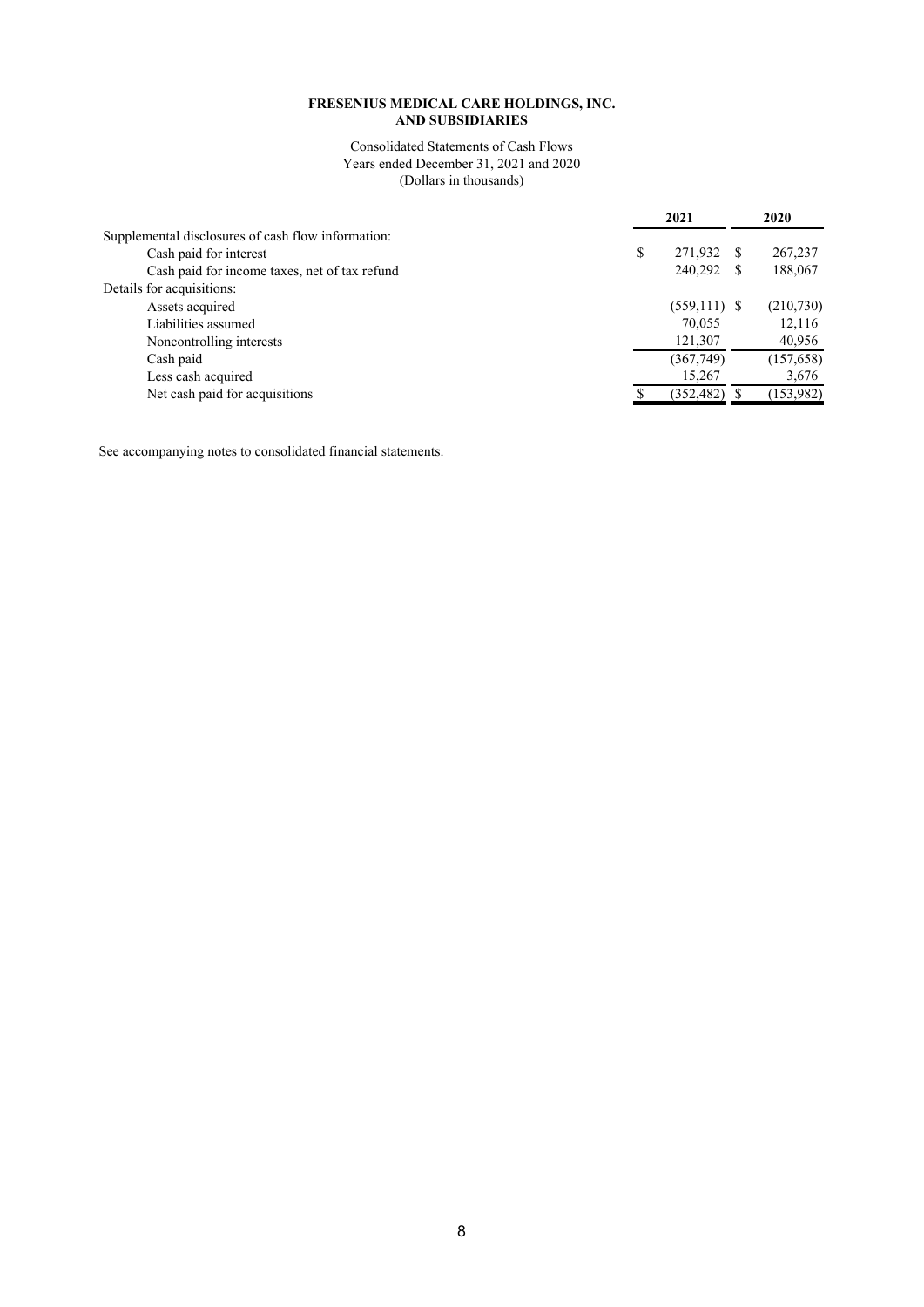**FRESENIUS MEDICAL CARE HOLDINGS, INC.**
**AND SUBSIDIARIES**

Consolidated Statements of Cash Flows
Years ended December 31, 2021 and 2020
(Dollars in thousands)

| | 2021 | 2020 |
|---|---|---|
| Supplemental disclosures of cash flow information: | | |
| Cash paid for interest | $ 271,932 | $ 267,237 |
| Cash paid for income taxes, net of tax refund | 240,292 | $ 188,067 |
| Details for acquisitions: | | |
| Assets acquired | (559,111) | $ (210,730) |
| Liabilities assumed | 70,055 | 12,116 |
| Noncontrolling interests | 121,307 | 40,956 |
| Cash paid | (367,749) | (157,658) |
| Less cash acquired | 15,267 | 3,676 |
| Net cash paid for acquisitions | $ (352,482) | $ (153,982) |

See accompanying notes to consolidated financial statements.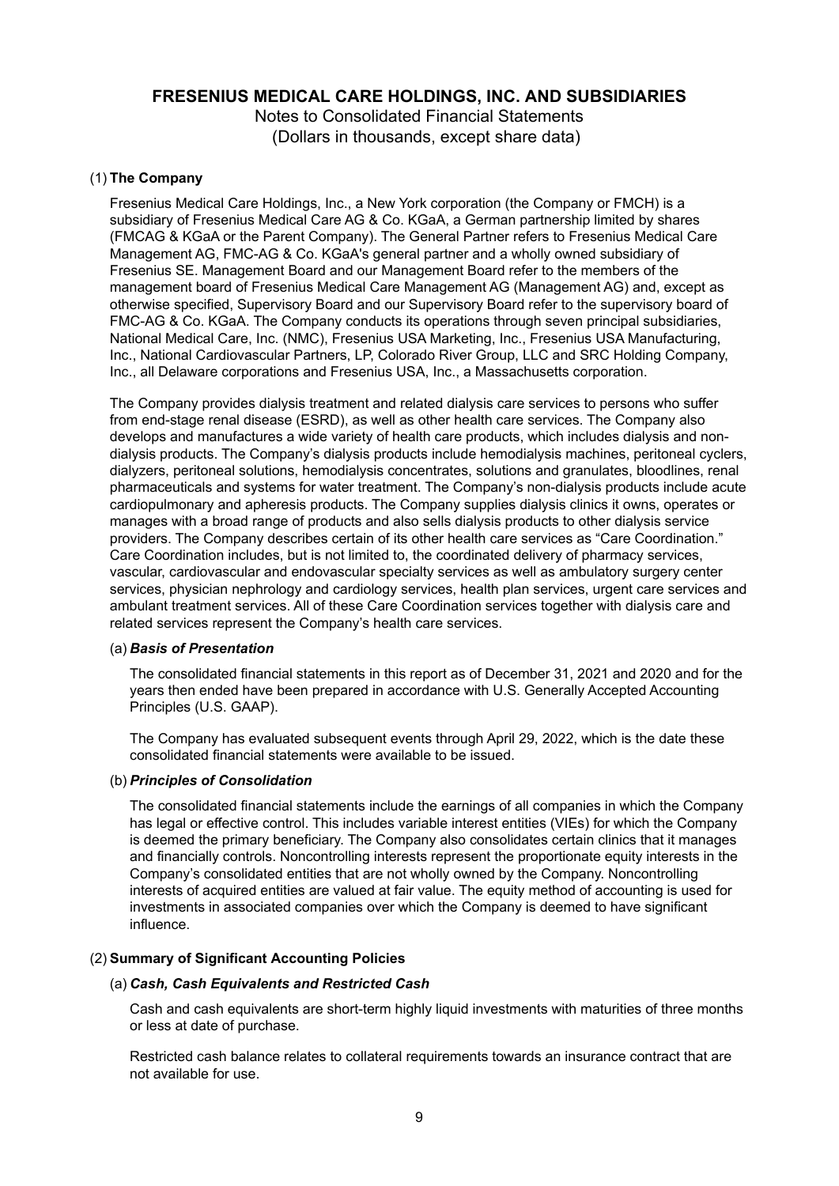# FRESENIUS MEDICAL CARE HOLDINGS, INC. AND SUBSIDIARIES

Notes to Consolidated Financial Statements
(Dollars in thousands, except share data)

## (1) The Company

Fresenius Medical Care Holdings, Inc., a New York corporation (the Company or FMCH) is a subsidiary of Fresenius Medical Care AG & Co. KGaA, a German partnership limited by shares (FMCAG & KGaA or the Parent Company). The General Partner refers to Fresenius Medical Care Management AG, FMC-AG & Co. KGaA's general partner and a wholly owned subsidiary of Fresenius SE. Management Board and our Management Board refer to the members of the management board of Fresenius Medical Care Management AG (Management AG) and, except as otherwise specified, Supervisory Board and our Supervisory Board refer to the supervisory board of FMC-AG & Co. KGaA. The Company conducts its operations through seven principal subsidiaries, National Medical Care, Inc. (NMC), Fresenius USA Marketing, Inc., Fresenius USA Manufacturing, Inc., National Cardiovascular Partners, LP, Colorado River Group, LLC and SRC Holding Company, Inc., all Delaware corporations and Fresenius USA, Inc., a Massachusetts corporation.

The Company provides dialysis treatment and related dialysis care services to persons who suffer from end-stage renal disease (ESRD), as well as other health care services. The Company also develops and manufactures a wide variety of health care products, which includes dialysis and non-dialysis products. The Company's dialysis products include hemodialysis machines, peritoneal cyclers, dialyzers, peritoneal solutions, hemodialysis concentrates, solutions and granulates, bloodlines, renal pharmaceuticals and systems for water treatment. The Company's non-dialysis products include acute cardiopulmonary and apheresis products. The Company supplies dialysis clinics it owns, operates or manages with a broad range of products and also sells dialysis products to other dialysis service providers. The Company describes certain of its other health care services as "Care Coordination." Care Coordination includes, but is not limited to, the coordinated delivery of pharmacy services, vascular, cardiovascular and endovascular specialty services as well as ambulatory surgery center services, physician nephrology and cardiology services, health plan services, urgent care services and ambulant treatment services. All of these Care Coordination services together with dialysis care and related services represent the Company's health care services.

### (a) *Basis of Presentation*

The consolidated financial statements in this report as of December 31, 2021 and 2020 and for the years then ended have been prepared in accordance with U.S. Generally Accepted Accounting Principles (U.S. GAAP).

The Company has evaluated subsequent events through April 29, 2022, which is the date these consolidated financial statements were available to be issued.

### (b) *Principles of Consolidation*

The consolidated financial statements include the earnings of all companies in which the Company has legal or effective control. This includes variable interest entities (VIEs) for which the Company is deemed the primary beneficiary. The Company also consolidates certain clinics that it manages and financially controls. Noncontrolling interests represent the proportionate equity interests in the Company's consolidated entities that are not wholly owned by the Company. Noncontrolling interests of acquired entities are valued at fair value. The equity method of accounting is used for investments in associated companies over which the Company is deemed to have significant influence.

## (2) Summary of Significant Accounting Policies

### (a) *Cash, Cash Equivalents and Restricted Cash*

Cash and cash equivalents are short-term highly liquid investments with maturities of three months or less at date of purchase.

Restricted cash balance relates to collateral requirements towards an insurance contract that are not available for use.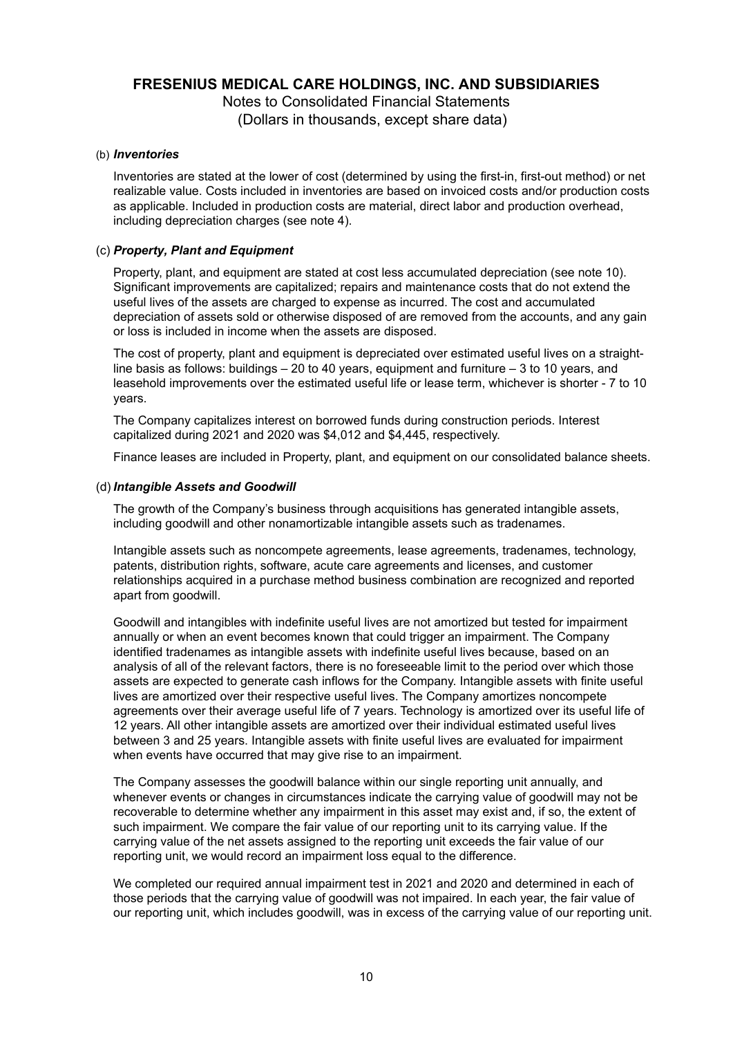# FRESENIUS MEDICAL CARE HOLDINGS, INC. AND SUBSIDIARIES

Notes to Consolidated Financial Statements
(Dollars in thousands, except share data)

(b) ***Inventories***

Inventories are stated at the lower of cost (determined by using the first-in, first-out method) or net realizable value. Costs included in inventories are based on invoiced costs and/or production costs as applicable. Included in production costs are material, direct labor and production overhead, including depreciation charges (see note 4).

(c) ***Property, Plant and Equipment***

Property, plant, and equipment are stated at cost less accumulated depreciation (see note 10). Significant improvements are capitalized; repairs and maintenance costs that do not extend the useful lives of the assets are charged to expense as incurred. The cost and accumulated depreciation of assets sold or otherwise disposed of are removed from the accounts, and any gain or loss is included in income when the assets are disposed.

The cost of property, plant and equipment is depreciated over estimated useful lives on a straight-line basis as follows: buildings – 20 to 40 years, equipment and furniture – 3 to 10 years, and leasehold improvements over the estimated useful life or lease term, whichever is shorter - 7 to 10 years.

The Company capitalizes interest on borrowed funds during construction periods. Interest capitalized during 2021 and 2020 was $4,012 and $4,445, respectively.

Finance leases are included in Property, plant, and equipment on our consolidated balance sheets.

(d) ***Intangible Assets and Goodwill***

The growth of the Company's business through acquisitions has generated intangible assets, including goodwill and other nonamortizable intangible assets such as tradenames.

Intangible assets such as noncompete agreements, lease agreements, tradenames, technology, patents, distribution rights, software, acute care agreements and licenses, and customer relationships acquired in a purchase method business combination are recognized and reported apart from goodwill.

Goodwill and intangibles with indefinite useful lives are not amortized but tested for impairment annually or when an event becomes known that could trigger an impairment. The Company identified tradenames as intangible assets with indefinite useful lives because, based on an analysis of all of the relevant factors, there is no foreseeable limit to the period over which those assets are expected to generate cash inflows for the Company. Intangible assets with finite useful lives are amortized over their respective useful lives. The Company amortizes noncompete agreements over their average useful life of 7 years. Technology is amortized over its useful life of 12 years. All other intangible assets are amortized over their individual estimated useful lives between 3 and 25 years. Intangible assets with finite useful lives are evaluated for impairment when events have occurred that may give rise to an impairment.

The Company assesses the goodwill balance within our single reporting unit annually, and whenever events or changes in circumstances indicate the carrying value of goodwill may not be recoverable to determine whether any impairment in this asset may exist and, if so, the extent of such impairment. We compare the fair value of our reporting unit to its carrying value. If the carrying value of the net assets assigned to the reporting unit exceeds the fair value of our reporting unit, we would record an impairment loss equal to the difference.

We completed our required annual impairment test in 2021 and 2020 and determined in each of those periods that the carrying value of goodwill was not impaired. In each year, the fair value of our reporting unit, which includes goodwill, was in excess of the carrying value of our reporting unit.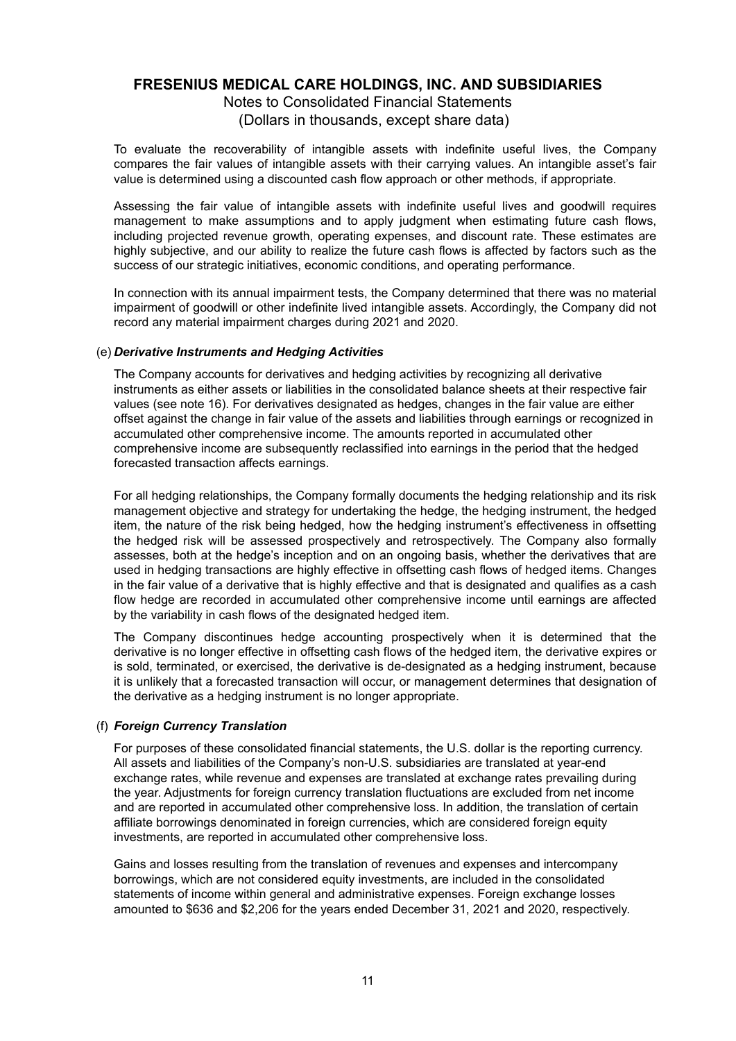To evaluate the recoverability of intangible assets with indefinite useful lives, the Company compares the fair values of intangible assets with their carrying values. An intangible asset's fair value is determined using a discounted cash flow approach or other methods, if appropriate.

Assessing the fair value of intangible assets with indefinite useful lives and goodwill requires management to make assumptions and to apply judgment when estimating future cash flows, including projected revenue growth, operating expenses, and discount rate. These estimates are highly subjective, and our ability to realize the future cash flows is affected by factors such as the success of our strategic initiatives, economic conditions, and operating performance.

In connection with its annual impairment tests, the Company determined that there was no material impairment of goodwill or other indefinite lived intangible assets. Accordingly, the Company did not record any material impairment charges during 2021 and 2020.

(e) ***Derivative Instruments and Hedging Activities***

The Company accounts for derivatives and hedging activities by recognizing all derivative instruments as either assets or liabilities in the consolidated balance sheets at their respective fair values (see note 16). For derivatives designated as hedges, changes in the fair value are either offset against the change in fair value of the assets and liabilities through earnings or recognized in accumulated other comprehensive income. The amounts reported in accumulated other comprehensive income are subsequently reclassified into earnings in the period that the hedged forecasted transaction affects earnings.

For all hedging relationships, the Company formally documents the hedging relationship and its risk management objective and strategy for undertaking the hedge, the hedging instrument, the hedged item, the nature of the risk being hedged, how the hedging instrument's effectiveness in offsetting the hedged risk will be assessed prospectively and retrospectively. The Company also formally assesses, both at the hedge's inception and on an ongoing basis, whether the derivatives that are used in hedging transactions are highly effective in offsetting cash flows of hedged items. Changes in the fair value of a derivative that is highly effective and that is designated and qualifies as a cash flow hedge are recorded in accumulated other comprehensive income until earnings are affected by the variability in cash flows of the designated hedged item.

The Company discontinues hedge accounting prospectively when it is determined that the derivative is no longer effective in offsetting cash flows of the hedged item, the derivative expires or is sold, terminated, or exercised, the derivative is de-designated as a hedging instrument, because it is unlikely that a forecasted transaction will occur, or management determines that designation of the derivative as a hedging instrument is no longer appropriate.

(f) ***Foreign Currency Translation***

For purposes of these consolidated financial statements, the U.S. dollar is the reporting currency. All assets and liabilities of the Company's non-U.S. subsidiaries are translated at year-end exchange rates, while revenue and expenses are translated at exchange rates prevailing during the year. Adjustments for foreign currency translation fluctuations are excluded from net income and are reported in accumulated other comprehensive loss. In addition, the translation of certain affiliate borrowings denominated in foreign currencies, which are considered foreign equity investments, are reported in accumulated other comprehensive loss.

Gains and losses resulting from the translation of revenues and expenses and intercompany borrowings, which are not considered equity investments, are included in the consolidated statements of income within general and administrative expenses. Foreign exchange losses amounted to $636 and $2,206 for the years ended December 31, 2021 and 2020, respectively.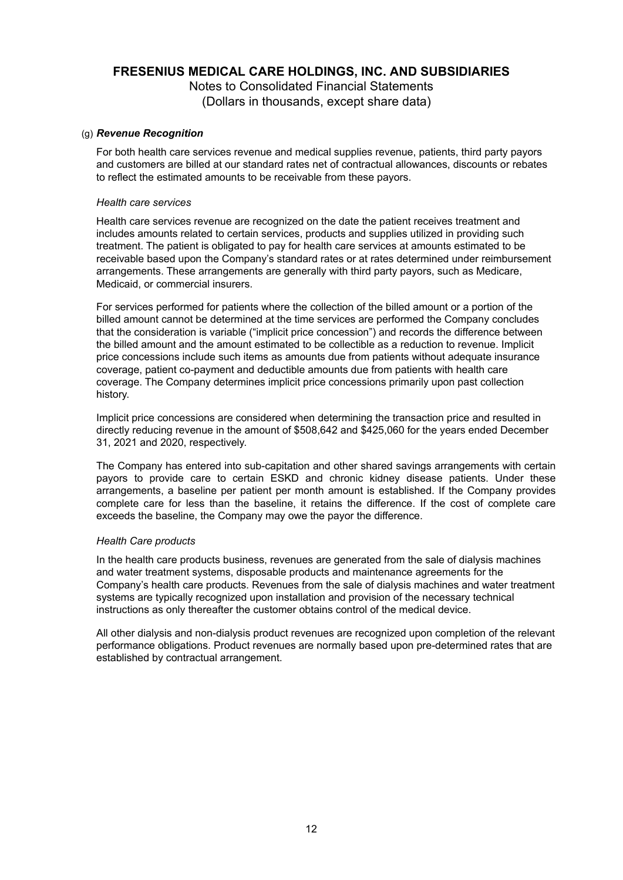(g) ***Revenue Recognition***

For both health care services revenue and medical supplies revenue, patients, third party payors and customers are billed at our standard rates net of contractual allowances, discounts or rebates to reflect the estimated amounts to be receivable from these payors.

*Health care services*

Health care services revenue are recognized on the date the patient receives treatment and includes amounts related to certain services, products and supplies utilized in providing such treatment. The patient is obligated to pay for health care services at amounts estimated to be receivable based upon the Company's standard rates or at rates determined under reimbursement arrangements. These arrangements are generally with third party payors, such as Medicare, Medicaid, or commercial insurers.

For services performed for patients where the collection of the billed amount or a portion of the billed amount cannot be determined at the time services are performed the Company concludes that the consideration is variable ("implicit price concession") and records the difference between the billed amount and the amount estimated to be collectible as a reduction to revenue. Implicit price concessions include such items as amounts due from patients without adequate insurance coverage, patient co-payment and deductible amounts due from patients with health care coverage. The Company determines implicit price concessions primarily upon past collection history.

Implicit price concessions are considered when determining the transaction price and resulted in directly reducing revenue in the amount of $508,642 and $425,060 for the years ended December 31, 2021 and 2020, respectively.

The Company has entered into sub-capitation and other shared savings arrangements with certain payors to provide care to certain ESKD and chronic kidney disease patients. Under these arrangements, a baseline per patient per month amount is established. If the Company provides complete care for less than the baseline, it retains the difference. If the cost of complete care exceeds the baseline, the Company may owe the payor the difference.

*Health Care products*

In the health care products business, revenues are generated from the sale of dialysis machines and water treatment systems, disposable products and maintenance agreements for the Company's health care products. Revenues from the sale of dialysis machines and water treatment systems are typically recognized upon installation and provision of the necessary technical instructions as only thereafter the customer obtains control of the medical device.

All other dialysis and non-dialysis product revenues are recognized upon completion of the relevant performance obligations. Product revenues are normally based upon pre-determined rates that are established by contractual arrangement.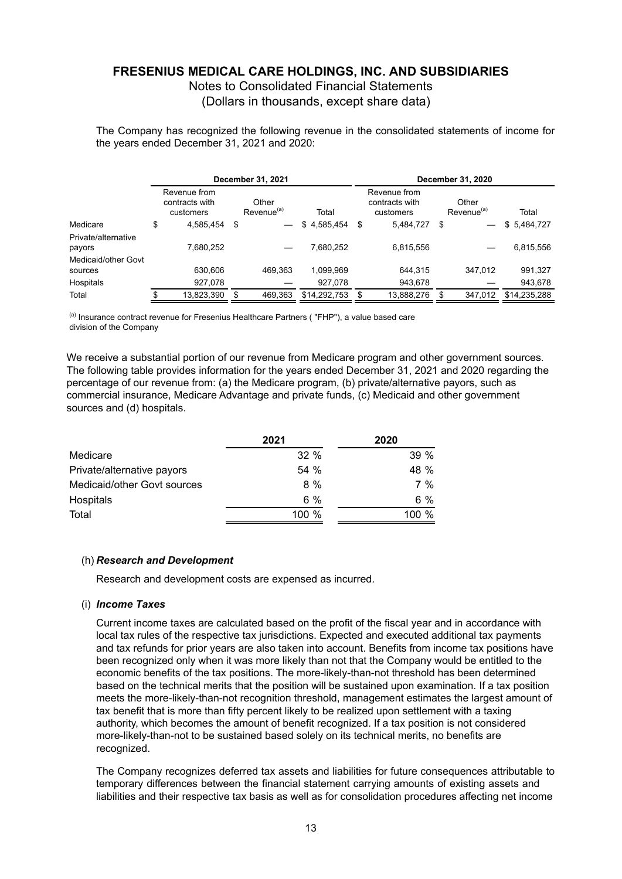# FRESENIUS MEDICAL CARE HOLDINGS, INC. AND SUBSIDIARIES

Notes to Consolidated Financial Statements
(Dollars in thousands, except share data)

The Company has recognized the following revenue in the consolidated statements of income for the years ended December 31, 2021 and 2020:

| | December 31, 2021 | | | December 31, 2020 | | |
|---|---|---|---|---|---|---|
| | Revenue from contracts with customers | Other Revenue[(a)] | Total | Revenue from contracts with customers | Other Revenue[(a)] | Total |
| Medicare | $ 4,585,454 | $ — | $ 4,585,454 | $ 5,484,727 | $ — | $ 5,484,727 |
| Private/alternative payors | 7,680,252 | — | 7,680,252 | 6,815,556 | — | 6,815,556 |
| Medicaid/other Govt sources | 630,606 | 469,363 | 1,099,969 | 644,315 | 347,012 | 991,327 |
| Hospitals | 927,078 | — | 927,078 | 943,678 | — | 943,678 |
| Total | $ 13,823,390 | $ 469,363 | $14,292,753 | $ 13,888,276 | $ 347,012 | $14,235,288 |

(a) Insurance contract revenue for Fresenius Healthcare Partners ( "FHP"), a value based care division of the Company

We receive a substantial portion of our revenue from Medicare program and other government sources. The following table provides information for the years ended December 31, 2021 and 2020 regarding the percentage of our revenue from: (a) the Medicare program, (b) private/alternative payors, such as commercial insurance, Medicare Advantage and private funds, (c) Medicaid and other government sources and (d) hospitals.

| | 2021 | 2020 |
|---|---|---|
| Medicare | 32 % | 39 % |
| Private/alternative payors | 54 % | 48 % |
| Medicaid/other Govt sources | 8 % | 7 % |
| Hospitals | 6 % | 6 % |
| Total | 100 % | 100 % |

(h) ***Research and Development***

Research and development costs are expensed as incurred.

(i) ***Income Taxes***

Current income taxes are calculated based on the profit of the fiscal year and in accordance with local tax rules of the respective tax jurisdictions. Expected and executed additional tax payments and tax refunds for prior years are also taken into account. Benefits from income tax positions have been recognized only when it was more likely than not that the Company would be entitled to the economic benefits of the tax positions. The more-likely-than-not threshold has been determined based on the technical merits that the position will be sustained upon examination. If a tax position meets the more-likely-than-not recognition threshold, management estimates the largest amount of tax benefit that is more than fifty percent likely to be realized upon settlement with a taxing authority, which becomes the amount of benefit recognized. If a tax position is not considered more-likely-than-not to be sustained based solely on its technical merits, no benefits are recognized.

The Company recognizes deferred tax assets and liabilities for future consequences attributable to temporary differences between the financial statement carrying amounts of existing assets and liabilities and their respective tax basis as well as for consolidation procedures affecting net income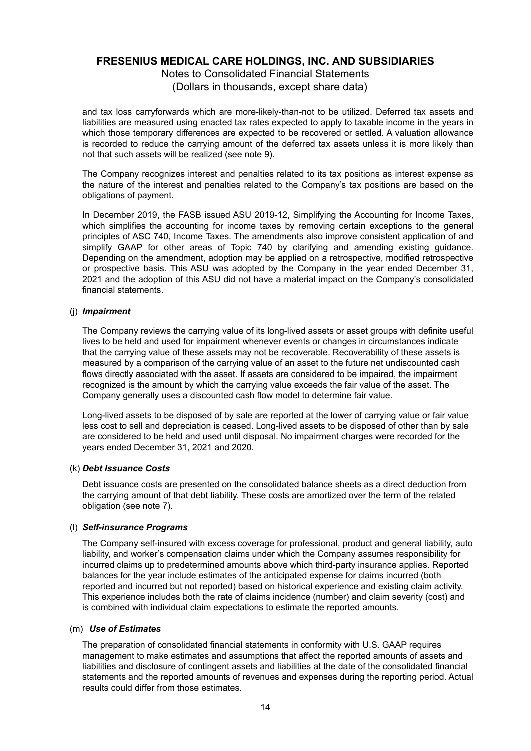and tax loss carryforwards which are more-likely-than-not to be utilized. Deferred tax assets and liabilities are measured using enacted tax rates expected to apply to taxable income in the years in which those temporary differences are expected to be recovered or settled. A valuation allowance is recorded to reduce the carrying amount of the deferred tax assets unless it is more likely than not that such assets will be realized (see note 9).

The Company recognizes interest and penalties related to its tax positions as interest expense as the nature of the interest and penalties related to the Company's tax positions are based on the obligations of payment.

In December 2019, the FASB issued ASU 2019-12, Simplifying the Accounting for Income Taxes, which simplifies the accounting for income taxes by removing certain exceptions to the general principles of ASC 740, Income Taxes. The amendments also improve consistent application of and simplify GAAP for other areas of Topic 740 by clarifying and amending existing guidance. Depending on the amendment, adoption may be applied on a retrospective, modified retrospective or prospective basis. This ASU was adopted by the Company in the year ended December 31, 2021 and the adoption of this ASU did not have a material impact on the Company's consolidated financial statements.

(j) ***Impairment***

The Company reviews the carrying value of its long-lived assets or asset groups with definite useful lives to be held and used for impairment whenever events or changes in circumstances indicate that the carrying value of these assets may not be recoverable. Recoverability of these assets is measured by a comparison of the carrying value of an asset to the future net undiscounted cash flows directly associated with the asset. If assets are considered to be impaired, the impairment recognized is the amount by which the carrying value exceeds the fair value of the asset. The Company generally uses a discounted cash flow model to determine fair value.

Long-lived assets to be disposed of by sale are reported at the lower of carrying value or fair value less cost to sell and depreciation is ceased. Long-lived assets to be disposed of other than by sale are considered to be held and used until disposal. No impairment charges were recorded for the years ended December 31, 2021 and 2020.

(k) ***Debt Issuance Costs***

Debt issuance costs are presented on the consolidated balance sheets as a direct deduction from the carrying amount of that debt liability. These costs are amortized over the term of the related obligation (see note 7).

(l) ***Self-insurance Programs***

The Company self-insured with excess coverage for professional, product and general liability, auto liability, and worker's compensation claims under which the Company assumes responsibility for incurred claims up to predetermined amounts above which third-party insurance applies. Reported balances for the year include estimates of the anticipated expense for claims incurred (both reported and incurred but not reported) based on historical experience and existing claim activity. This experience includes both the rate of claims incidence (number) and claim severity (cost) and is combined with individual claim expectations to estimate the reported amounts.

(m) ***Use of Estimates***

The preparation of consolidated financial statements in conformity with U.S. GAAP requires management to make estimates and assumptions that affect the reported amounts of assets and liabilities and disclosure of contingent assets and liabilities at the date of the consolidated financial statements and the reported amounts of revenues and expenses during the reporting period. Actual results could differ from those estimates.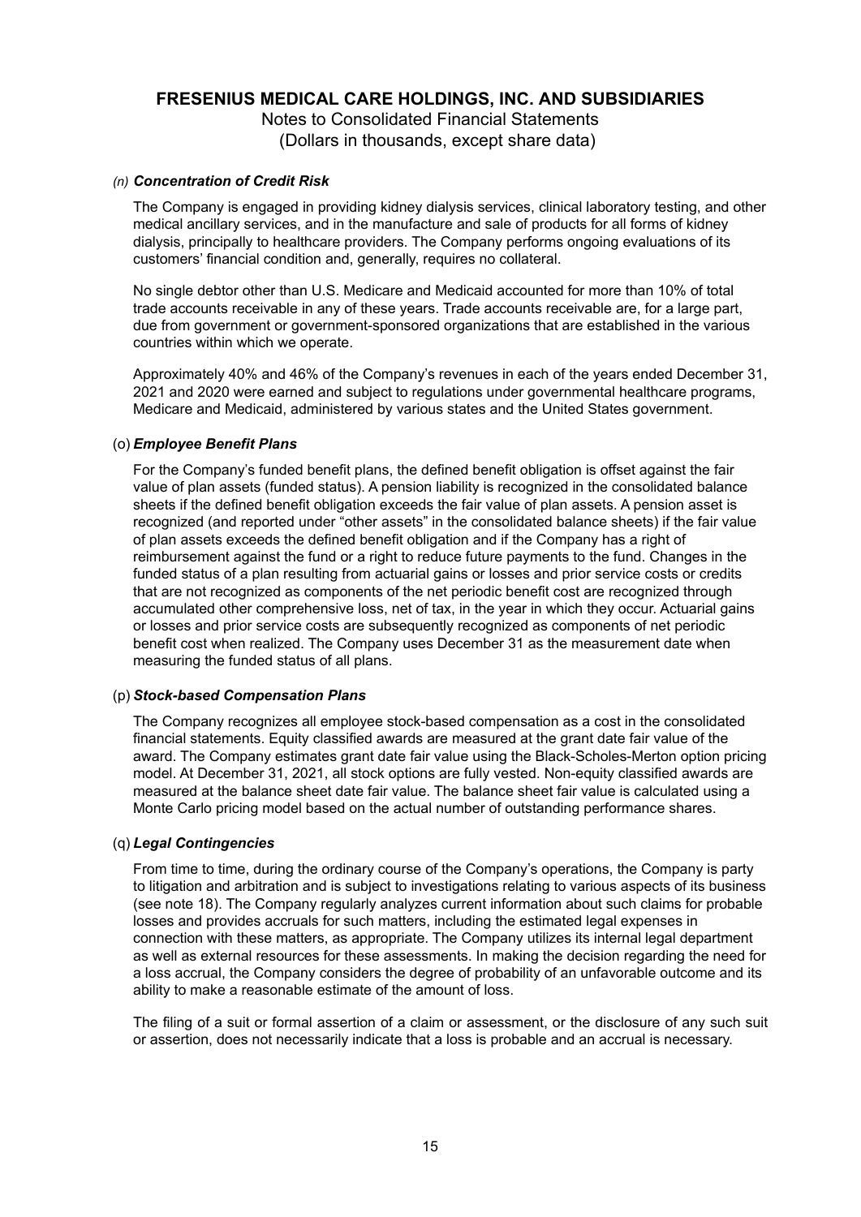# FRESENIUS MEDICAL CARE HOLDINGS, INC. AND SUBSIDIARIES

Notes to Consolidated Financial Statements
(Dollars in thousands, except share data)

### *(n) Concentration of Credit Risk*

The Company is engaged in providing kidney dialysis services, clinical laboratory testing, and other medical ancillary services, and in the manufacture and sale of products for all forms of kidney dialysis, principally to healthcare providers. The Company performs ongoing evaluations of its customers' financial condition and, generally, requires no collateral.

No single debtor other than U.S. Medicare and Medicaid accounted for more than 10% of total trade accounts receivable in any of these years. Trade accounts receivable are, for a large part, due from government or government-sponsored organizations that are established in the various countries within which we operate.

Approximately 40% and 46% of the Company's revenues in each of the years ended December 31, 2021 and 2020 were earned and subject to regulations under governmental healthcare programs, Medicare and Medicaid, administered by various states and the United States government.

### (o) *Employee Benefit Plans*

For the Company's funded benefit plans, the defined benefit obligation is offset against the fair value of plan assets (funded status). A pension liability is recognized in the consolidated balance sheets if the defined benefit obligation exceeds the fair value of plan assets. A pension asset is recognized (and reported under "other assets" in the consolidated balance sheets) if the fair value of plan assets exceeds the defined benefit obligation and if the Company has a right of reimbursement against the fund or a right to reduce future payments to the fund. Changes in the funded status of a plan resulting from actuarial gains or losses and prior service costs or credits that are not recognized as components of the net periodic benefit cost are recognized through accumulated other comprehensive loss, net of tax, in the year in which they occur. Actuarial gains or losses and prior service costs are subsequently recognized as components of net periodic benefit cost when realized. The Company uses December 31 as the measurement date when measuring the funded status of all plans.

### (p) *Stock-based Compensation Plans*

The Company recognizes all employee stock-based compensation as a cost in the consolidated financial statements. Equity classified awards are measured at the grant date fair value of the award. The Company estimates grant date fair value using the Black-Scholes-Merton option pricing model. At December 31, 2021, all stock options are fully vested. Non-equity classified awards are measured at the balance sheet date fair value. The balance sheet fair value is calculated using a Monte Carlo pricing model based on the actual number of outstanding performance shares.

### (q) *Legal Contingencies*

From time to time, during the ordinary course of the Company's operations, the Company is party to litigation and arbitration and is subject to investigations relating to various aspects of its business (see note 18). The Company regularly analyzes current information about such claims for probable losses and provides accruals for such matters, including the estimated legal expenses in connection with these matters, as appropriate. The Company utilizes its internal legal department as well as external resources for these assessments. In making the decision regarding the need for a loss accrual, the Company considers the degree of probability of an unfavorable outcome and its ability to make a reasonable estimate of the amount of loss.

The filing of a suit or formal assertion of a claim or assessment, or the disclosure of any such suit or assertion, does not necessarily indicate that a loss is probable and an accrual is necessary.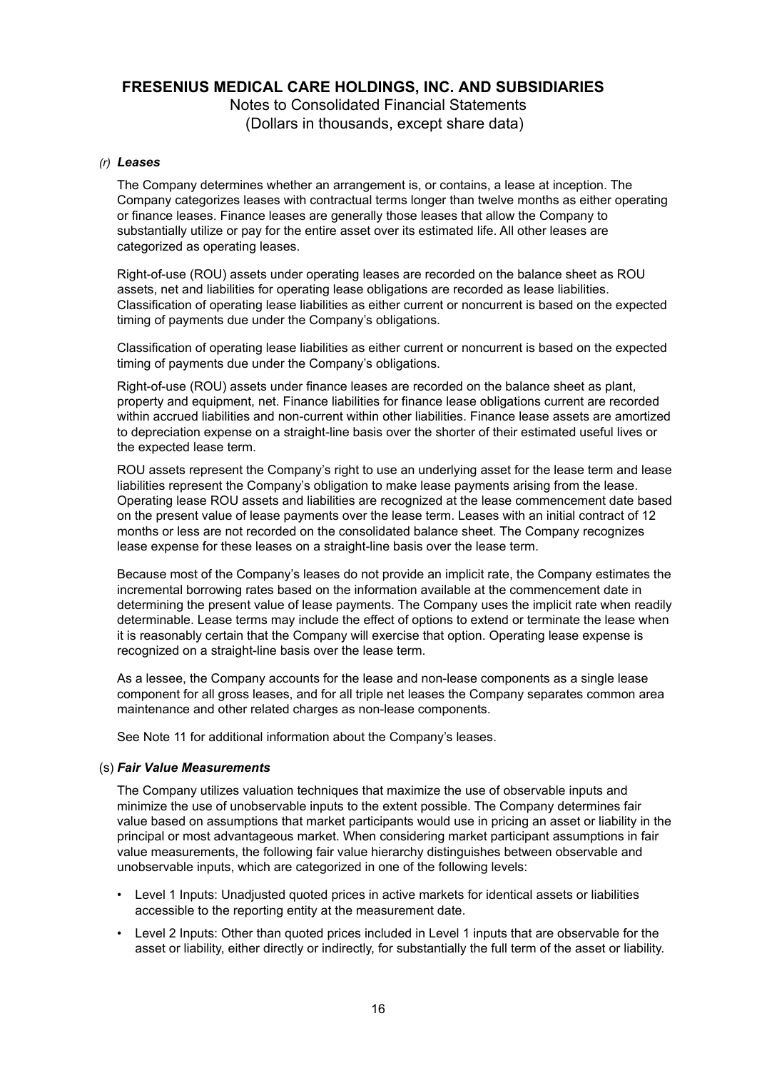### *(r)* ***Leases***

The Company determines whether an arrangement is, or contains, a lease at inception. The Company categorizes leases with contractual terms longer than twelve months as either operating or finance leases. Finance leases are generally those leases that allow the Company to substantially utilize or pay for the entire asset over its estimated life. All other leases are categorized as operating leases.

Right-of-use (ROU) assets under operating leases are recorded on the balance sheet as ROU assets, net and liabilities for operating lease obligations are recorded as lease liabilities. Classification of operating lease liabilities as either current or noncurrent is based on the expected timing of payments due under the Company's obligations.

Classification of operating lease liabilities as either current or noncurrent is based on the expected timing of payments due under the Company's obligations.

Right-of-use (ROU) assets under finance leases are recorded on the balance sheet as plant, property and equipment, net. Finance liabilities for finance lease obligations current are recorded within accrued liabilities and non-current within other liabilities. Finance lease assets are amortized to depreciation expense on a straight-line basis over the shorter of their estimated useful lives or the expected lease term.

ROU assets represent the Company's right to use an underlying asset for the lease term and lease liabilities represent the Company's obligation to make lease payments arising from the lease. Operating lease ROU assets and liabilities are recognized at the lease commencement date based on the present value of lease payments over the lease term. Leases with an initial contract of 12 months or less are not recorded on the consolidated balance sheet. The Company recognizes lease expense for these leases on a straight-line basis over the lease term.

Because most of the Company's leases do not provide an implicit rate, the Company estimates the incremental borrowing rates based on the information available at the commencement date in determining the present value of lease payments. The Company uses the implicit rate when readily determinable. Lease terms may include the effect of options to extend or terminate the lease when it is reasonably certain that the Company will exercise that option. Operating lease expense is recognized on a straight-line basis over the lease term.

As a lessee, the Company accounts for the lease and non-lease components as a single lease component for all gross leases, and for all triple net leases the Company separates common area maintenance and other related charges as non-lease components.

See Note 11 for additional information about the Company's leases.

### (s) ***Fair Value Measurements***

The Company utilizes valuation techniques that maximize the use of observable inputs and minimize the use of unobservable inputs to the extent possible. The Company determines fair value based on assumptions that market participants would use in pricing an asset or liability in the principal or most advantageous market. When considering market participant assumptions in fair value measurements, the following fair value hierarchy distinguishes between observable and unobservable inputs, which are categorized in one of the following levels:

- Level 1 Inputs: Unadjusted quoted prices in active markets for identical assets or liabilities accessible to the reporting entity at the measurement date.
- Level 2 Inputs: Other than quoted prices included in Level 1 inputs that are observable for the asset or liability, either directly or indirectly, for substantially the full term of the asset or liability.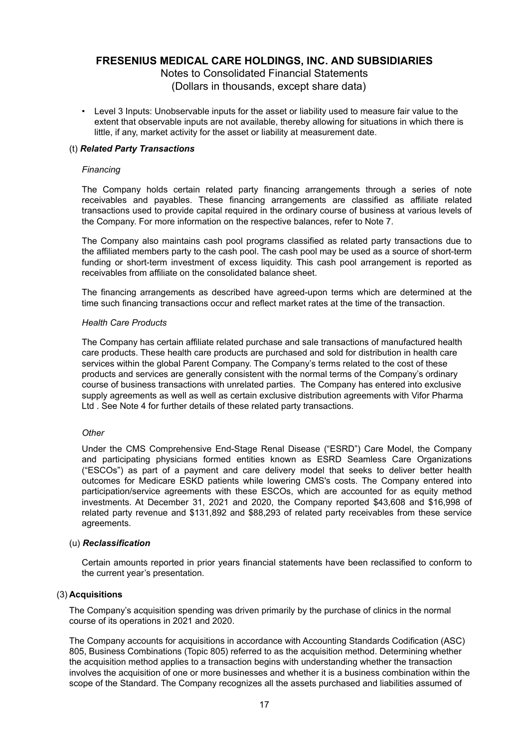- Level 3 Inputs: Unobservable inputs for the asset or liability used to measure fair value to the extent that observable inputs are not available, thereby allowing for situations in which there is little, if any, market activity for the asset or liability at measurement date.

(t) ***Related Party Transactions***

*Financing*

The Company holds certain related party financing arrangements through a series of note receivables and payables. These financing arrangements are classified as affiliate related transactions used to provide capital required in the ordinary course of business at various levels of the Company. For more information on the respective balances, refer to Note 7.

The Company also maintains cash pool programs classified as related party transactions due to the affiliated members party to the cash pool. The cash pool may be used as a source of short-term funding or short-term investment of excess liquidity. This cash pool arrangement is reported as receivables from affiliate on the consolidated balance sheet.

The financing arrangements as described have agreed-upon terms which are determined at the time such financing transactions occur and reflect market rates at the time of the transaction.

*Health Care Products*

The Company has certain affiliate related purchase and sale transactions of manufactured health care products. These health care products are purchased and sold for distribution in health care services within the global Parent Company. The Company's terms related to the cost of these products and services are generally consistent with the normal terms of the Company's ordinary course of business transactions with unrelated parties. The Company has entered into exclusive supply agreements as well as well as certain exclusive distribution agreements with Vifor Pharma Ltd . See Note 4 for further details of these related party transactions.

*Other*

Under the CMS Comprehensive End-Stage Renal Disease ("ESRD") Care Model, the Company and participating physicians formed entities known as ESRD Seamless Care Organizations ("ESCOs") as part of a payment and care delivery model that seeks to deliver better health outcomes for Medicare ESKD patients while lowering CMS's costs. The Company entered into participation/service agreements with these ESCOs, which are accounted for as equity method investments. At December 31, 2021 and 2020, the Company reported $43,608 and $16,998 of related party revenue and $131,892 and $88,293 of related party receivables from these service agreements.

(u) ***Reclassification***

Certain amounts reported in prior years financial statements have been reclassified to conform to the current year's presentation.

## (3) Acquisitions

The Company's acquisition spending was driven primarily by the purchase of clinics in the normal course of its operations in 2021 and 2020.

The Company accounts for acquisitions in accordance with Accounting Standards Codification (ASC) 805, Business Combinations (Topic 805) referred to as the acquisition method. Determining whether the acquisition method applies to a transaction begins with understanding whether the transaction involves the acquisition of one or more businesses and whether it is a business combination within the scope of the Standard. The Company recognizes all the assets purchased and liabilities assumed of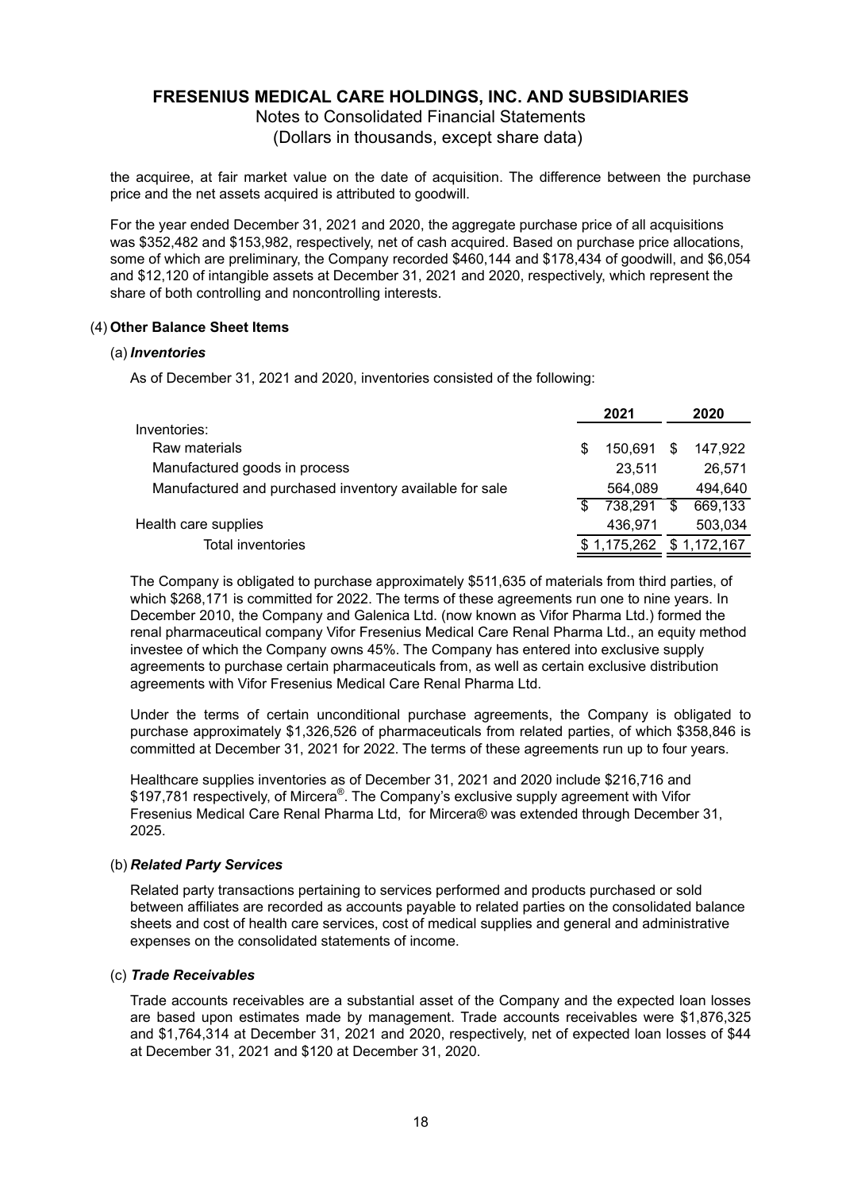the acquiree, at fair market value on the date of acquisition. The difference between the purchase price and the net assets acquired is attributed to goodwill.

For the year ended December 31, 2021 and 2020, the aggregate purchase price of all acquisitions was $352,482 and $153,982, respectively, net of cash acquired. Based on purchase price allocations, some of which are preliminary, the Company recorded $460,144 and $178,434 of goodwill, and $6,054 and $12,120 of intangible assets at December 31, 2021 and 2020, respectively, which represent the share of both controlling and noncontrolling interests.

## (4) Other Balance Sheet Items

### (a) *Inventories*

As of December 31, 2021 and 2020, inventories consisted of the following:

| | 2021 | 2020 |
|---|---|---|
| Inventories: | | |
| Raw materials | $ 150,691 | $ 147,922 |
| Manufactured goods in process | 23,511 | 26,571 |
| Manufactured and purchased inventory available for sale | 564,089 | 494,640 |
| | $ 738,291 | $ 669,133 |
| Health care supplies | 436,971 | 503,034 |
| Total inventories | $ 1,175,262 | $ 1,172,167 |

The Company is obligated to purchase approximately $511,635 of materials from third parties, of which $268,171 is committed for 2022. The terms of these agreements run one to nine years. In December 2010, the Company and Galenica Ltd. (now known as Vifor Pharma Ltd.) formed the renal pharmaceutical company Vifor Fresenius Medical Care Renal Pharma Ltd., an equity method investee of which the Company owns 45%. The Company has entered into exclusive supply agreements to purchase certain pharmaceuticals from, as well as certain exclusive distribution agreements with Vifor Fresenius Medical Care Renal Pharma Ltd.

Under the terms of certain unconditional purchase agreements, the Company is obligated to purchase approximately $1,326,526 of pharmaceuticals from related parties, of which $358,846 is committed at December 31, 2021 for 2022. The terms of these agreements run up to four years.

Healthcare supplies inventories as of December 31, 2021 and 2020 include $216,716 and $197,781 respectively, of Mircera®. The Company's exclusive supply agreement with Vifor Fresenius Medical Care Renal Pharma Ltd, for Mircera® was extended through December 31, 2025.

### (b) *Related Party Services*

Related party transactions pertaining to services performed and products purchased or sold between affiliates are recorded as accounts payable to related parties on the consolidated balance sheets and cost of health care services, cost of medical supplies and general and administrative expenses on the consolidated statements of income.

### (c) *Trade Receivables*

Trade accounts receivables are a substantial asset of the Company and the expected loan losses are based upon estimates made by management. Trade accounts receivables were $1,876,325 and $1,764,314 at December 31, 2021 and 2020, respectively, net of expected loan losses of $44 at December 31, 2021 and $120 at December 31, 2020.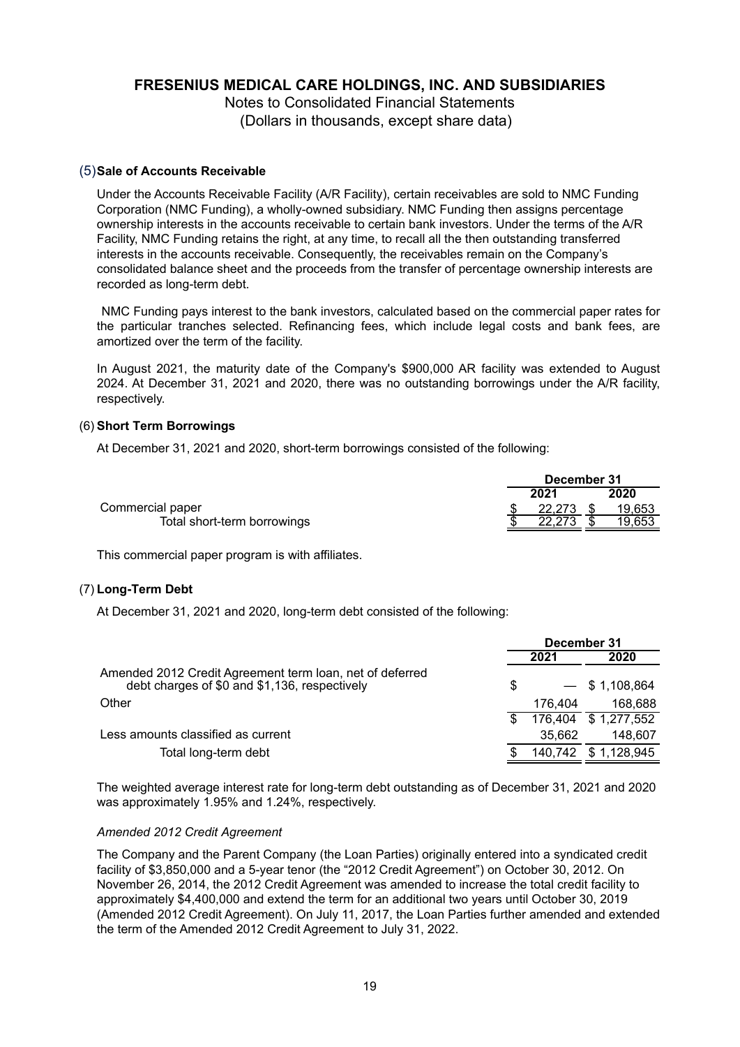# FRESENIUS MEDICAL CARE HOLDINGS, INC. AND SUBSIDIARIES

Notes to Consolidated Financial Statements
(Dollars in thousands, except share data)

## (5) Sale of Accounts Receivable

Under the Accounts Receivable Facility (A/R Facility), certain receivables are sold to NMC Funding Corporation (NMC Funding), a wholly-owned subsidiary. NMC Funding then assigns percentage ownership interests in the accounts receivable to certain bank investors. Under the terms of the A/R Facility, NMC Funding retains the right, at any time, to recall all the then outstanding transferred interests in the accounts receivable. Consequently, the receivables remain on the Company's consolidated balance sheet and the proceeds from the transfer of percentage ownership interests are recorded as long-term debt.

NMC Funding pays interest to the bank investors, calculated based on the commercial paper rates for the particular tranches selected. Refinancing fees, which include legal costs and bank fees, are amortized over the term of the facility.

In August 2021, the maturity date of the Company's $900,000 AR facility was extended to August 2024. At December 31, 2021 and 2020, there was no outstanding borrowings under the A/R facility, respectively.

## (6) Short Term Borrowings

At December 31, 2021 and 2020, short-term borrowings consisted of the following:

| | December 31 | |
|---|---|---|
| | 2021 | 2020 |
| Commercial paper | $ 22,273 | $ 19,653 |
| Total short-term borrowings | $ 22,273 | $ 19,653 |

This commercial paper program is with affiliates.

## (7) Long-Term Debt

At December 31, 2021 and 2020, long-term debt consisted of the following:

| | December 31 | |
|---|---|---|
| | 2021 | 2020 |
| Amended 2012 Credit Agreement term loan, net of deferred debt charges of $0 and $1,136, respectively | $ — | $ 1,108,864 |
| Other | 176,404 | 168,688 |
| | $ 176,404 | $ 1,277,552 |
| Less amounts classified as current | 35,662 | 148,607 |
| Total long-term debt | $ 140,742 | $ 1,128,945 |

The weighted average interest rate for long-term debt outstanding as of December 31, 2021 and 2020 was approximately 1.95% and 1.24%, respectively.

*Amended 2012 Credit Agreement*

The Company and the Parent Company (the Loan Parties) originally entered into a syndicated credit facility of $3,850,000 and a 5-year tenor (the "2012 Credit Agreement") on October 30, 2012. On November 26, 2014, the 2012 Credit Agreement was amended to increase the total credit facility to approximately $4,400,000 and extend the term for an additional two years until October 30, 2019 (Amended 2012 Credit Agreement). On July 11, 2017, the Loan Parties further amended and extended the term of the Amended 2012 Credit Agreement to July 31, 2022.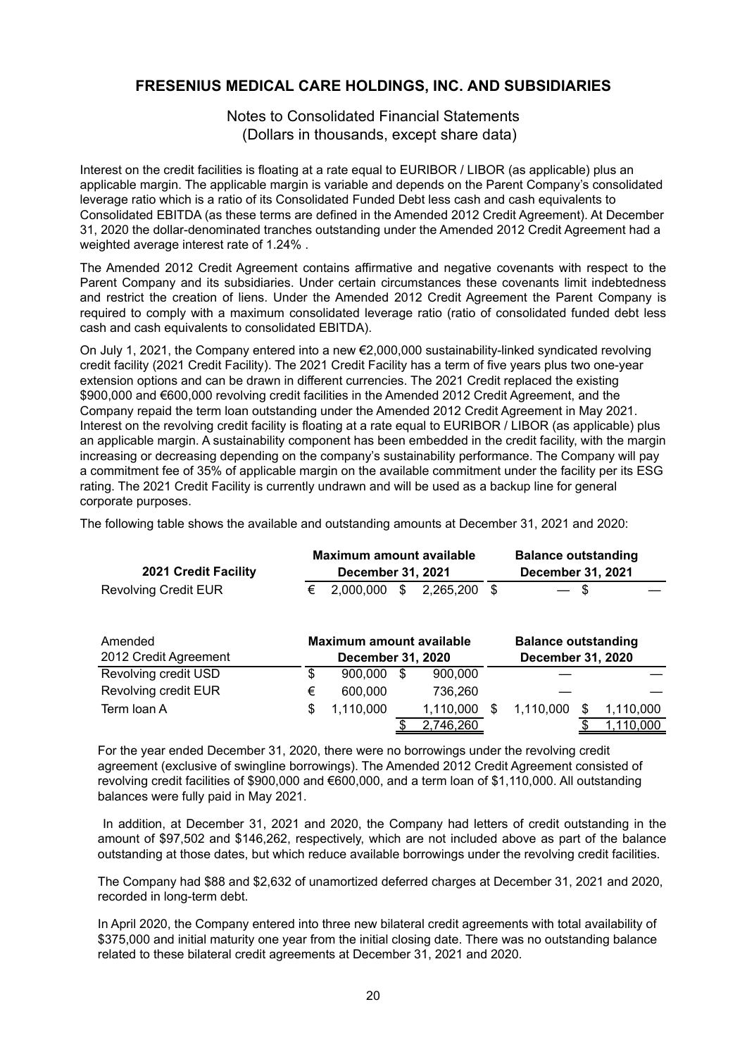## FRESENIUS MEDICAL CARE HOLDINGS, INC. AND SUBSIDIARIES

Notes to Consolidated Financial Statements
(Dollars in thousands, except share data)

Interest on the credit facilities is floating at a rate equal to EURIBOR / LIBOR (as applicable) plus an applicable margin. The applicable margin is variable and depends on the Parent Company's consolidated leverage ratio which is a ratio of its Consolidated Funded Debt less cash and cash equivalents to Consolidated EBITDA (as these terms are defined in the Amended 2012 Credit Agreement). At December 31, 2020 the dollar-denominated tranches outstanding under the Amended 2012 Credit Agreement had a weighted average interest rate of 1.24% .

The Amended 2012 Credit Agreement contains affirmative and negative covenants with respect to the Parent Company and its subsidiaries. Under certain circumstances these covenants limit indebtedness and restrict the creation of liens. Under the Amended 2012 Credit Agreement the Parent Company is required to comply with a maximum consolidated leverage ratio (ratio of consolidated funded debt less cash and cash equivalents to consolidated EBITDA).

On July 1, 2021, the Company entered into a new €2,000,000 sustainability-linked syndicated revolving credit facility (2021 Credit Facility). The 2021 Credit Facility has a term of five years plus two one-year extension options and can be drawn in different currencies. The 2021 Credit replaced the existing $900,000 and €600,000 revolving credit facilities in the Amended 2012 Credit Agreement, and the Company repaid the term loan outstanding under the Amended 2012 Credit Agreement in May 2021. Interest on the revolving credit facility is floating at a rate equal to EURIBOR / LIBOR (as applicable) plus an applicable margin. A sustainability component has been embedded in the credit facility, with the margin increasing or decreasing depending on the company's sustainability performance. The Company will pay a commitment fee of 35% of applicable margin on the available commitment under the facility per its ESG rating. The 2021 Credit Facility is currently undrawn and will be used as a backup line for general corporate purposes.

The following table shows the available and outstanding amounts at December 31, 2021 and 2020:

| 2021 Credit Facility | Maximum amount available December 31, 2021 | | Balance outstanding December 31, 2021 | |
|---|---|---|---|---|
| Revolving Credit EUR | € 2,000,000 | $ 2,265,200 | $ — | $ — |

| Amended 2012 Credit Agreement | Maximum amount available December 31, 2020 | | Balance outstanding December 31, 2020 | |
|---|---|---|---|---|
| Revolving credit USD | $ 900,000 | $ 900,000 | — | — |
| Revolving credit EUR | € 600,000 | 736,260 | — | — |
| Term loan A | $ 1,110,000 | 1,110,000 | $ 1,110,000 | $ 1,110,000 |
| | | $ 2,746,260 | | $ 1,110,000 |

For the year ended December 31, 2020, there were no borrowings under the revolving credit agreement (exclusive of swingline borrowings). The Amended 2012 Credit Agreement consisted of revolving credit facilities of $900,000 and €600,000, and a term loan of $1,110,000. All outstanding balances were fully paid in May 2021.

In addition, at December 31, 2021 and 2020, the Company had letters of credit outstanding in the amount of $97,502 and $146,262, respectively, which are not included above as part of the balance outstanding at those dates, but which reduce available borrowings under the revolving credit facilities.

The Company had $88 and $2,632 of unamortized deferred charges at December 31, 2021 and 2020, recorded in long-term debt.

In April 2020, the Company entered into three new bilateral credit agreements with total availability of $375,000 and initial maturity one year from the initial closing date. There was no outstanding balance related to these bilateral credit agreements at December 31, 2021 and 2020.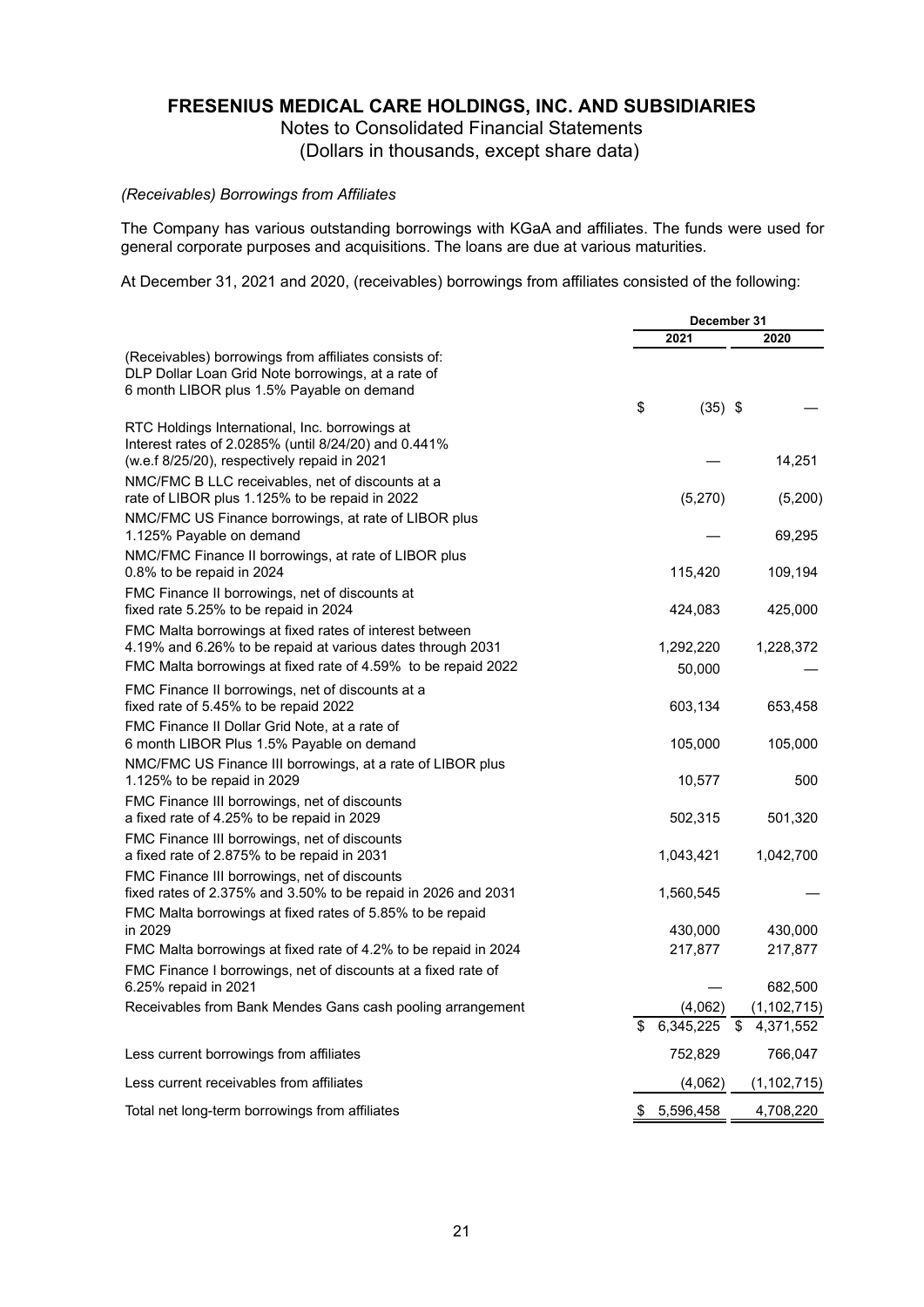*(Receivables) Borrowings from Affiliates*

The Company has various outstanding borrowings with KGaA and affiliates. The funds were used for general corporate purposes and acquisitions. The loans are due at various maturities.

At December 31, 2021 and 2020, (receivables) borrowings from affiliates consisted of the following:

| | December 31 | |
|---|---|---|
| | 2021 | 2020 |
| (Receivables) borrowings from affiliates consists of: DLP Dollar Loan Grid Note borrowings, at a rate of 6 month LIBOR plus 1.5% Payable on demand | $ (35) | $ — |
| RTC Holdings International, Inc. borrowings at Interest rates of 2.0285% (until 8/24/20) and 0.441% (w.e.f 8/25/20), respectively repaid in 2021 | — | 14,251 |
| NMC/FMC B LLC receivables, net of discounts at a rate of LIBOR plus 1.125% to be repaid in 2022 | (5,270) | (5,200) |
| NMC/FMC US Finance borrowings, at rate of LIBOR plus 1.125% Payable on demand | — | 69,295 |
| NMC/FMC Finance II borrowings, at rate of LIBOR plus 0.8% to be repaid in 2024 | 115,420 | 109,194 |
| FMC Finance II borrowings, net of discounts at fixed rate 5.25% to be repaid in 2024 | 424,083 | 425,000 |
| FMC Malta borrowings at fixed rates of interest between 4.19% and 6.26% to be repaid at various dates through 2031 | 1,292,220 | 1,228,372 |
| FMC Malta borrowings at fixed rate of 4.59% to be repaid 2022 | 50,000 | — |
| FMC Finance II borrowings, net of discounts at a fixed rate of 5.45% to be repaid 2022 | 603,134 | 653,458 |
| FMC Finance II Dollar Grid Note, at a rate of 6 month LIBOR Plus 1.5% Payable on demand | 105,000 | 105,000 |
| NMC/FMC US Finance III borrowings, at a rate of LIBOR plus 1.125% to be repaid in 2029 | 10,577 | 500 |
| FMC Finance III borrowings, net of discounts a fixed rate of 4.25% to be repaid in 2029 | 502,315 | 501,320 |
| FMC Finance III borrowings, net of discounts a fixed rate of 2.875% to be repaid in 2031 | 1,043,421 | 1,042,700 |
| FMC Finance III borrowings, net of discounts fixed rates of 2.375% and 3.50% to be repaid in 2026 and 2031 | 1,560,545 | — |
| FMC Malta borrowings at fixed rates of 5.85% to be repaid in 2029 | 430,000 | 430,000 |
| FMC Malta borrowings at fixed rate of 4.2% to be repaid in 2024 | 217,877 | 217,877 |
| FMC Finance I borrowings, net of discounts at a fixed rate of 6.25% repaid in 2021 | — | 682,500 |
| Receivables from Bank Mendes Gans cash pooling arrangement | (4,062) | (1,102,715) |
| | $ 6,345,225 | $ 4,371,552 |
| Less current borrowings from affiliates | 752,829 | 766,047 |
| Less current receivables from affiliates | (4,062) | (1,102,715) |
| Total net long-term borrowings from affiliates | $ 5,596,458 | 4,708,220 |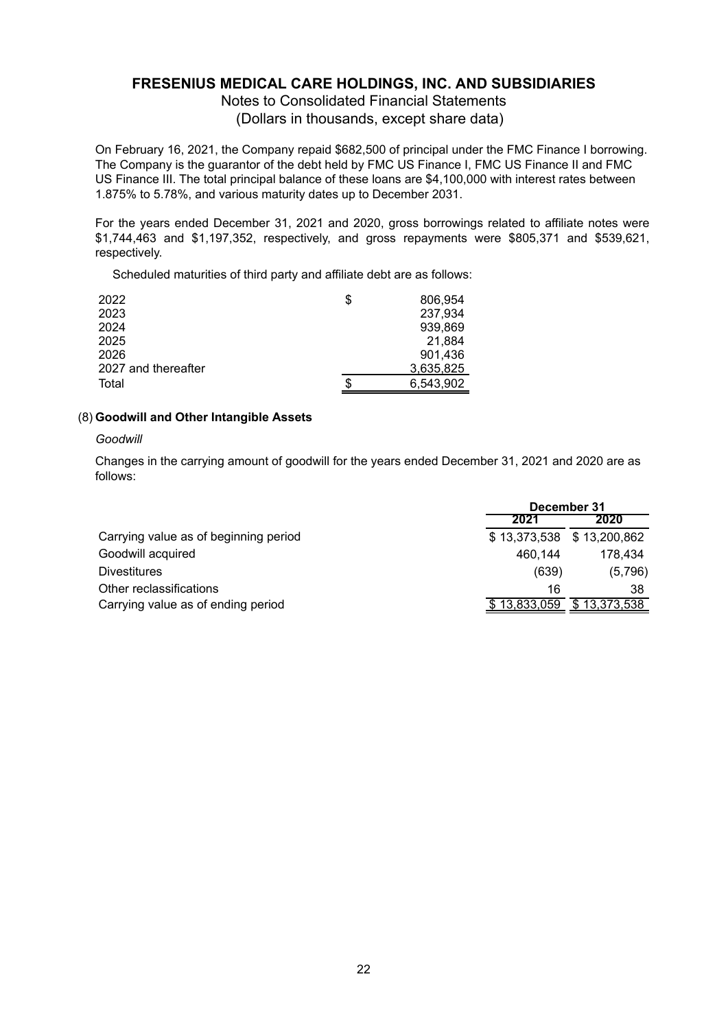On February 16, 2021, the Company repaid $682,500 of principal under the FMC Finance I borrowing. The Company is the guarantor of the debt held by FMC US Finance I, FMC US Finance II and FMC US Finance III. The total principal balance of these loans are $4,100,000 with interest rates between 1.875% to 5.78%, and various maturity dates up to December 2031.

For the years ended December 31, 2021 and 2020, gross borrowings related to affiliate notes were $1,744,463 and $1,197,352, respectively, and gross repayments were $805,371 and $539,621, respectively.

Scheduled maturities of third party and affiliate debt are as follows:

| | |
|---|---|
| 2022 | $ 806,954 |
| 2023 | 237,934 |
| 2024 | 939,869 |
| 2025 | 21,884 |
| 2026 | 901,436 |
| 2027 and thereafter | 3,635,825 |
| Total | $ 6,543,902 |

(8) **Goodwill and Other Intangible Assets**

*Goodwill*

Changes in the carrying amount of goodwill for the years ended December 31, 2021 and 2020 are as follows:

| | December 31 | |
|---|---|---|
| | **2021** | **2020** |
| Carrying value as of beginning period | $ 13,373,538 | $ 13,200,862 |
| Goodwill acquired | 460,144 | 178,434 |
| Divestitures | (639) | (5,796) |
| Other reclassifications | 16 | 38 |
| Carrying value as of ending period | $ 13,833,059 | $ 13,373,538 |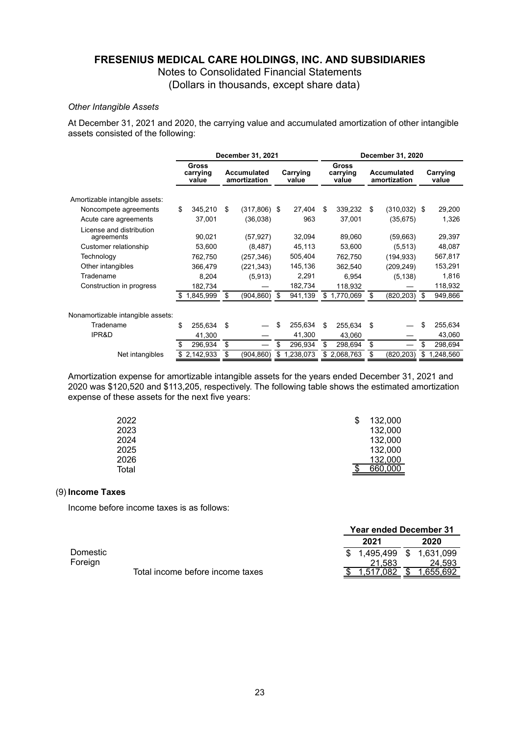# FRESENIUS MEDICAL CARE HOLDINGS, INC. AND SUBSIDIARIES

Notes to Consolidated Financial Statements

(Dollars in thousands, except share data)

*Other Intangible Assets*

At December 31, 2021 and 2020, the carrying value and accumulated amortization of other intangible assets consisted of the following:

| | December 31, 2021 | | | December 31, 2020 | | |
|---|---|---|---|---|---|---|
| | Gross carrying value | Accumulated amortization | Carrying value | Gross carrying value | Accumulated amortization | Carrying value |
| Amortizable intangible assets: | | | | | | |
| Noncompete agreements | $ 345,210 | $ (317,806) | $ 27,404 | $ 339,232 | $ (310,032) | $ 29,200 |
| Acute care agreements | 37,001 | (36,038) | 963 | 37,001 | (35,675) | 1,326 |
| License and distribution agreements | 90,021 | (57,927) | 32,094 | 89,060 | (59,663) | 29,397 |
| Customer relationship | 53,600 | (8,487) | 45,113 | 53,600 | (5,513) | 48,087 |
| Technology | 762,750 | (257,346) | 505,404 | 762,750 | (194,933) | 567,817 |
| Other intangibles | 366,479 | (221,343) | 145,136 | 362,540 | (209,249) | 153,291 |
| Tradename | 8,204 | (5,913) | 2,291 | 6,954 | (5,138) | 1,816 |
| Construction in progress | 182,734 | — | 182,734 | 118,932 | — | 118,932 |
| | $ 1,845,999 | $ (904,860) | $ 941,139 | $ 1,770,069 | $ (820,203) | $ 949,866 |
| Nonamortizable intangible assets: | | | | | | |
| Tradename | $ 255,634 | $ — | $ 255,634 | $ 255,634 | $ — | $ 255,634 |
| IPR&D | 41,300 | — | 41,300 | 43,060 | — | 43,060 |
| | $ 296,934 | $ — | $ 296,934 | $ 298,694 | $ — | $ 298,694 |
| Net intangibles | $ 2,142,933 | $ (904,860) | $ 1,238,073 | $ 2,068,763 | $ (820,203) | $ 1,248,560 |

Amortization expense for amortizable intangible assets for the years ended December 31, 2021 and 2020 was $120,520 and $113,205, respectively. The following table shows the estimated amortization expense of these assets for the next five years:

| | |
|---|---|
| 2022 | $ 132,000 |
| 2023 | 132,000 |
| 2024 | 132,000 |
| 2025 | 132,000 |
| 2026 | 132,000 |
| Total | $ 660,000 |

## (9) Income Taxes

Income before income taxes is as follows:

| | Year ended December 31 | |
|---|---|---|
| | 2021 | 2020 |
| Domestic | $ 1,495,499 | $ 1,631,099 |
| Foreign | 21,583 | 24,593 |
| Total income before income taxes | $ 1,517,082 | $ 1,655,692 |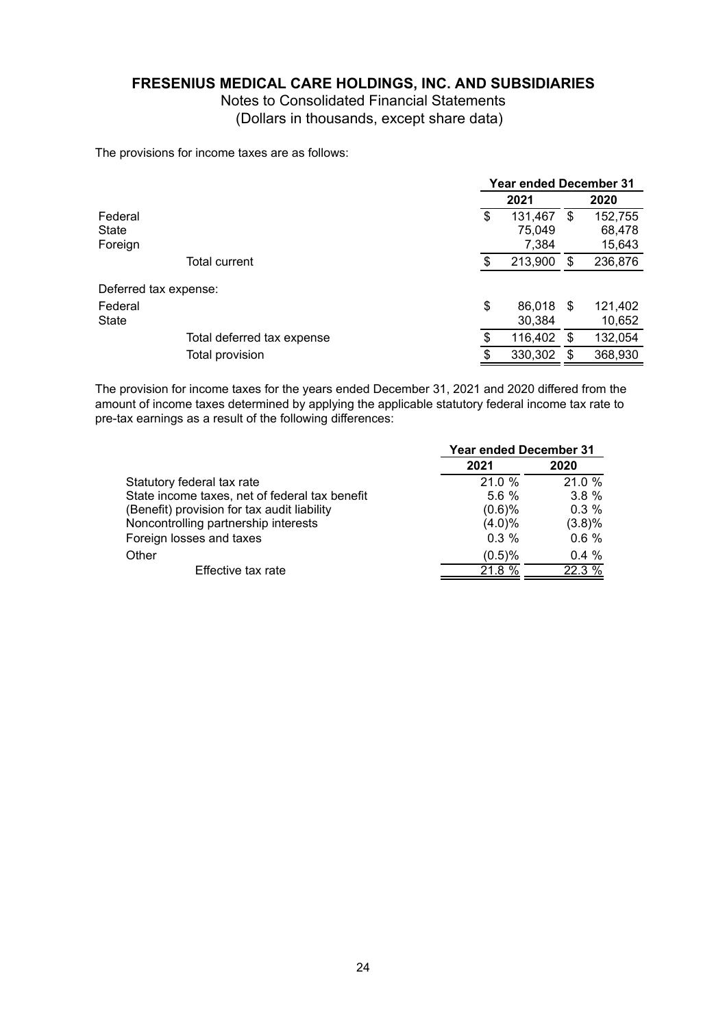# FRESENIUS MEDICAL CARE HOLDINGS, INC. AND SUBSIDIARIES

Notes to Consolidated Financial Statements
(Dollars in thousands, except share data)

The provisions for income taxes are as follows:

| | Year ended December 31 | |
|---|---|---|
| | 2021 | 2020 |
| Federal | $ 131,467 | $ 152,755 |
| State | 75,049 | 68,478 |
| Foreign | 7,384 | 15,643 |
| Total current | $ 213,900 | $ 236,876 |
| Deferred tax expense: | | |
| Federal | $ 86,018 | $ 121,402 |
| State | 30,384 | 10,652 |
| Total deferred tax expense | $ 116,402 | $ 132,054 |
| Total provision | $ 330,302 | $ 368,930 |

The provision for income taxes for the years ended December 31, 2021 and 2020 differed from the amount of income taxes determined by applying the applicable statutory federal income tax rate to pre-tax earnings as a result of the following differences:

| | Year ended December 31 | |
|---|---|---|
| | 2021 | 2020 |
| Statutory federal tax rate | 21.0 % | 21.0 % |
| State income taxes, net of federal tax benefit | 5.6 % | 3.8 % |
| (Benefit) provision for tax audit liability | (0.6)% | 0.3 % |
| Noncontrolling partnership interests | (4.0)% | (3.8)% |
| Foreign losses and taxes | 0.3 % | 0.6 % |
| Other | (0.5)% | 0.4 % |
| Effective tax rate | 21.8 % | 22.3 % |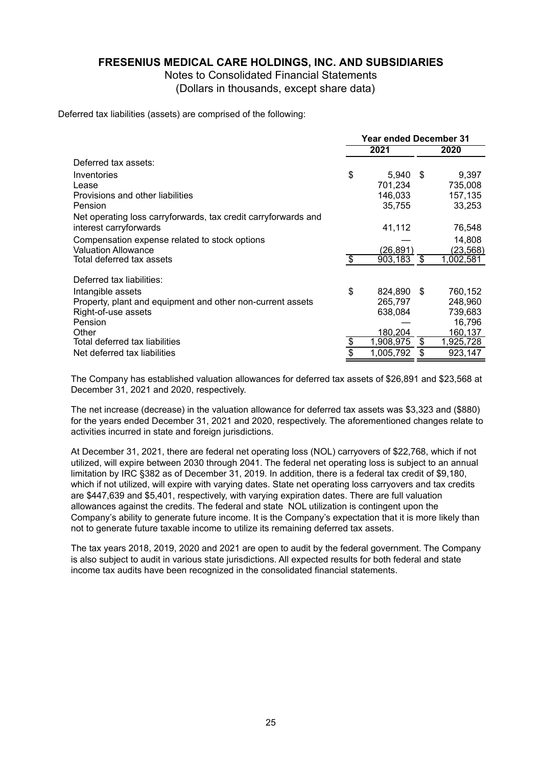**FRESENIUS MEDICAL CARE HOLDINGS, INC. AND SUBSIDIARIES**

Notes to Consolidated Financial Statements

(Dollars in thousands, except share data)

Deferred tax liabilities (assets) are comprised of the following:

| | Year ended December 31 | |
|---|---|---|
| | 2021 | 2020 |
| Deferred tax assets: | | |
| Inventories | $ 5,940 | $ 9,397 |
| Lease | 701,234 | 735,008 |
| Provisions and other liabilities | 146,033 | 157,135 |
| Pension | 35,755 | 33,253 |
| Net operating loss carryforwards, tax credit carryforwards and interest carryforwards | 41,112 | 76,548 |
| Compensation expense related to stock options | — | 14,808 |
| Valuation Allowance | (26,891) | (23,568) |
| Total deferred tax assets | $ 903,183 | $ 1,002,581 |
| Deferred tax liabilities: | | |
| Intangible assets | $ 824,890 | $ 760,152 |
| Property, plant and equipment and other non-current assets | 265,797 | 248,960 |
| Right-of-use assets | 638,084 | 739,683 |
| Pension | — | 16,796 |
| Other | 180,204 | 160,137 |
| Total deferred tax liabilities | $ 1,908,975 | $ 1,925,728 |
| Net deferred tax liabilities | $ 1,005,792 | $ 923,147 |

The Company has established valuation allowances for deferred tax assets of $26,891 and $23,568 at December 31, 2021 and 2020, respectively.

The net increase (decrease) in the valuation allowance for deferred tax assets was $3,323 and ($880) for the years ended December 31, 2021 and 2020, respectively. The aforementioned changes relate to activities incurred in state and foreign jurisdictions.

At December 31, 2021, there are federal net operating loss (NOL) carryovers of $22,768, which if not utilized, will expire between 2030 through 2041. The federal net operating loss is subject to an annual limitation by IRC §382 as of December 31, 2019. In addition, there is a federal tax credit of $9,180, which if not utilized, will expire with varying dates. State net operating loss carryovers and tax credits are $447,639 and $5,401, respectively, with varying expiration dates. There are full valuation allowances against the credits. The federal and state NOL utilization is contingent upon the Company's ability to generate future income. It is the Company's expectation that it is more likely than not to generate future taxable income to utilize its remaining deferred tax assets.

The tax years 2018, 2019, 2020 and 2021 are open to audit by the federal government. The Company is also subject to audit in various state jurisdictions. All expected results for both federal and state income tax audits have been recognized in the consolidated financial statements.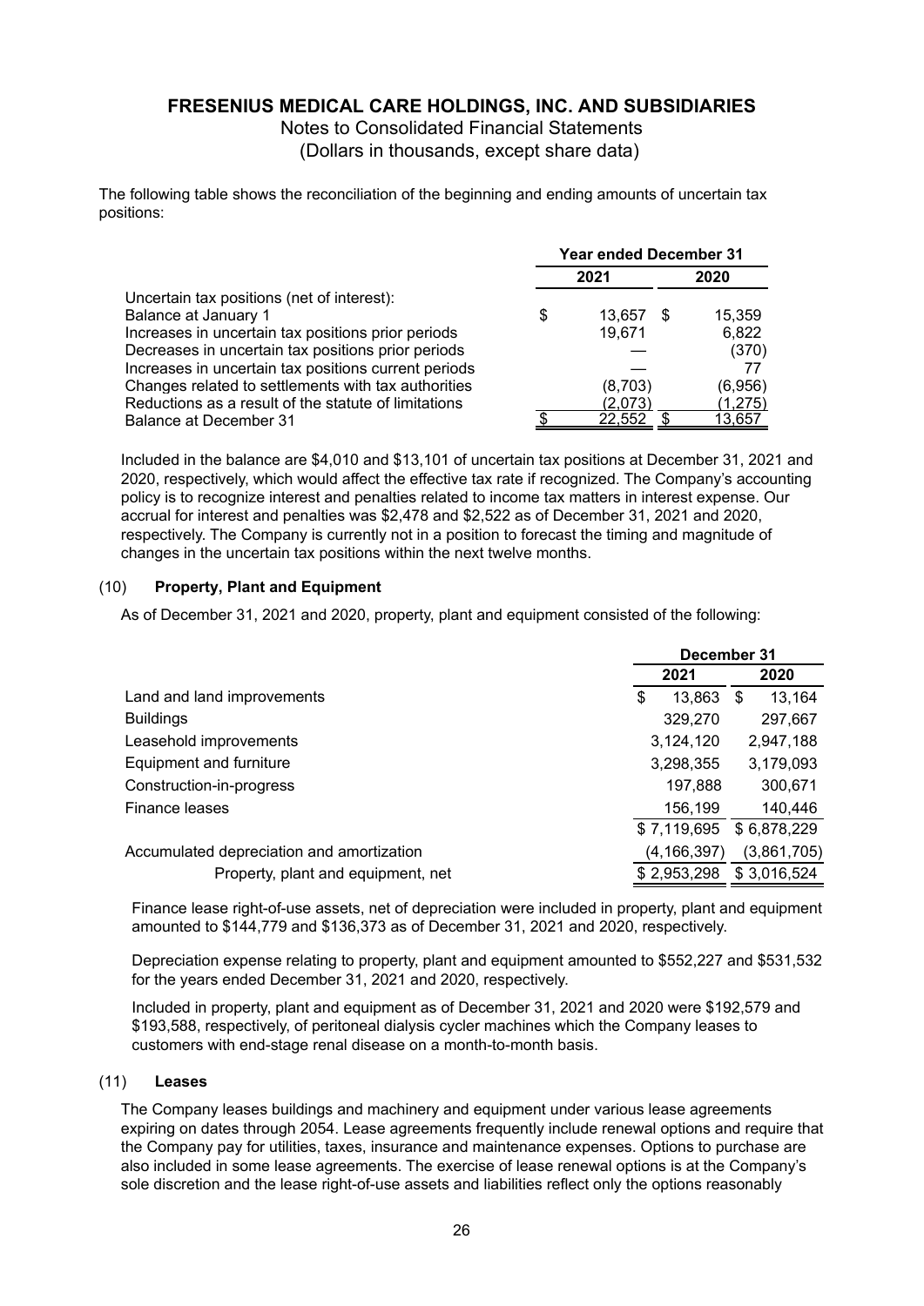The following table shows the reconciliation of the beginning and ending amounts of uncertain tax positions:

| | Year ended December 31 | |
|---|---|---|
| | 2021 | 2020 |
| Uncertain tax positions (net of interest): | | |
| Balance at January 1 | $ 13,657 | $ 15,359 |
| Increases in uncertain tax positions prior periods | 19,671 | 6,822 |
| Decreases in uncertain tax positions prior periods | — | (370) |
| Increases in uncertain tax positions current periods | — | 77 |
| Changes related to settlements with tax authorities | (8,703) | (6,956) |
| Reductions as a result of the statute of limitations | (2,073) | (1,275) |
| Balance at December 31 | $ 22,552 | $ 13,657 |

Included in the balance are $4,010 and $13,101 of uncertain tax positions at December 31, 2021 and 2020, respectively, which would affect the effective tax rate if recognized. The Company's accounting policy is to recognize interest and penalties related to income tax matters in interest expense. Our accrual for interest and penalties was $2,478 and $2,522 as of December 31, 2021 and 2020, respectively. The Company is currently not in a position to forecast the timing and magnitude of changes in the uncertain tax positions within the next twelve months.

## (10) Property, Plant and Equipment

As of December 31, 2021 and 2020, property, plant and equipment consisted of the following:

| | December 31 | |
|---|---|---|
| | 2021 | 2020 |
| Land and land improvements | $ 13,863 | $ 13,164 |
| Buildings | 329,270 | 297,667 |
| Leasehold improvements | 3,124,120 | 2,947,188 |
| Equipment and furniture | 3,298,355 | 3,179,093 |
| Construction-in-progress | 197,888 | 300,671 |
| Finance leases | 156,199 | 140,446 |
| | $ 7,119,695 | $ 6,878,229 |
| Accumulated depreciation and amortization | (4,166,397) | (3,861,705) |
| Property, plant and equipment, net | $ 2,953,298 | $ 3,016,524 |

Finance lease right-of-use assets, net of depreciation were included in property, plant and equipment amounted to $144,779 and $136,373 as of December 31, 2021 and 2020, respectively.

Depreciation expense relating to property, plant and equipment amounted to $552,227 and $531,532 for the years ended December 31, 2021 and 2020, respectively.

Included in property, plant and equipment as of December 31, 2021 and 2020 were $192,579 and $193,588, respectively, of peritoneal dialysis cycler machines which the Company leases to customers with end-stage renal disease on a month-to-month basis.

## (11) Leases

The Company leases buildings and machinery and equipment under various lease agreements expiring on dates through 2054. Lease agreements frequently include renewal options and require that the Company pay for utilities, taxes, insurance and maintenance expenses. Options to purchase are also included in some lease agreements. The exercise of lease renewal options is at the Company's sole discretion and the lease right-of-use assets and liabilities reflect only the options reasonably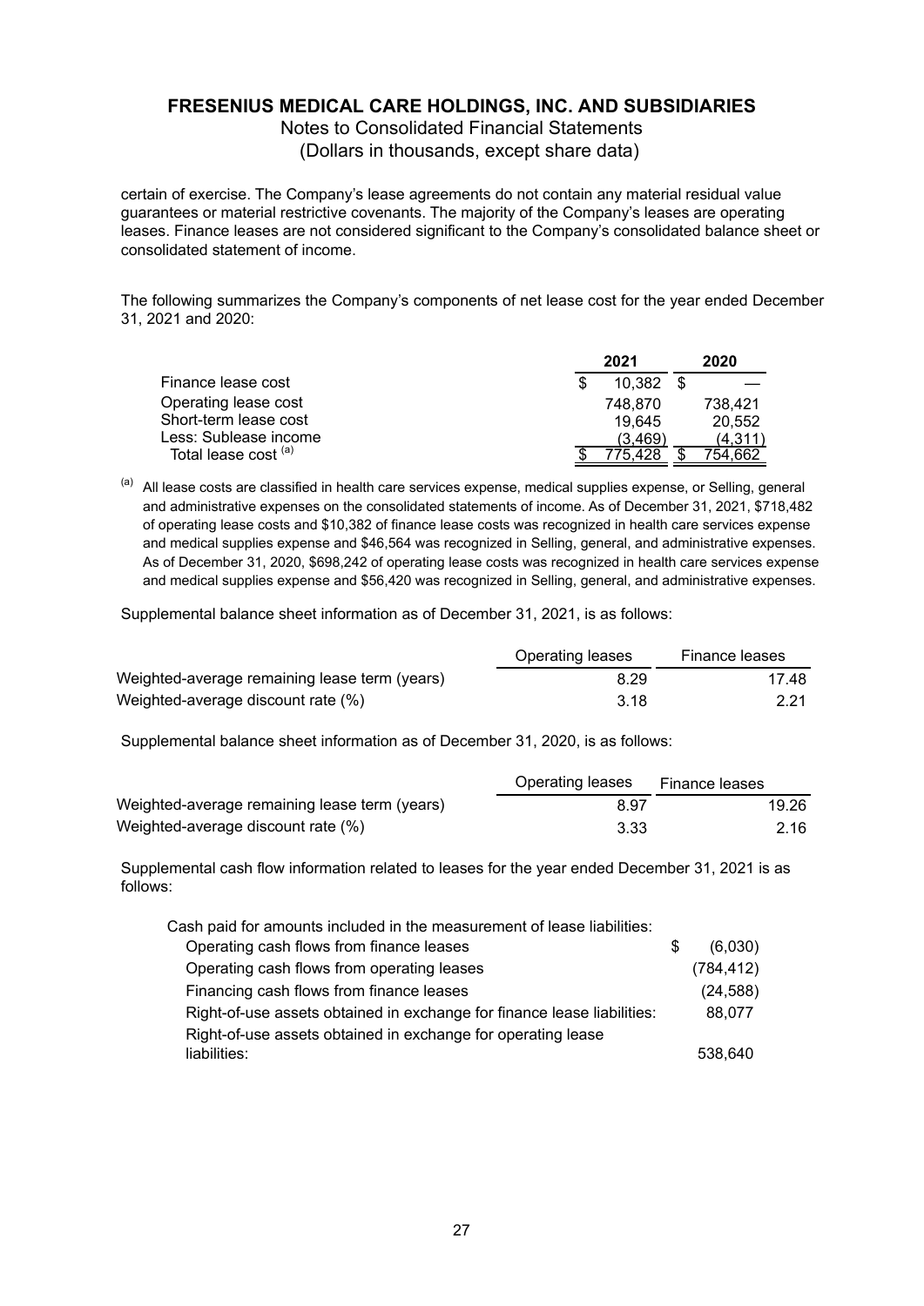certain of exercise. The Company's lease agreements do not contain any material residual value guarantees or material restrictive covenants. The majority of the Company's leases are operating leases. Finance leases are not considered significant to the Company's consolidated balance sheet or consolidated statement of income.

The following summarizes the Company's components of net lease cost for the year ended December 31, 2021 and 2020:

| | 2021 | 2020 |
|---|---|---|
| Finance lease cost | $ 10,382 | $ — |
| Operating lease cost | 748,870 | 738,421 |
| Short-term lease cost | 19,645 | 20,552 |
| Less: Sublease income | (3,469) | (4,311) |
| Total lease cost [(a)] | $ 775,428 | $ 754,662 |

[(a)] All lease costs are classified in health care services expense, medical supplies expense, or Selling, general and administrative expenses on the consolidated statements of income. As of December 31, 2021, $718,482 of operating lease costs and $10,382 of finance lease costs was recognized in health care services expense and medical supplies expense and $46,564 was recognized in Selling, general, and administrative expenses. As of December 31, 2020, $698,242 of operating lease costs was recognized in health care services expense and medical supplies expense and $56,420 was recognized in Selling, general, and administrative expenses.

Supplemental balance sheet information as of December 31, 2021, is as follows:

| | Operating leases | Finance leases |
|---|---|---|
| Weighted-average remaining lease term (years) | 8.29 | 17.48 |
| Weighted-average discount rate (%) | 3.18 | 2.21 |

Supplemental balance sheet information as of December 31, 2020, is as follows:

| | Operating leases | Finance leases |
|---|---|---|
| Weighted-average remaining lease term (years) | 8.97 | 19.26 |
| Weighted-average discount rate (%) | 3.33 | 2.16 |

Supplemental cash flow information related to leases for the year ended December 31, 2021 is as follows:

| | |
|---|---|
| Cash paid for amounts included in the measurement of lease liabilities: | |
| Operating cash flows from finance leases | $ (6,030) |
| Operating cash flows from operating leases | (784,412) |
| Financing cash flows from finance leases | (24,588) |
| Right-of-use assets obtained in exchange for finance lease liabilities: | 88,077 |
| Right-of-use assets obtained in exchange for operating lease liabilities: | 538,640 |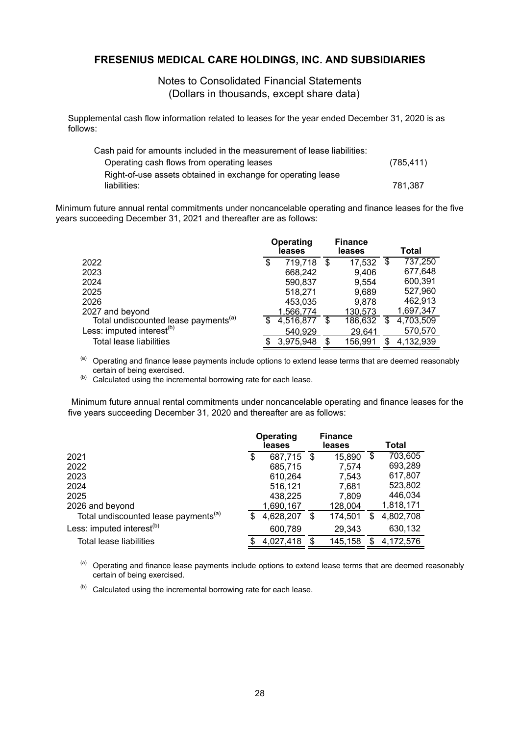# FRESENIUS MEDICAL CARE HOLDINGS, INC. AND SUBSIDIARIES

Notes to Consolidated Financial Statements
(Dollars in thousands, except share data)

Supplemental cash flow information related to leases for the year ended December 31, 2020 is as follows:

| | |
|---|---|
| Cash paid for amounts included in the measurement of lease liabilities: | |
| Operating cash flows from operating leases | (785,411) |
| Right-of-use assets obtained in exchange for operating lease liabilities: | 781,387 |

Minimum future annual rental commitments under noncancelable operating and finance leases for the five years succeeding December 31, 2021 and thereafter are as follows:

| | Operating leases | Finance leases | Total |
|---|---|---|---|
| 2022 | $ 719,718 | $ 17,532 | $ 737,250 |
| 2023 | 668,242 | 9,406 | 677,648 |
| 2024 | 590,837 | 9,554 | 600,391 |
| 2025 | 518,271 | 9,689 | 527,960 |
| 2026 | 453,035 | 9,878 | 462,913 |
| 2027 and beyond | 1,566,774 | 130,573 | 1,697,347 |
| Total undiscounted lease payments[a] | $ 4,516,877 | $ 186,632 | $ 4,703,509 |
| Less: imputed interest[b] | 540,929 | 29,641 | 570,570 |
| Total lease liabilities | $ 3,975,948 | $ 156,991 | $ 4,132,939 |

[a] Operating and finance lease payments include options to extend lease terms that are deemed reasonably certain of being exercised.

[b] Calculated using the incremental borrowing rate for each lease.

Minimum future annual rental commitments under noncancelable operating and finance leases for the five years succeeding December 31, 2020 and thereafter are as follows:

| | Operating leases | Finance leases | Total |
|---|---|---|---|
| 2021 | $ 687,715 | $ 15,890 | $ 703,605 |
| 2022 | 685,715 | 7,574 | 693,289 |
| 2023 | 610,264 | 7,543 | 617,807 |
| 2024 | 516,121 | 7,681 | 523,802 |
| 2025 | 438,225 | 7,809 | 446,034 |
| 2026 and beyond | 1,690,167 | 128,004 | 1,818,171 |
| Total undiscounted lease payments[a] | $ 4,628,207 | $ 174,501 | $ 4,802,708 |
| Less: imputed interest[b] | 600,789 | 29,343 | 630,132 |
| Total lease liabilities | $ 4,027,418 | $ 145,158 | $ 4,172,576 |

[a] Operating and finance lease payments include options to extend lease terms that are deemed reasonably certain of being exercised.

[b] Calculated using the incremental borrowing rate for each lease.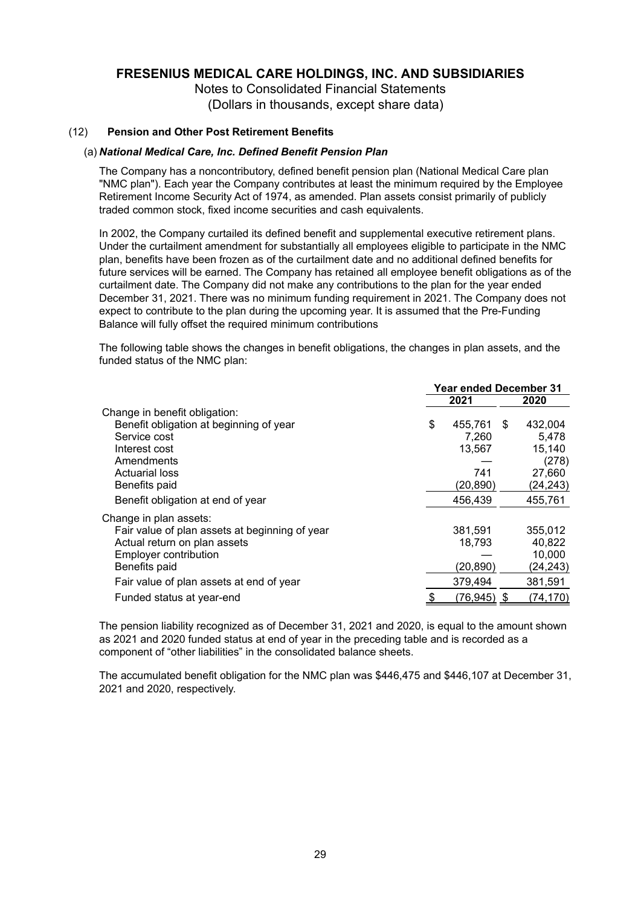# FRESENIUS MEDICAL CARE HOLDINGS, INC. AND SUBSIDIARIES

Notes to Consolidated Financial Statements
(Dollars in thousands, except share data)

## (12) Pension and Other Post Retirement Benefits

### (a) *National Medical Care, Inc. Defined Benefit Pension Plan*

The Company has a noncontributory, defined benefit pension plan (National Medical Care plan "NMC plan"). Each year the Company contributes at least the minimum required by the Employee Retirement Income Security Act of 1974, as amended. Plan assets consist primarily of publicly traded common stock, fixed income securities and cash equivalents.

In 2002, the Company curtailed its defined benefit and supplemental executive retirement plans. Under the curtailment amendment for substantially all employees eligible to participate in the NMC plan, benefits have been frozen as of the curtailment date and no additional defined benefits for future services will be earned. The Company has retained all employee benefit obligations as of the curtailment date. The Company did not make any contributions to the plan for the year ended December 31, 2021. There was no minimum funding requirement in 2021. The Company does not expect to contribute to the plan during the upcoming year. It is assumed that the Pre-Funding Balance will fully offset the required minimum contributions

The following table shows the changes in benefit obligations, the changes in plan assets, and the funded status of the NMC plan:

| | Year ended December 31 | |
|---|---|---|
| | 2021 | 2020 |
| Change in benefit obligation: | | |
| Benefit obligation at beginning of year | $ 455,761 | $ 432,004 |
| Service cost | 7,260 | 5,478 |
| Interest cost | 13,567 | 15,140 |
| Amendments | — | (278) |
| Actuarial loss | 741 | 27,660 |
| Benefits paid | (20,890) | (24,243) |
| Benefit obligation at end of year | 456,439 | 455,761 |
| Change in plan assets: | | |
| Fair value of plan assets at beginning of year | 381,591 | 355,012 |
| Actual return on plan assets | 18,793 | 40,822 |
| Employer contribution | — | 10,000 |
| Benefits paid | (20,890) | (24,243) |
| Fair value of plan assets at end of year | 379,494 | 381,591 |
| Funded status at year-end | $ (76,945) | $ (74,170) |

The pension liability recognized as of December 31, 2021 and 2020, is equal to the amount shown as 2021 and 2020 funded status at end of year in the preceding table and is recorded as a component of "other liabilities" in the consolidated balance sheets.

The accumulated benefit obligation for the NMC plan was $446,475 and $446,107 at December 31, 2021 and 2020, respectively.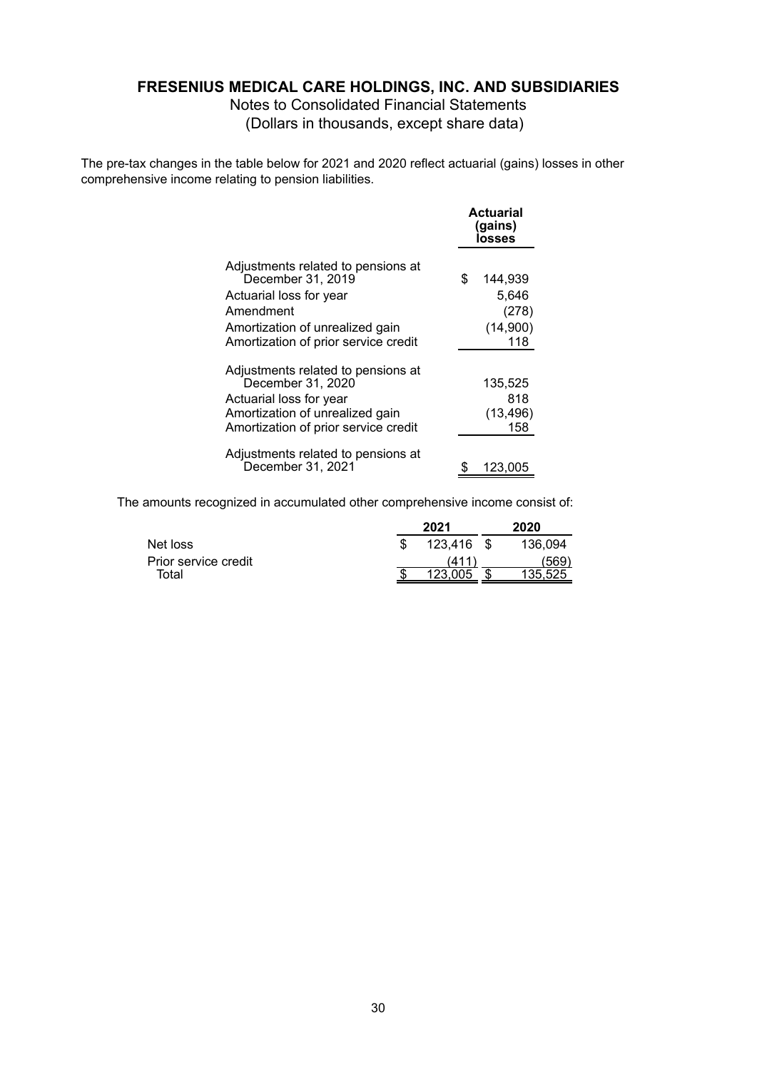# FRESENIUS MEDICAL CARE HOLDINGS, INC. AND SUBSIDIARIES

Notes to Consolidated Financial Statements
(Dollars in thousands, except share data)

The pre-tax changes in the table below for 2021 and 2020 reflect actuarial (gains) losses in other comprehensive income relating to pension liabilities.

| | Actuarial (gains) losses |
|---|---|
| Adjustments related to pensions at December 31, 2019 | $ 144,939 |
| Actuarial loss for year | 5,646 |
| Amendment | (278) |
| Amortization of unrealized gain | (14,900) |
| Amortization of prior service credit | 118 |
| Adjustments related to pensions at December 31, 2020 | 135,525 |
| Actuarial loss for year | 818 |
| Amortization of unrealized gain | (13,496) |
| Amortization of prior service credit | 158 |
| Adjustments related to pensions at December 31, 2021 | $ 123,005 |

The amounts recognized in accumulated other comprehensive income consist of:

| | 2021 | 2020 |
|---|---|---|
| Net loss | $ 123,416 | $ 136,094 |
| Prior service credit | (411) | (569) |
| Total | $ 123,005 | $ 135,525 |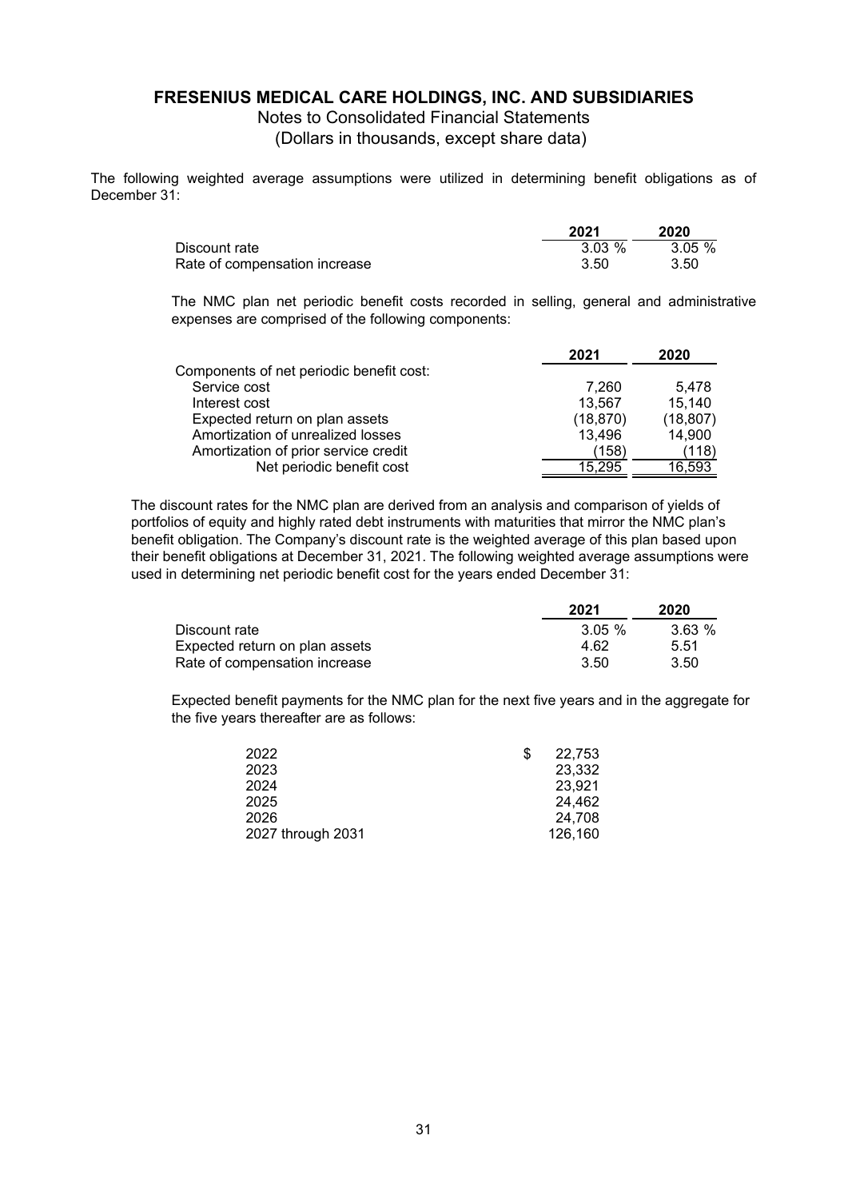The following weighted average assumptions were utilized in determining benefit obligations as of December 31:

| | 2021 | 2020 |
|---|---|---|
| Discount rate | 3.03 % | 3.05 % |
| Rate of compensation increase | 3.50 | 3.50 |

The NMC plan net periodic benefit costs recorded in selling, general and administrative expenses are comprised of the following components:

| | 2021 | 2020 |
|---|---|---|
| Components of net periodic benefit cost: | | |
| Service cost | 7,260 | 5,478 |
| Interest cost | 13,567 | 15,140 |
| Expected return on plan assets | (18,870) | (18,807) |
| Amortization of unrealized losses | 13,496 | 14,900 |
| Amortization of prior service credit | (158) | (118) |
| Net periodic benefit cost | 15,295 | 16,593 |

The discount rates for the NMC plan are derived from an analysis and comparison of yields of portfolios of equity and highly rated debt instruments with maturities that mirror the NMC plan's benefit obligation. The Company's discount rate is the weighted average of this plan based upon their benefit obligations at December 31, 2021. The following weighted average assumptions were used in determining net periodic benefit cost for the years ended December 31:

| | 2021 | 2020 |
|---|---|---|
| Discount rate | 3.05 % | 3.63 % |
| Expected return on plan assets | 4.62 | 5.51 |
| Rate of compensation increase | 3.50 | 3.50 |

Expected benefit payments for the NMC plan for the next five years and in the aggregate for the five years thereafter are as follows:

| | |
|---|---|
| 2022 | $ 22,753 |
| 2023 | 23,332 |
| 2024 | 23,921 |
| 2025 | 24,462 |
| 2026 | 24,708 |
| 2027 through 2031 | 126,160 |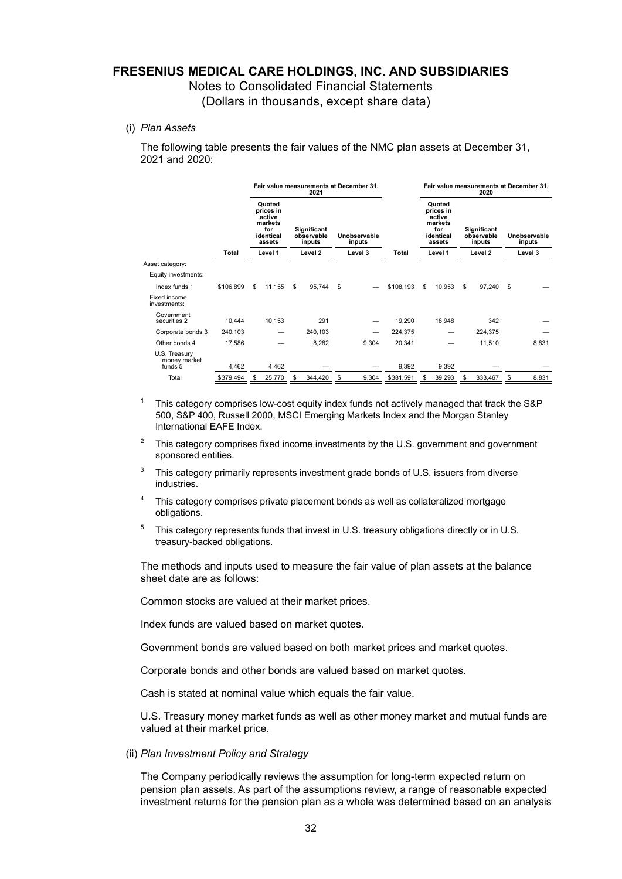# FRESENIUS MEDICAL CARE HOLDINGS, INC. AND SUBSIDIARIES

Notes to Consolidated Financial Statements
(Dollars in thousands, except share data)

(i) *Plan Assets*

The following table presents the fair values of the NMC plan assets at December 31, 2021 and 2020:

| | Fair value measurements at December 31, 2021 | | | | Fair value measurements at December 31, 2020 | | | |
|---|---|---|---|---|---|---|---|---|
| | | Quoted prices in active markets for identical assets | Significant observable inputs | Unobservable inputs | | Quoted prices in active markets for identical assets | Significant observable inputs | Unobservable inputs |
| | Total | Level 1 | Level 2 | Level 3 | Total | Level 1 | Level 2 | Level 3 |
| Asset category: | | | | | | | | |
| Equity investments: | | | | | | | | |
| Index funds 1 | $106,899 | $ 11,155 | $ 95,744 | $ — | $108,193 | $ 10,953 | $ 97,240 | $ — |
| Fixed income investments: | | | | | | | | |
| Government securities 2 | 10,444 | 10,153 | 291 | — | 19,290 | 18,948 | 342 | — |
| Corporate bonds 3 | 240,103 | — | 240,103 | — | 224,375 | — | 224,375 | — |
| Other bonds 4 | 17,586 | — | 8,282 | 9,304 | 20,341 | — | 11,510 | 8,831 |
| U.S. Treasury money market funds 5 | 4,462 | 4,462 | — | — | 9,392 | 9,392 | — | — |
| Total | $379,494 | $ 25,770 | $ 344,420 | $ 9,304 | $381,591 | $ 39,293 | $ 333,467 | $ 8,831 |

[1] This category comprises low-cost equity index funds not actively managed that track the S&P 500, S&P 400, Russell 2000, MSCI Emerging Markets Index and the Morgan Stanley International EAFE Index.

[2] This category comprises fixed income investments by the U.S. government and government sponsored entities.

[3] This category primarily represents investment grade bonds of U.S. issuers from diverse industries.

[4] This category comprises private placement bonds as well as collateralized mortgage obligations.

[5] This category represents funds that invest in U.S. treasury obligations directly or in U.S. treasury-backed obligations.

The methods and inputs used to measure the fair value of plan assets at the balance sheet date are as follows:

Common stocks are valued at their market prices.

Index funds are valued based on market quotes.

Government bonds are valued based on both market prices and market quotes.

Corporate bonds and other bonds are valued based on market quotes.

Cash is stated at nominal value which equals the fair value.

U.S. Treasury money market funds as well as other money market and mutual funds are valued at their market price.

(ii) *Plan Investment Policy and Strategy*

The Company periodically reviews the assumption for long-term expected return on pension plan assets. As part of the assumptions review, a range of reasonable expected investment returns for the pension plan as a whole was determined based on an analysis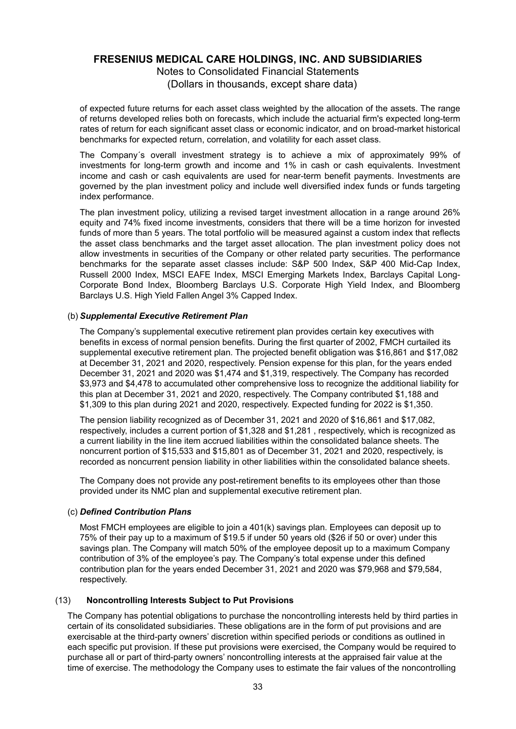of expected future returns for each asset class weighted by the allocation of the assets. The range of returns developed relies both on forecasts, which include the actuarial firm's expected long-term rates of return for each significant asset class or economic indicator, and on broad-market historical benchmarks for expected return, correlation, and volatility for each asset class.

The Company´s overall investment strategy is to achieve a mix of approximately 99% of investments for long-term growth and income and 1% in cash or cash equivalents. Investment income and cash or cash equivalents are used for near-term benefit payments. Investments are governed by the plan investment policy and include well diversified index funds or funds targeting index performance.

The plan investment policy, utilizing a revised target investment allocation in a range around 26% equity and 74% fixed income investments, considers that there will be a time horizon for invested funds of more than 5 years. The total portfolio will be measured against a custom index that reflects the asset class benchmarks and the target asset allocation. The plan investment policy does not allow investments in securities of the Company or other related party securities. The performance benchmarks for the separate asset classes include: S&P 500 Index, S&P 400 Mid-Cap Index, Russell 2000 Index, MSCI EAFE Index, MSCI Emerging Markets Index, Barclays Capital Long-Corporate Bond Index, Bloomberg Barclays U.S. Corporate High Yield Index, and Bloomberg Barclays U.S. High Yield Fallen Angel 3% Capped Index.

(b) ***Supplemental Executive Retirement Plan***

The Company's supplemental executive retirement plan provides certain key executives with benefits in excess of normal pension benefits. During the first quarter of 2002, FMCH curtailed its supplemental executive retirement plan. The projected benefit obligation was $16,861 and $17,082 at December 31, 2021 and 2020, respectively. Pension expense for this plan, for the years ended December 31, 2021 and 2020 was $1,474 and $1,319, respectively. The Company has recorded $3,973 and $4,478 to accumulated other comprehensive loss to recognize the additional liability for this plan at December 31, 2021 and 2020, respectively. The Company contributed $1,188 and $1,309 to this plan during 2021 and 2020, respectively. Expected funding for 2022 is $1,350.

The pension liability recognized as of December 31, 2021 and 2020 of $16,861 and $17,082, respectively, includes a current portion of $1,328 and $1,281 , respectively, which is recognized as a current liability in the line item accrued liabilities within the consolidated balance sheets. The noncurrent portion of $15,533 and $15,801 as of December 31, 2021 and 2020, respectively, is recorded as noncurrent pension liability in other liabilities within the consolidated balance sheets.

The Company does not provide any post-retirement benefits to its employees other than those provided under its NMC plan and supplemental executive retirement plan.

(c) ***Defined Contribution Plans***

Most FMCH employees are eligible to join a 401(k) savings plan. Employees can deposit up to 75% of their pay up to a maximum of $19.5 if under 50 years old ($26 if 50 or over) under this savings plan. The Company will match 50% of the employee deposit up to a maximum Company contribution of 3% of the employee's pay. The Company's total expense under this defined contribution plan for the years ended December 31, 2021 and 2020 was $79,968 and $79,584, respectively.

## (13) Noncontrolling Interests Subject to Put Provisions

The Company has potential obligations to purchase the noncontrolling interests held by third parties in certain of its consolidated subsidiaries. These obligations are in the form of put provisions and are exercisable at the third-party owners' discretion within specified periods or conditions as outlined in each specific put provision. If these put provisions were exercised, the Company would be required to purchase all or part of third-party owners' noncontrolling interests at the appraised fair value at the time of exercise. The methodology the Company uses to estimate the fair values of the noncontrolling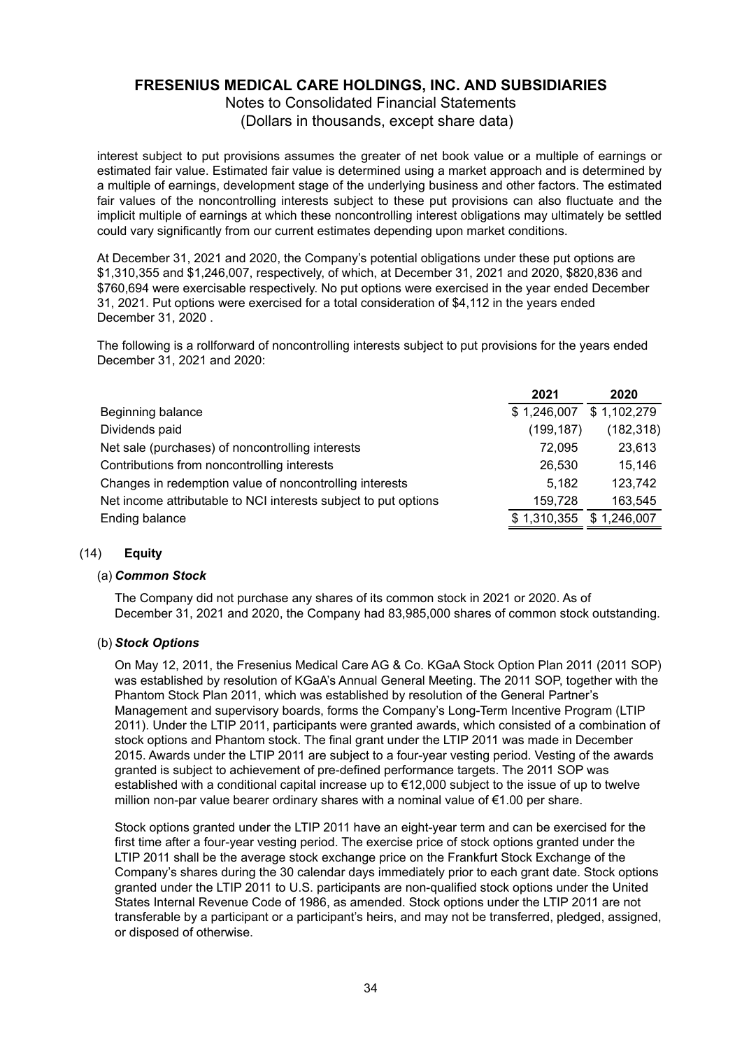interest subject to put provisions assumes the greater of net book value or a multiple of earnings or estimated fair value. Estimated fair value is determined using a market approach and is determined by a multiple of earnings, development stage of the underlying business and other factors. The estimated fair values of the noncontrolling interests subject to these put provisions can also fluctuate and the implicit multiple of earnings at which these noncontrolling interest obligations may ultimately be settled could vary significantly from our current estimates depending upon market conditions.

At December 31, 2021 and 2020, the Company's potential obligations under these put options are $1,310,355 and $1,246,007, respectively, of which, at December 31, 2021 and 2020, $820,836 and $760,694 were exercisable respectively. No put options were exercised in the year ended December 31, 2021. Put options were exercised for a total consideration of $4,112 in the years ended December 31, 2020 .

The following is a rollforward of noncontrolling interests subject to put provisions for the years ended December 31, 2021 and 2020:

| | 2021 | 2020 |
|---|---|---|
| Beginning balance | $ 1,246,007 | $ 1,102,279 |
| Dividends paid | (199,187) | (182,318) |
| Net sale (purchases) of noncontrolling interests | 72,095 | 23,613 |
| Contributions from noncontrolling interests | 26,530 | 15,146 |
| Changes in redemption value of noncontrolling interests | 5,182 | 123,742 |
| Net income attributable to NCI interests subject to put options | 159,728 | 163,545 |
| Ending balance | $ 1,310,355 | $ 1,246,007 |

## (14) Equity

### (a) *Common Stock*

The Company did not purchase any shares of its common stock in 2021 or 2020. As of December 31, 2021 and 2020, the Company had 83,985,000 shares of common stock outstanding.

### (b) *Stock Options*

On May 12, 2011, the Fresenius Medical Care AG & Co. KGaA Stock Option Plan 2011 (2011 SOP) was established by resolution of KGaA's Annual General Meeting. The 2011 SOP, together with the Phantom Stock Plan 2011, which was established by resolution of the General Partner's Management and supervisory boards, forms the Company's Long-Term Incentive Program (LTIP 2011). Under the LTIP 2011, participants were granted awards, which consisted of a combination of stock options and Phantom stock. The final grant under the LTIP 2011 was made in December 2015. Awards under the LTIP 2011 are subject to a four-year vesting period. Vesting of the awards granted is subject to achievement of pre-defined performance targets. The 2011 SOP was established with a conditional capital increase up to €12,000 subject to the issue of up to twelve million non-par value bearer ordinary shares with a nominal value of €1.00 per share.

Stock options granted under the LTIP 2011 have an eight-year term and can be exercised for the first time after a four-year vesting period. The exercise price of stock options granted under the LTIP 2011 shall be the average stock exchange price on the Frankfurt Stock Exchange of the Company's shares during the 30 calendar days immediately prior to each grant date. Stock options granted under the LTIP 2011 to U.S. participants are non-qualified stock options under the United States Internal Revenue Code of 1986, as amended. Stock options under the LTIP 2011 are not transferable by a participant or a participant's heirs, and may not be transferred, pledged, assigned, or disposed of otherwise.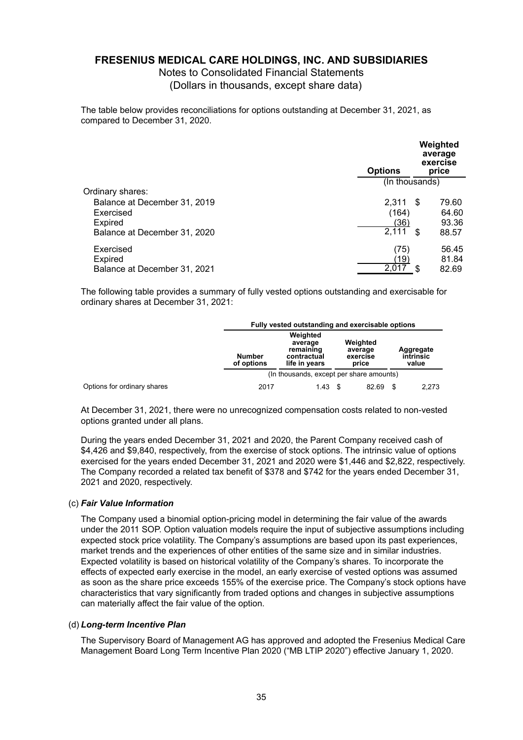# FRESENIUS MEDICAL CARE HOLDINGS, INC. AND SUBSIDIARIES

Notes to Consolidated Financial Statements
(Dollars in thousands, except share data)

The table below provides reconciliations for options outstanding at December 31, 2021, as compared to December 31, 2020.

| | Options | Weighted average exercise price |
|---|---|---|
| | (In thousands) | |
| Ordinary shares: | | |
| Balance at December 31, 2019 | 2,311 | $ 79.60 |
| Exercised | (164) | 64.60 |
| Expired | (36) | 93.36 |
| Balance at December 31, 2020 | 2,111 | $ 88.57 |
| Exercised | (75) | 56.45 |
| Expired | (19) | 81.84 |
| Balance at December 31, 2021 | 2,017 | $ 82.69 |

The following table provides a summary of fully vested options outstanding and exercisable for ordinary shares at December 31, 2021:

| | Fully vested outstanding and exercisable options | | | |
|---|---|---|---|---|
| | Number of options | Weighted average remaining contractual life in years | Weighted average exercise price | Aggregate intrinsic value |
| | (In thousands, except per share amounts) | | | |
| Options for ordinary shares | 2017 | 1.43 | $ 82.69 | $ 2,273 |

At December 31, 2021, there were no unrecognized compensation costs related to non-vested options granted under all plans.

During the years ended December 31, 2021 and 2020, the Parent Company received cash of $4,426 and $9,840, respectively, from the exercise of stock options. The intrinsic value of options exercised for the years ended December 31, 2021 and 2020 were $1,446 and $2,822, respectively. The Company recorded a related tax benefit of $378 and $742 for the years ended December 31, 2021 and 2020, respectively.

(c) ***Fair Value Information***

The Company used a binomial option-pricing model in determining the fair value of the awards under the 2011 SOP. Option valuation models require the input of subjective assumptions including expected stock price volatility. The Company's assumptions are based upon its past experiences, market trends and the experiences of other entities of the same size and in similar industries. Expected volatility is based on historical volatility of the Company's shares. To incorporate the effects of expected early exercise in the model, an early exercise of vested options was assumed as soon as the share price exceeds 155% of the exercise price. The Company's stock options have characteristics that vary significantly from traded options and changes in subjective assumptions can materially affect the fair value of the option.

(d) ***Long-term Incentive Plan***

The Supervisory Board of Management AG has approved and adopted the Fresenius Medical Care Management Board Long Term Incentive Plan 2020 ("MB LTIP 2020") effective January 1, 2020.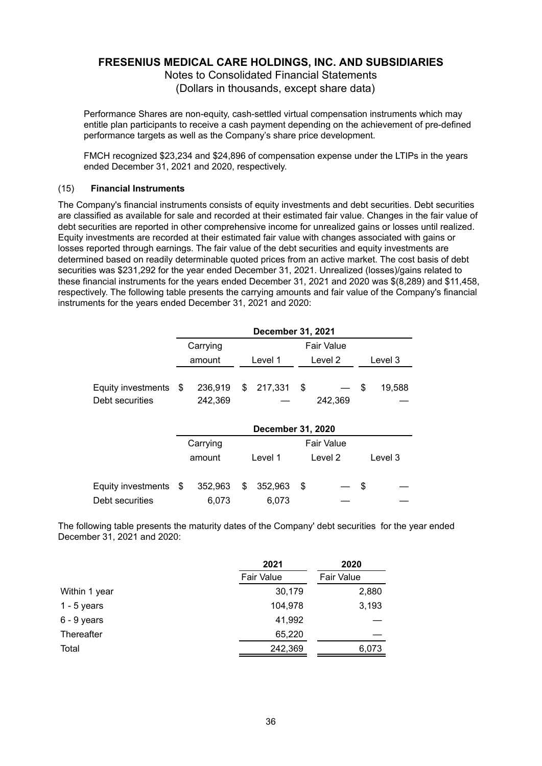Performance Shares are non-equity, cash-settled virtual compensation instruments which may entitle plan participants to receive a cash payment depending on the achievement of pre-defined performance targets as well as the Company's share price development.

FMCH recognized $23,234 and $24,896 of compensation expense under the LTIPs in the years ended December 31, 2021 and 2020, respectively.

## (15) **Financial Instruments**

The Company's financial instruments consists of equity investments and debt securities. Debt securities are classified as available for sale and recorded at their estimated fair value. Changes in the fair value of debt securities are reported in other comprehensive income for unrealized gains or losses until realized. Equity investments are recorded at their estimated fair value with changes associated with gains or losses reported through earnings. The fair value of the debt securities and equity investments are determined based on readily determinable quoted prices from an active market. The cost basis of debt securities was $231,292 for the year ended December 31, 2021. Unrealized (losses)/gains related to these financial instruments for the years ended December 31, 2021 and 2020 was $(8,289) and $11,458, respectively. The following table presents the carrying amounts and fair value of the Company's financial instruments for the years ended December 31, 2021 and 2020:

| | December 31, 2021 | | | |
|---|---|---|---|---|
| | Carrying amount | Fair Value Level 1 | Fair Value Level 2 | Fair Value Level 3 |
| Equity investments | $ 236,919 | $ 217,331 | $ — | $ 19,588 |
| Debt securities | 242,369 | — | 242,369 | — |

| | December 31, 2020 | | | |
|---|---|---|---|---|
| | Carrying amount | Fair Value Level 1 | Fair Value Level 2 | Fair Value Level 3 |
| Equity investments | $ 352,963 | $ 352,963 | $ — | $ — |
| Debt securities | 6,073 | 6,073 | — | — |

The following table presents the maturity dates of the Company' debt securities for the year ended December 31, 2021 and 2020:

| | 2021 | 2020 |
|---|---|---|
| | Fair Value | Fair Value |
| Within 1 year | 30,179 | 2,880 |
| 1 - 5 years | 104,978 | 3,193 |
| 6 - 9 years | 41,992 | — |
| Thereafter | 65,220 | — |
| Total | 242,369 | 6,073 |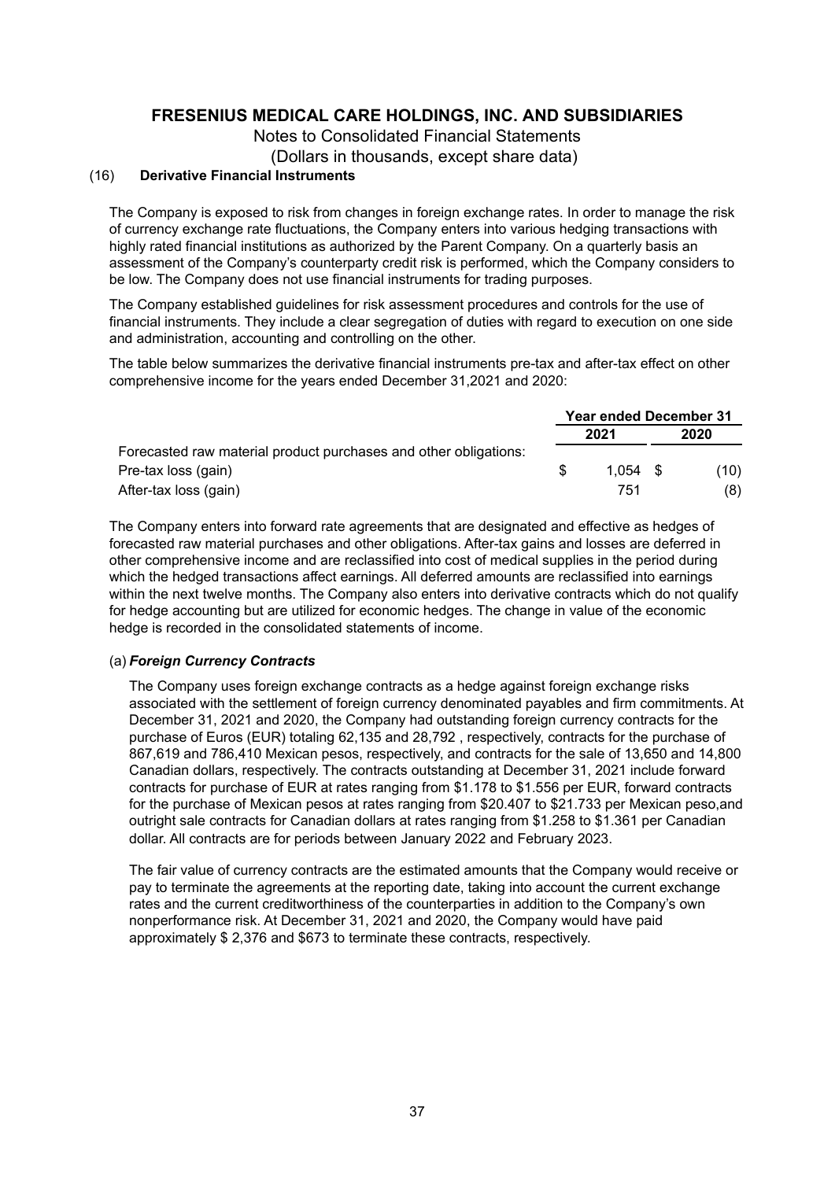# FRESENIUS MEDICAL CARE HOLDINGS, INC. AND SUBSIDIARIES

Notes to Consolidated Financial Statements

(Dollars in thousands, except share data)

## (16) Derivative Financial Instruments

The Company is exposed to risk from changes in foreign exchange rates. In order to manage the risk of currency exchange rate fluctuations, the Company enters into various hedging transactions with highly rated financial institutions as authorized by the Parent Company. On a quarterly basis an assessment of the Company's counterparty credit risk is performed, which the Company considers to be low. The Company does not use financial instruments for trading purposes.

The Company established guidelines for risk assessment procedures and controls for the use of financial instruments. They include a clear segregation of duties with regard to execution on one side and administration, accounting and controlling on the other.

The table below summarizes the derivative financial instruments pre-tax and after-tax effect on other comprehensive income for the years ended December 31,2021 and 2020:

| | Year ended December 31 | |
|---|---|---|
| | 2021 | 2020 |
| Forecasted raw material product purchases and other obligations: | | |
| Pre-tax loss (gain) | $ 1,054 | $ (10) |
| After-tax loss (gain) | 751 | (8) |

The Company enters into forward rate agreements that are designated and effective as hedges of forecasted raw material purchases and other obligations. After-tax gains and losses are deferred in other comprehensive income and are reclassified into cost of medical supplies in the period during which the hedged transactions affect earnings. All deferred amounts are reclassified into earnings within the next twelve months. The Company also enters into derivative contracts which do not qualify for hedge accounting but are utilized for economic hedges. The change in value of the economic hedge is recorded in the consolidated statements of income.

### (a) *Foreign Currency Contracts*

The Company uses foreign exchange contracts as a hedge against foreign exchange risks associated with the settlement of foreign currency denominated payables and firm commitments. At December 31, 2021 and 2020, the Company had outstanding foreign currency contracts for the purchase of Euros (EUR) totaling 62,135 and 28,792 , respectively, contracts for the purchase of 867,619 and 786,410 Mexican pesos, respectively, and contracts for the sale of 13,650 and 14,800 Canadian dollars, respectively. The contracts outstanding at December 31, 2021 include forward contracts for purchase of EUR at rates ranging from $1.178 to $1.556 per EUR, forward contracts for the purchase of Mexican pesos at rates ranging from $20.407 to $21.733 per Mexican peso,and outright sale contracts for Canadian dollars at rates ranging from $1.258 to $1.361 per Canadian dollar. All contracts are for periods between January 2022 and February 2023.

The fair value of currency contracts are the estimated amounts that the Company would receive or pay to terminate the agreements at the reporting date, taking into account the current exchange rates and the current creditworthiness of the counterparties in addition to the Company's own nonperformance risk. At December 31, 2021 and 2020, the Company would have paid approximately $ 2,376 and $673 to terminate these contracts, respectively.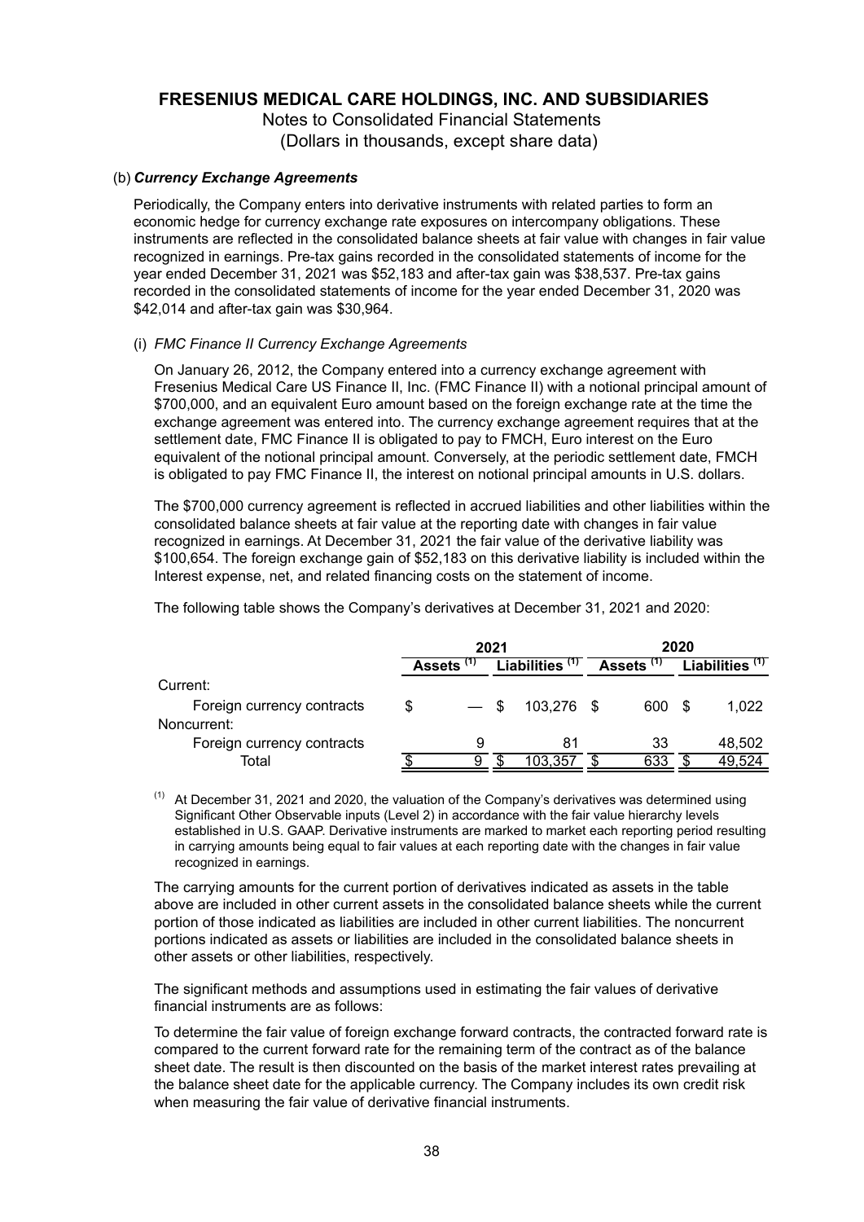# FRESENIUS MEDICAL CARE HOLDINGS, INC. AND SUBSIDIARIES

Notes to Consolidated Financial Statements
(Dollars in thousands, except share data)

(b) ***Currency Exchange Agreements***

Periodically, the Company enters into derivative instruments with related parties to form an economic hedge for currency exchange rate exposures on intercompany obligations. These instruments are reflected in the consolidated balance sheets at fair value with changes in fair value recognized in earnings. Pre-tax gains recorded in the consolidated statements of income for the year ended December 31, 2021 was $52,183 and after-tax gain was $38,537. Pre-tax gains recorded in the consolidated statements of income for the year ended December 31, 2020 was $42,014 and after-tax gain was $30,964.

(i) *FMC Finance II Currency Exchange Agreements*

On January 26, 2012, the Company entered into a currency exchange agreement with Fresenius Medical Care US Finance II, Inc. (FMC Finance II) with a notional principal amount of $700,000, and an equivalent Euro amount based on the foreign exchange rate at the time the exchange agreement was entered into. The currency exchange agreement requires that at the settlement date, FMC Finance II is obligated to pay to FMCH, Euro interest on the Euro equivalent of the notional principal amount. Conversely, at the periodic settlement date, FMCH is obligated to pay FMC Finance II, the interest on notional principal amounts in U.S. dollars.

The $700,000 currency agreement is reflected in accrued liabilities and other liabilities within the consolidated balance sheets at fair value at the reporting date with changes in fair value recognized in earnings. At December 31, 2021 the fair value of the derivative liability was $100,654. The foreign exchange gain of $52,183 on this derivative liability is included within the Interest expense, net, and related financing costs on the statement of income.

The following table shows the Company's derivatives at December 31, 2021 and 2020:

| | 2021 | | 2020 | |
|---|---|---|---|---|
| | Assets [1] | Liabilities [1] | Assets [1] | Liabilities [1] |
| Current: | | | | |
| Foreign currency contracts | $ — | $ 103,276 | $ 600 | $ 1,022 |
| Noncurrent: | | | | |
| Foreign currency contracts | 9 | 81 | 33 | 48,502 |
| Total | $ 9 | $ 103,357 | $ 633 | $ 49,524 |

[1] At December 31, 2021 and 2020, the valuation of the Company's derivatives was determined using Significant Other Observable inputs (Level 2) in accordance with the fair value hierarchy levels established in U.S. GAAP. Derivative instruments are marked to market each reporting period resulting in carrying amounts being equal to fair values at each reporting date with the changes in fair value recognized in earnings.

The carrying amounts for the current portion of derivatives indicated as assets in the table above are included in other current assets in the consolidated balance sheets while the current portion of those indicated as liabilities are included in other current liabilities. The noncurrent portions indicated as assets or liabilities are included in the consolidated balance sheets in other assets or other liabilities, respectively.

The significant methods and assumptions used in estimating the fair values of derivative financial instruments are as follows:

To determine the fair value of foreign exchange forward contracts, the contracted forward rate is compared to the current forward rate for the remaining term of the contract as of the balance sheet date. The result is then discounted on the basis of the market interest rates prevailing at the balance sheet date for the applicable currency. The Company includes its own credit risk when measuring the fair value of derivative financial instruments.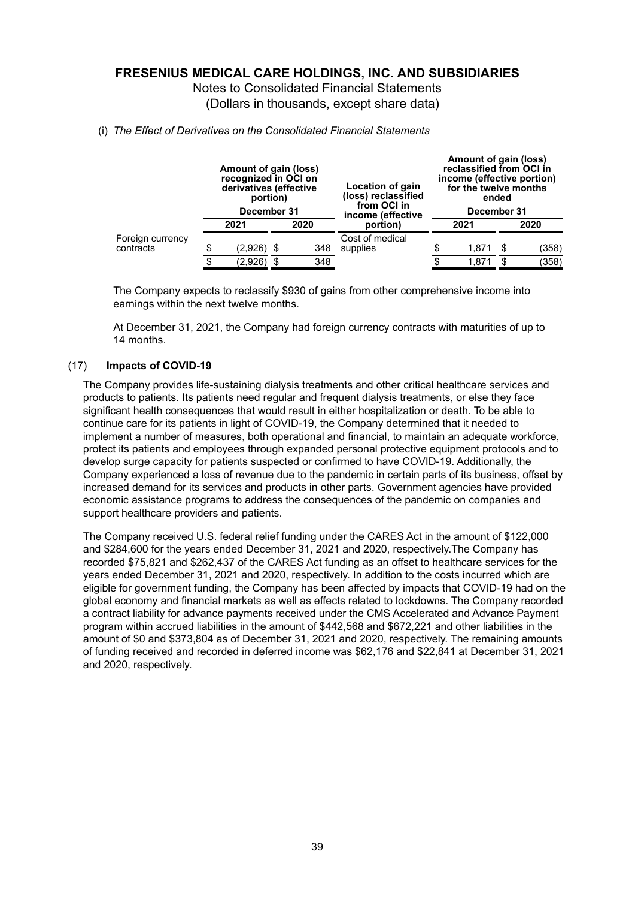# FRESENIUS MEDICAL CARE HOLDINGS, INC. AND SUBSIDIARIES

Notes to Consolidated Financial Statements
(Dollars in thousands, except share data)

(i) *The Effect of Derivatives on the Consolidated Financial Statements*

| | Amount of gain (loss) recognized in OCI on derivatives (effective portion) December 31 | | Location of gain (loss) reclassified from OCI in income (effective portion) | Amount of gain (loss) reclassified from OCI in income (effective portion) for the twelve months ended December 31 | |
|---|---|---|---|---|---|
| | 2021 | 2020 | | 2021 | 2020 |
| Foreign currency contracts | $ (2,926) | $ 348 | Cost of medical supplies | $ 1,871 | $ (358) |
| | $ (2,926) | $ 348 | | $ 1,871 | $ (358) |

The Company expects to reclassify $930 of gains from other comprehensive income into earnings within the next twelve months.

At December 31, 2021, the Company had foreign currency contracts with maturities of up to 14 months.

## (17) **Impacts of COVID-19**

The Company provides life-sustaining dialysis treatments and other critical healthcare services and products to patients. Its patients need regular and frequent dialysis treatments, or else they face significant health consequences that would result in either hospitalization or death. To be able to continue care for its patients in light of COVID-19, the Company determined that it needed to implement a number of measures, both operational and financial, to maintain an adequate workforce, protect its patients and employees through expanded personal protective equipment protocols and to develop surge capacity for patients suspected or confirmed to have COVID-19. Additionally, the Company experienced a loss of revenue due to the pandemic in certain parts of its business, offset by increased demand for its services and products in other parts. Government agencies have provided economic assistance programs to address the consequences of the pandemic on companies and support healthcare providers and patients.

The Company received U.S. federal relief funding under the CARES Act in the amount of $122,000 and $284,600 for the years ended December 31, 2021 and 2020, respectively.The Company has recorded $75,821 and $262,437 of the CARES Act funding as an offset to healthcare services for the years ended December 31, 2021 and 2020, respectively. In addition to the costs incurred which are eligible for government funding, the Company has been affected by impacts that COVID-19 had on the global economy and financial markets as well as effects related to lockdowns. The Company recorded a contract liability for advance payments received under the CMS Accelerated and Advance Payment program within accrued liabilities in the amount of $442,568 and $672,221 and other liabilities in the amount of $0 and $373,804 as of December 31, 2021 and 2020, respectively. The remaining amounts of funding received and recorded in deferred income was $62,176 and $22,841 at December 31, 2021 and 2020, respectively.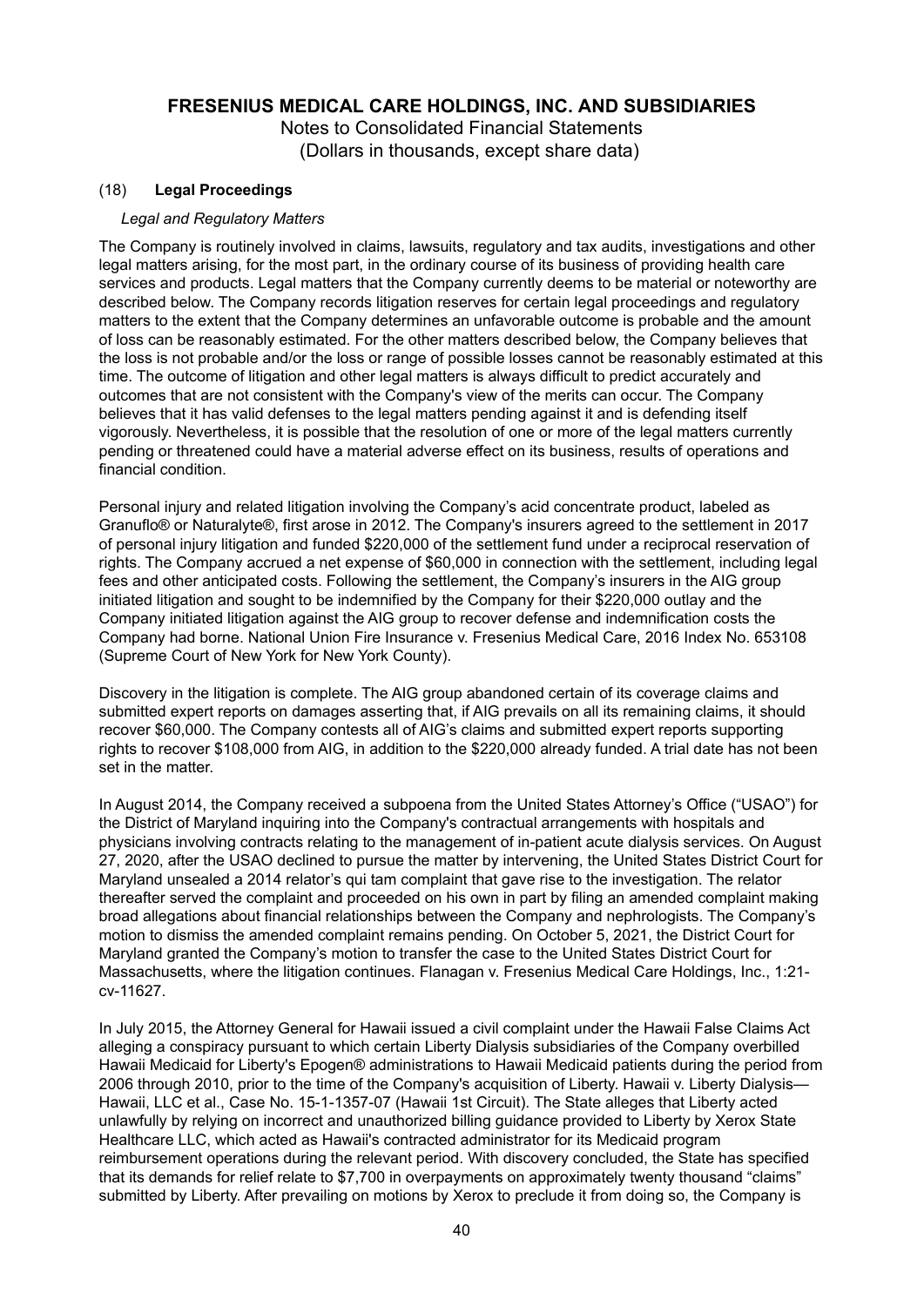# FRESENIUS MEDICAL CARE HOLDINGS, INC. AND SUBSIDIARIES

Notes to Consolidated Financial Statements
(Dollars in thousands, except share data)

## (18) Legal Proceedings

*Legal and Regulatory Matters*

The Company is routinely involved in claims, lawsuits, regulatory and tax audits, investigations and other legal matters arising, for the most part, in the ordinary course of its business of providing health care services and products. Legal matters that the Company currently deems to be material or noteworthy are described below. The Company records litigation reserves for certain legal proceedings and regulatory matters to the extent that the Company determines an unfavorable outcome is probable and the amount of loss can be reasonably estimated. For the other matters described below, the Company believes that the loss is not probable and/or the loss or range of possible losses cannot be reasonably estimated at this time. The outcome of litigation and other legal matters is always difficult to predict accurately and outcomes that are not consistent with the Company's view of the merits can occur. The Company believes that it has valid defenses to the legal matters pending against it and is defending itself vigorously. Nevertheless, it is possible that the resolution of one or more of the legal matters currently pending or threatened could have a material adverse effect on its business, results of operations and financial condition.

Personal injury and related litigation involving the Company's acid concentrate product, labeled as Granuflo® or Naturalyte®, first arose in 2012. The Company's insurers agreed to the settlement in 2017 of personal injury litigation and funded $220,000 of the settlement fund under a reciprocal reservation of rights. The Company accrued a net expense of $60,000 in connection with the settlement, including legal fees and other anticipated costs. Following the settlement, the Company's insurers in the AIG group initiated litigation and sought to be indemnified by the Company for their $220,000 outlay and the Company initiated litigation against the AIG group to recover defense and indemnification costs the Company had borne. National Union Fire Insurance v. Fresenius Medical Care, 2016 Index No. 653108 (Supreme Court of New York for New York County).

Discovery in the litigation is complete. The AIG group abandoned certain of its coverage claims and submitted expert reports on damages asserting that, if AIG prevails on all its remaining claims, it should recover $60,000. The Company contests all of AIG's claims and submitted expert reports supporting rights to recover $108,000 from AIG, in addition to the $220,000 already funded. A trial date has not been set in the matter.

In August 2014, the Company received a subpoena from the United States Attorney's Office ("USAO") for the District of Maryland inquiring into the Company's contractual arrangements with hospitals and physicians involving contracts relating to the management of in-patient acute dialysis services. On August 27, 2020, after the USAO declined to pursue the matter by intervening, the United States District Court for Maryland unsealed a 2014 relator's qui tam complaint that gave rise to the investigation. The relator thereafter served the complaint and proceeded on his own in part by filing an amended complaint making broad allegations about financial relationships between the Company and nephrologists. The Company's motion to dismiss the amended complaint remains pending. On October 5, 2021, the District Court for Maryland granted the Company's motion to transfer the case to the United States District Court for Massachusetts, where the litigation continues. Flanagan v. Fresenius Medical Care Holdings, Inc., 1:21-cv-11627.

In July 2015, the Attorney General for Hawaii issued a civil complaint under the Hawaii False Claims Act alleging a conspiracy pursuant to which certain Liberty Dialysis subsidiaries of the Company overbilled Hawaii Medicaid for Liberty's Epogen® administrations to Hawaii Medicaid patients during the period from 2006 through 2010, prior to the time of the Company's acquisition of Liberty. Hawaii v. Liberty Dialysis—Hawaii, LLC et al., Case No. 15-1-1357-07 (Hawaii 1st Circuit). The State alleges that Liberty acted unlawfully by relying on incorrect and unauthorized billing guidance provided to Liberty by Xerox State Healthcare LLC, which acted as Hawaii's contracted administrator for its Medicaid program reimbursement operations during the relevant period. With discovery concluded, the State has specified that its demands for relief relate to $7,700 in overpayments on approximately twenty thousand "claims" submitted by Liberty. After prevailing on motions by Xerox to preclude it from doing so, the Company is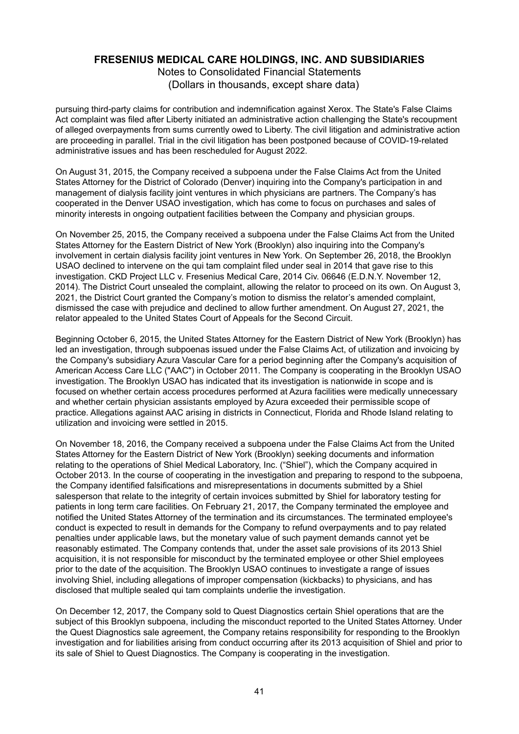pursuing third-party claims for contribution and indemnification against Xerox. The State's False Claims Act complaint was filed after Liberty initiated an administrative action challenging the State's recoupment of alleged overpayments from sums currently owed to Liberty. The civil litigation and administrative action are proceeding in parallel. Trial in the civil litigation has been postponed because of COVID-19-related administrative issues and has been rescheduled for August 2022.

On August 31, 2015, the Company received a subpoena under the False Claims Act from the United States Attorney for the District of Colorado (Denver) inquiring into the Company's participation in and management of dialysis facility joint ventures in which physicians are partners. The Company's has cooperated in the Denver USAO investigation, which has come to focus on purchases and sales of minority interests in ongoing outpatient facilities between the Company and physician groups.

On November 25, 2015, the Company received a subpoena under the False Claims Act from the United States Attorney for the Eastern District of New York (Brooklyn) also inquiring into the Company's involvement in certain dialysis facility joint ventures in New York. On September 26, 2018, the Brooklyn USAO declined to intervene on the qui tam complaint filed under seal in 2014 that gave rise to this investigation. CKD Project LLC v. Fresenius Medical Care, 2014 Civ. 06646 (E.D.N.Y. November 12, 2014). The District Court unsealed the complaint, allowing the relator to proceed on its own. On August 3, 2021, the District Court granted the Company's motion to dismiss the relator's amended complaint, dismissed the case with prejudice and declined to allow further amendment. On August 27, 2021, the relator appealed to the United States Court of Appeals for the Second Circuit.

Beginning October 6, 2015, the United States Attorney for the Eastern District of New York (Brooklyn) has led an investigation, through subpoenas issued under the False Claims Act, of utilization and invoicing by the Company's subsidiary Azura Vascular Care for a period beginning after the Company's acquisition of American Access Care LLC ("AAC") in October 2011. The Company is cooperating in the Brooklyn USAO investigation. The Brooklyn USAO has indicated that its investigation is nationwide in scope and is focused on whether certain access procedures performed at Azura facilities were medically unnecessary and whether certain physician assistants employed by Azura exceeded their permissible scope of practice. Allegations against AAC arising in districts in Connecticut, Florida and Rhode Island relating to utilization and invoicing were settled in 2015.

On November 18, 2016, the Company received a subpoena under the False Claims Act from the United States Attorney for the Eastern District of New York (Brooklyn) seeking documents and information relating to the operations of Shiel Medical Laboratory, Inc. ("Shiel"), which the Company acquired in October 2013. In the course of cooperating in the investigation and preparing to respond to the subpoena, the Company identified falsifications and misrepresentations in documents submitted by a Shiel salesperson that relate to the integrity of certain invoices submitted by Shiel for laboratory testing for patients in long term care facilities. On February 21, 2017, the Company terminated the employee and notified the United States Attorney of the termination and its circumstances. The terminated employee's conduct is expected to result in demands for the Company to refund overpayments and to pay related penalties under applicable laws, but the monetary value of such payment demands cannot yet be reasonably estimated. The Company contends that, under the asset sale provisions of its 2013 Shiel acquisition, it is not responsible for misconduct by the terminated employee or other Shiel employees prior to the date of the acquisition. The Brooklyn USAO continues to investigate a range of issues involving Shiel, including allegations of improper compensation (kickbacks) to physicians, and has disclosed that multiple sealed qui tam complaints underlie the investigation.

On December 12, 2017, the Company sold to Quest Diagnostics certain Shiel operations that are the subject of this Brooklyn subpoena, including the misconduct reported to the United States Attorney. Under the Quest Diagnostics sale agreement, the Company retains responsibility for responding to the Brooklyn investigation and for liabilities arising from conduct occurring after its 2013 acquisition of Shiel and prior to its sale of Shiel to Quest Diagnostics. The Company is cooperating in the investigation.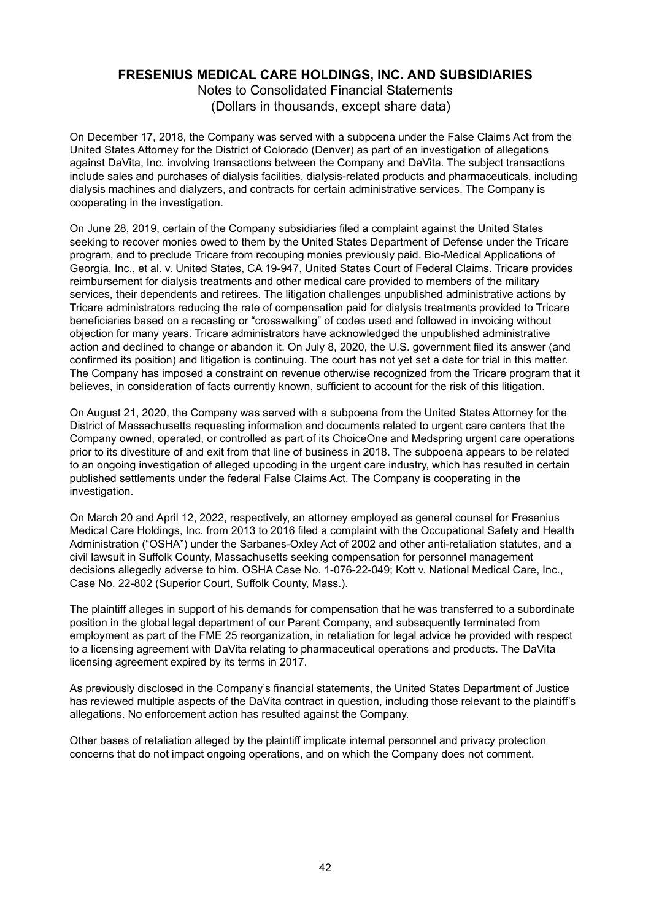On December 17, 2018, the Company was served with a subpoena under the False Claims Act from the United States Attorney for the District of Colorado (Denver) as part of an investigation of allegations against DaVita, Inc. involving transactions between the Company and DaVita. The subject transactions include sales and purchases of dialysis facilities, dialysis-related products and pharmaceuticals, including dialysis machines and dialyzers, and contracts for certain administrative services. The Company is cooperating in the investigation.

On June 28, 2019, certain of the Company subsidiaries filed a complaint against the United States seeking to recover monies owed to them by the United States Department of Defense under the Tricare program, and to preclude Tricare from recouping monies previously paid. Bio-Medical Applications of Georgia, Inc., et al. v. United States, CA 19-947, United States Court of Federal Claims. Tricare provides reimbursement for dialysis treatments and other medical care provided to members of the military services, their dependents and retirees. The litigation challenges unpublished administrative actions by Tricare administrators reducing the rate of compensation paid for dialysis treatments provided to Tricare beneficiaries based on a recasting or "crosswalking" of codes used and followed in invoicing without objection for many years. Tricare administrators have acknowledged the unpublished administrative action and declined to change or abandon it. On July 8, 2020, the U.S. government filed its answer (and confirmed its position) and litigation is continuing. The court has not yet set a date for trial in this matter. The Company has imposed a constraint on revenue otherwise recognized from the Tricare program that it believes, in consideration of facts currently known, sufficient to account for the risk of this litigation.

On August 21, 2020, the Company was served with a subpoena from the United States Attorney for the District of Massachusetts requesting information and documents related to urgent care centers that the Company owned, operated, or controlled as part of its ChoiceOne and Medspring urgent care operations prior to its divestiture of and exit from that line of business in 2018. The subpoena appears to be related to an ongoing investigation of alleged upcoding in the urgent care industry, which has resulted in certain published settlements under the federal False Claims Act. The Company is cooperating in the investigation.

On March 20 and April 12, 2022, respectively, an attorney employed as general counsel for Fresenius Medical Care Holdings, Inc. from 2013 to 2016 filed a complaint with the Occupational Safety and Health Administration ("OSHA") under the Sarbanes-Oxley Act of 2002 and other anti-retaliation statutes, and a civil lawsuit in Suffolk County, Massachusetts seeking compensation for personnel management decisions allegedly adverse to him. OSHA Case No. 1-076-22-049; Kott v. National Medical Care, Inc., Case No. 22-802 (Superior Court, Suffolk County, Mass.).

The plaintiff alleges in support of his demands for compensation that he was transferred to a subordinate position in the global legal department of our Parent Company, and subsequently terminated from employment as part of the FME 25 reorganization, in retaliation for legal advice he provided with respect to a licensing agreement with DaVita relating to pharmaceutical operations and products. The DaVita licensing agreement expired by its terms in 2017.

As previously disclosed in the Company's financial statements, the United States Department of Justice has reviewed multiple aspects of the DaVita contract in question, including those relevant to the plaintiff's allegations. No enforcement action has resulted against the Company.

Other bases of retaliation alleged by the plaintiff implicate internal personnel and privacy protection concerns that do not impact ongoing operations, and on which the Company does not comment.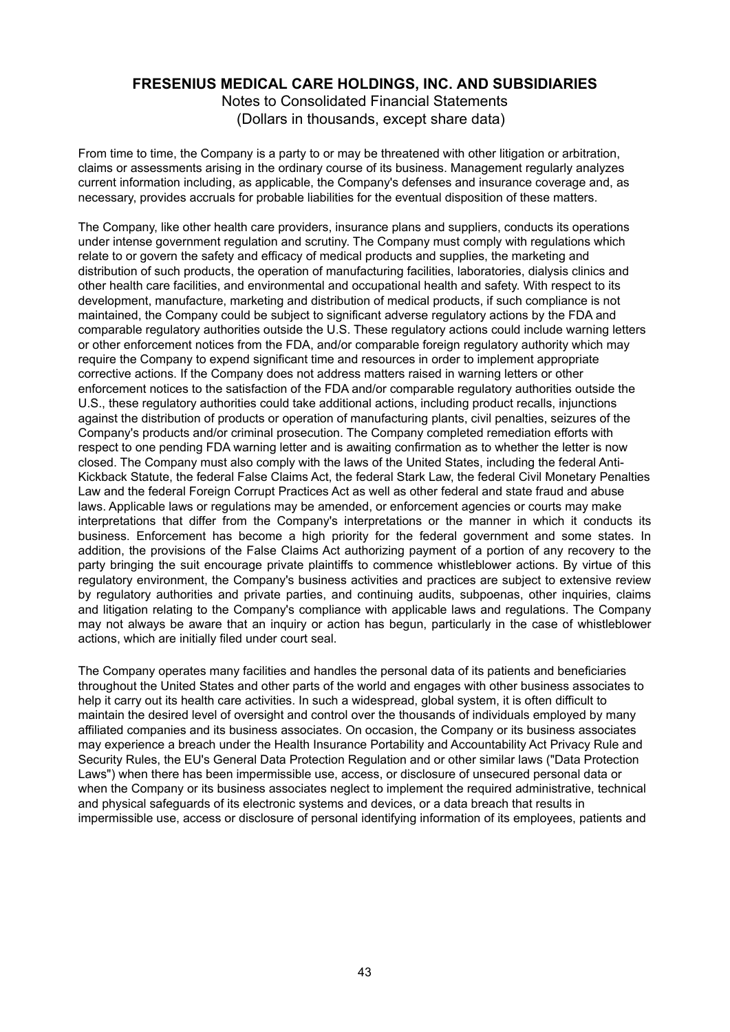From time to time, the Company is a party to or may be threatened with other litigation or arbitration, claims or assessments arising in the ordinary course of its business. Management regularly analyzes current information including, as applicable, the Company's defenses and insurance coverage and, as necessary, provides accruals for probable liabilities for the eventual disposition of these matters.

The Company, like other health care providers, insurance plans and suppliers, conducts its operations under intense government regulation and scrutiny. The Company must comply with regulations which relate to or govern the safety and efficacy of medical products and supplies, the marketing and distribution of such products, the operation of manufacturing facilities, laboratories, dialysis clinics and other health care facilities, and environmental and occupational health and safety. With respect to its development, manufacture, marketing and distribution of medical products, if such compliance is not maintained, the Company could be subject to significant adverse regulatory actions by the FDA and comparable regulatory authorities outside the U.S. These regulatory actions could include warning letters or other enforcement notices from the FDA, and/or comparable foreign regulatory authority which may require the Company to expend significant time and resources in order to implement appropriate corrective actions. If the Company does not address matters raised in warning letters or other enforcement notices to the satisfaction of the FDA and/or comparable regulatory authorities outside the U.S., these regulatory authorities could take additional actions, including product recalls, injunctions against the distribution of products or operation of manufacturing plants, civil penalties, seizures of the Company's products and/or criminal prosecution. The Company completed remediation efforts with respect to one pending FDA warning letter and is awaiting confirmation as to whether the letter is now closed. The Company must also comply with the laws of the United States, including the federal Anti-Kickback Statute, the federal False Claims Act, the federal Stark Law, the federal Civil Monetary Penalties Law and the federal Foreign Corrupt Practices Act as well as other federal and state fraud and abuse laws. Applicable laws or regulations may be amended, or enforcement agencies or courts may make interpretations that differ from the Company's interpretations or the manner in which it conducts its business. Enforcement has become a high priority for the federal government and some states. In addition, the provisions of the False Claims Act authorizing payment of a portion of any recovery to the party bringing the suit encourage private plaintiffs to commence whistleblower actions. By virtue of this regulatory environment, the Company's business activities and practices are subject to extensive review by regulatory authorities and private parties, and continuing audits, subpoenas, other inquiries, claims and litigation relating to the Company's compliance with applicable laws and regulations. The Company may not always be aware that an inquiry or action has begun, particularly in the case of whistleblower actions, which are initially filed under court seal.

The Company operates many facilities and handles the personal data of its patients and beneficiaries throughout the United States and other parts of the world and engages with other business associates to help it carry out its health care activities. In such a widespread, global system, it is often difficult to maintain the desired level of oversight and control over the thousands of individuals employed by many affiliated companies and its business associates. On occasion, the Company or its business associates may experience a breach under the Health Insurance Portability and Accountability Act Privacy Rule and Security Rules, the EU's General Data Protection Regulation and or other similar laws ("Data Protection Laws") when there has been impermissible use, access, or disclosure of unsecured personal data or when the Company or its business associates neglect to implement the required administrative, technical and physical safeguards of its electronic systems and devices, or a data breach that results in impermissible use, access or disclosure of personal identifying information of its employees, patients and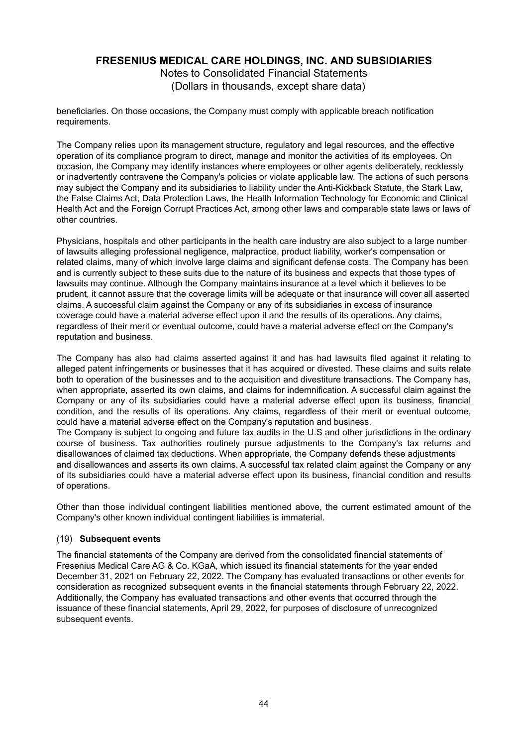beneficiaries. On those occasions, the Company must comply with applicable breach notification requirements.

The Company relies upon its management structure, regulatory and legal resources, and the effective operation of its compliance program to direct, manage and monitor the activities of its employees. On occasion, the Company may identify instances where employees or other agents deliberately, recklessly or inadvertently contravene the Company's policies or violate applicable law. The actions of such persons may subject the Company and its subsidiaries to liability under the Anti-Kickback Statute, the Stark Law, the False Claims Act, Data Protection Laws, the Health Information Technology for Economic and Clinical Health Act and the Foreign Corrupt Practices Act, among other laws and comparable state laws or laws of other countries.

Physicians, hospitals and other participants in the health care industry are also subject to a large number of lawsuits alleging professional negligence, malpractice, product liability, worker's compensation or related claims, many of which involve large claims and significant defense costs. The Company has been and is currently subject to these suits due to the nature of its business and expects that those types of lawsuits may continue. Although the Company maintains insurance at a level which it believes to be prudent, it cannot assure that the coverage limits will be adequate or that insurance will cover all asserted claims. A successful claim against the Company or any of its subsidiaries in excess of insurance coverage could have a material adverse effect upon it and the results of its operations. Any claims, regardless of their merit or eventual outcome, could have a material adverse effect on the Company's reputation and business.

The Company has also had claims asserted against it and has had lawsuits filed against it relating to alleged patent infringements or businesses that it has acquired or divested. These claims and suits relate both to operation of the businesses and to the acquisition and divestiture transactions. The Company has, when appropriate, asserted its own claims, and claims for indemnification. A successful claim against the Company or any of its subsidiaries could have a material adverse effect upon its business, financial condition, and the results of its operations. Any claims, regardless of their merit or eventual outcome, could have a material adverse effect on the Company's reputation and business.
The Company is subject to ongoing and future tax audits in the U.S and other jurisdictions in the ordinary course of business. Tax authorities routinely pursue adjustments to the Company's tax returns and disallowances of claimed tax deductions. When appropriate, the Company defends these adjustments and disallowances and asserts its own claims. A successful tax related claim against the Company or any of its subsidiaries could have a material adverse effect upon its business, financial condition and results of operations.

Other than those individual contingent liabilities mentioned above, the current estimated amount of the Company's other known individual contingent liabilities is immaterial.

## (19) **Subsequent events**

The financial statements of the Company are derived from the consolidated financial statements of Fresenius Medical Care AG & Co. KGaA, which issued its financial statements for the year ended December 31, 2021 on February 22, 2022. The Company has evaluated transactions or other events for consideration as recognized subsequent events in the financial statements through February 22, 2022. Additionally, the Company has evaluated transactions and other events that occurred through the issuance of these financial statements, April 29, 2022, for purposes of disclosure of unrecognized subsequent events.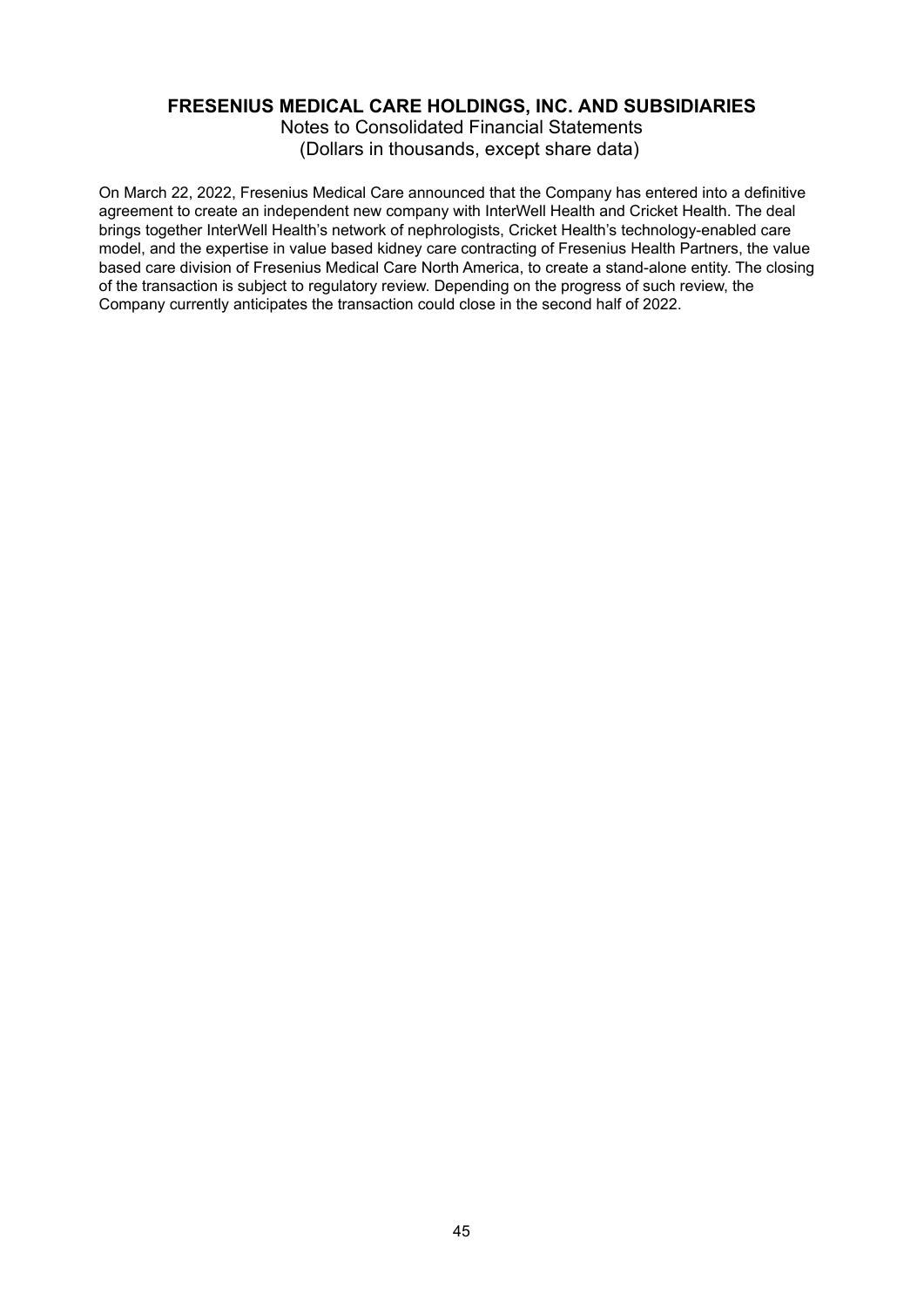On March 22, 2022, Fresenius Medical Care announced that the Company has entered into a definitive agreement to create an independent new company with InterWell Health and Cricket Health. The deal brings together InterWell Health's network of nephrologists, Cricket Health's technology-enabled care model, and the expertise in value based kidney care contracting of Fresenius Health Partners, the value based care division of Fresenius Medical Care North America, to create a stand-alone entity. The closing of the transaction is subject to regulatory review. Depending on the progress of such review, the Company currently anticipates the transaction could close in the second half of 2022.